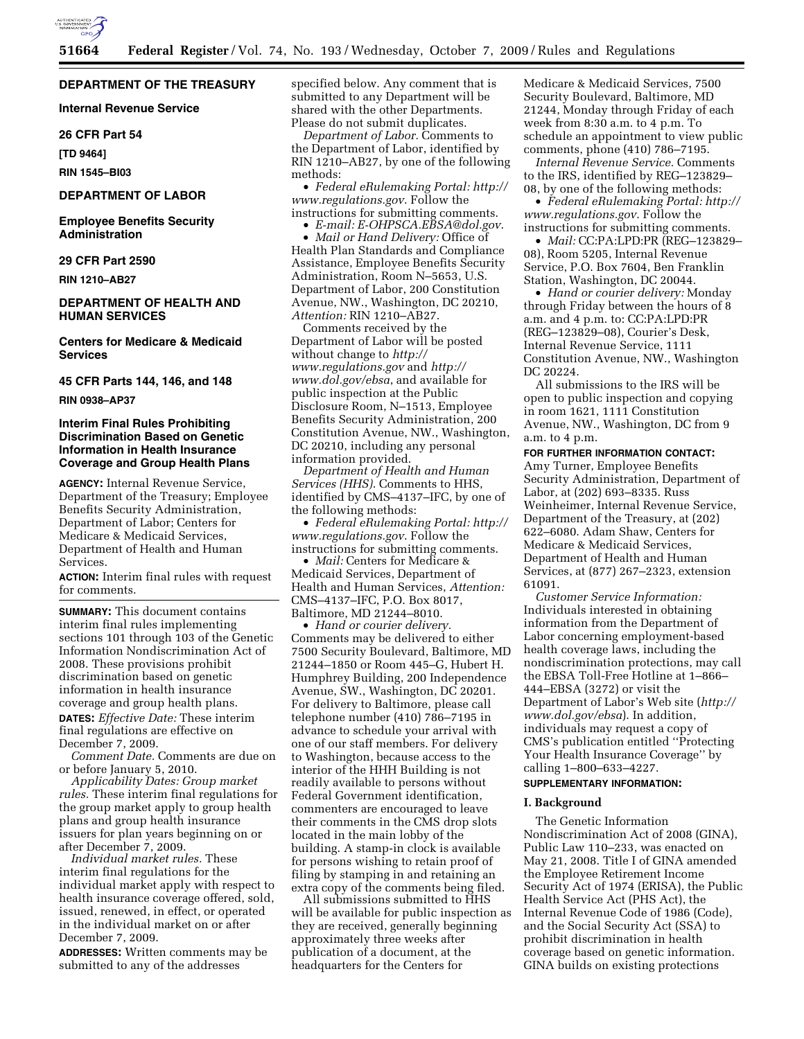**DEPARTMENT OF THE TREASURY**

**Internal Revenue Service**

**26 CFR Part 54**

**[TD 9464]**

**RIN 1545–BI03**

**DEPARTMENT OF LABOR**

**Employee Benefits Security Administration**

**29 CFR Part 2590**

**RIN 1210–AB27**

**DEPARTMENT OF HEALTH AND HUMAN SERVICES**

**Centers for Medicare & Medicaid Services**

**45 CFR Parts 144, 146, and 148**

**RIN 0938–AP37**

## Interim Final Rules Prohibiting Discrimination Based on Genetic Information in Health Insurance Coverage and Group Health Plans

**AGENCY:** Internal Revenue Service, Department of the Treasury; Employee Benefits Security Administration, Department of Labor; Centers for Medicare & Medicaid Services, Department of Health and Human Services.

**ACTION:** Interim final rules with request for comments.

**SUMMARY:** This document contains interim final rules implementing sections 101 through 103 of the Genetic Information Nondiscrimination Act of 2008. These provisions prohibit discrimination based on genetic information in health insurance coverage and group health plans.

**DATES:** *Effective Date:* These interim final regulations are effective on December 7, 2009.

*Comment Date.* Comments are due on or before January 5, 2010.

*Applicability Dates: Group market rules.* These interim final regulations for the group market apply to group health plans and group health insurance issuers for plan years beginning on or after December 7, 2009.

*Individual market rules.* These interim final regulations for the individual market apply with respect to health insurance coverage offered, sold, issued, renewed, in effect, or operated in the individual market on or after December 7, 2009.

**ADDRESSES:** Written comments may be submitted to any of the addresses specified below. Any comment that is submitted to any Department will be shared with the other Departments. Please do not submit duplicates.

*Department of Labor.* Comments to the Department of Labor, identified by RIN 1210–AB27, by one of the following methods:

- *Federal eRulemaking Portal: http://www.regulations.gov.* Follow the instructions for submitting comments.
- *E-mail: E-OHPSCA.EBSA@dol.gov.*
- *Mail or Hand Delivery:* Office of Health Plan Standards and Compliance Assistance, Employee Benefits Security Administration, Room N–5653, U.S. Department of Labor, 200 Constitution Avenue, NW., Washington, DC 20210, *Attention:* RIN 1210–AB27.

Comments received by the Department of Labor will be posted without change to *http://www.regulations.gov* and *http://www.dol.gov/ebsa*, and available for public inspection at the Public Disclosure Room, N–1513, Employee Benefits Security Administration, 200 Constitution Avenue, NW., Washington, DC 20210, including any personal information provided.

*Department of Health and Human Services (HHS).* Comments to HHS, identified by CMS–4137–IFC, by one of the following methods:

- *Federal eRulemaking Portal: http://www.regulations.gov.* Follow the instructions for submitting comments.
- *Mail:* Centers for Medicare & Medicaid Services, Department of Health and Human Services, *Attention:* CMS–4137–IFC, P.O. Box 8017, Baltimore, MD 21244–8010.
- *Hand or courier delivery.* Comments may be delivered to either 7500 Security Boulevard, Baltimore, MD 21244–1850 or Room 445–G, Hubert H. Humphrey Building, 200 Independence Avenue, SW., Washington, DC 20201. For delivery to Baltimore, please call telephone number (410) 786–7195 in advance to schedule your arrival with one of our staff members. For delivery to Washington, because access to the interior of the HHH Building is not readily available to persons without Federal Government identification, commenters are encouraged to leave their comments in the CMS drop slots located in the main lobby of the building. A stamp-in clock is available for persons wishing to retain proof of filing by stamping in and retaining an extra copy of the comments being filed.

All submissions submitted to HHS will be available for public inspection as they are received, generally beginning approximately three weeks after publication of a document, at the headquarters for the Centers for Medicare & Medicaid Services, 7500 Security Boulevard, Baltimore, MD 21244, Monday through Friday of each week from 8:30 a.m. to 4 p.m. To schedule an appointment to view public comments, phone (410) 786–7195.

*Internal Revenue Service.* Comments to the IRS, identified by REG–123829–08, by one of the following methods:

- *Federal eRulemaking Portal: http://www.regulations.gov.* Follow the instructions for submitting comments.
- *Mail:* CC:PA:LPD:PR (REG–123829–08), Room 5205, Internal Revenue Service, P.O. Box 7604, Ben Franklin Station, Washington, DC 20044.
- *Hand or courier delivery:* Monday through Friday between the hours of 8 a.m. and 4 p.m. to: CC:PA:LPD:PR (REG–123829–08), Courier's Desk, Internal Revenue Service, 1111 Constitution Avenue, NW., Washington DC 20224.

All submissions to the IRS will be open to public inspection and copying in room 1621, 1111 Constitution Avenue, NW., Washington, DC from 9 a.m. to 4 p.m.

**FOR FURTHER INFORMATION CONTACT:** Amy Turner, Employee Benefits Security Administration, Department of Labor, at (202) 693–8335. Russ Weinheimer, Internal Revenue Service, Department of the Treasury, at (202) 622–6080. Adam Shaw, Centers for Medicare & Medicaid Services, Department of Health and Human Services, at (877) 267–2323, extension 61091.

*Customer Service Information:* Individuals interested in obtaining information from the Department of Labor concerning employment-based health coverage laws, including the nondiscrimination protections, may call the EBSA Toll-Free Hotline at 1–866–444–EBSA (3272) or visit the Department of Labor's Web site (*http://www.dol.gov/ebsa*). In addition, individuals may request a copy of CMS's publication entitled ''Protecting Your Health Insurance Coverage'' by calling 1–800–633–4227.

**SUPPLEMENTARY INFORMATION:**

### I. Background

The Genetic Information Nondiscrimination Act of 2008 (GINA), Public Law 110–233, was enacted on May 21, 2008. Title I of GINA amended the Employee Retirement Income Security Act of 1974 (ERISA), the Public Health Service Act (PHS Act), the Internal Revenue Code of 1986 (Code), and the Social Security Act (SSA) to prohibit discrimination in health coverage based on genetic information. GINA builds on existing protections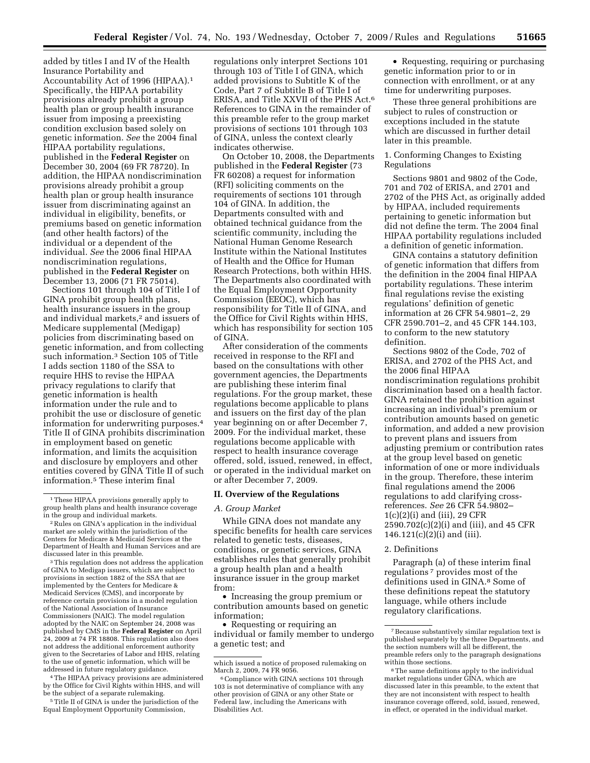added by titles I and IV of the Health Insurance Portability and Accountability Act of 1996 (HIPAA).[1] Specifically, the HIPAA portability provisions already prohibit a group health plan or group health insurance issuer from imposing a preexisting condition exclusion based solely on genetic information. *See* the 2004 final HIPAA portability regulations, published in the **Federal Register** on December 30, 2004 (69 FR 78720). In addition, the HIPAA nondiscrimination provisions already prohibit a group health plan or group health insurance issuer from discriminating against an individual in eligibility, benefits, or premiums based on genetic information (and other health factors) of the individual or a dependent of the individual. *See* the 2006 final HIPAA nondiscrimination regulations, published in the **Federal Register** on December 13, 2006 (71 FR 75014).

Sections 101 through 104 of Title I of GINA prohibit group health plans, health insurance issuers in the group and individual markets,[2] and issuers of Medicare supplemental (Medigap) policies from discriminating based on genetic information, and from collecting such information.[3] Section 105 of Title I adds section 1180 of the SSA to require HHS to revise the HIPAA privacy regulations to clarify that genetic information is health information under the rule and to prohibit the use or disclosure of genetic information for underwriting purposes.[4] Title II of GINA prohibits discrimination in employment based on genetic information, and limits the acquisition and disclosure by employers and other entities covered by GINA Title II of such information.[5] These interim final regulations only interpret Sections 101 through 103 of Title I of GINA, which added provisions to Subtitle K of the Code, Part 7 of Subtitle B of Title I of ERISA, and Title XXVII of the PHS Act.[6] References to GINA in the remainder of this preamble refer to the group market provisions of sections 101 through 103 of GINA, unless the context clearly indicates otherwise.

On October 10, 2008, the Departments published in the **Federal Register** (73 FR 60208) a request for information (RFI) soliciting comments on the requirements of sections 101 through 104 of GINA. In addition, the Departments consulted with and obtained technical guidance from the scientific community, including the National Human Genome Research Institute within the National Institutes of Health and the Office for Human Research Protections, both within HHS. The Departments also coordinated with the Equal Employment Opportunity Commission (EEOC), which has responsibility for Title II of GINA, and the Office for Civil Rights within HHS, which has responsibility for section 105 of GINA.

After consideration of the comments received in response to the RFI and based on the consultations with other government agencies, the Departments are publishing these interim final regulations. For the group market, these regulations become applicable to plans and issuers on the first day of the plan year beginning on or after December 7, 2009. For the individual market, these regulations become applicable with respect to health insurance coverage offered, sold, issued, renewed, in effect, or operated in the individual market on or after December 7, 2009.

## II. Overview of the Regulations

### *A. Group Market*

While GINA does not mandate any specific benefits for health care services related to genetic tests, diseases, conditions, or genetic services, GINA establishes rules that generally prohibit a group health plan and a health insurance issuer in the group market from:

- Increasing the group premium or contribution amounts based on genetic information;
- Requesting or requiring an individual or family member to undergo a genetic test; and
- Requesting, requiring or purchasing genetic information prior to or in connection with enrollment, or at any time for underwriting purposes.

These three general prohibitions are subject to rules of construction or exceptions included in the statute which are discussed in further detail later in this preamble.

#### 1. Conforming Changes to Existing Regulations

Sections 9801 and 9802 of the Code, 701 and 702 of ERISA, and 2701 and 2702 of the PHS Act, as originally added by HIPAA, included requirements pertaining to genetic information but did not define the term. The 2004 final HIPAA portability regulations included a definition of genetic information.

GINA contains a statutory definition of genetic information that differs from the definition in the 2004 final HIPAA portability regulations. These interim final regulations revise the existing regulations' definition of genetic information at 26 CFR 54.9801–2, 29 CFR 2590.701–2, and 45 CFR 144.103, to conform to the new statutory definition.

Sections 9802 of the Code, 702 of ERISA, and 2702 of the PHS Act, and the 2006 final HIPAA nondiscrimination regulations prohibit discrimination based on a health factor. GINA retained the prohibition against increasing an individual's premium or contribution amounts based on genetic information, and added a new provision to prevent plans and issuers from adjusting premium or contribution rates at the group level based on genetic information of one or more individuals in the group. Therefore, these interim final regulations amend the 2006 regulations to add clarifying cross-references. *See* 26 CFR 54.9802–1(c)(2)(i) and (iii), 29 CFR 2590.702(c)(2)(i) and (iii), and 45 CFR 146.121(c)(2)(i) and (iii).

#### 2. Definitions

Paragraph (a) of these interim final regulations[7] provides most of the definitions used in GINA.[8] Some of these definitions repeat the statutory language, while others include regulatory clarifications.

---

[1] These HIPAA provisions generally apply to group health plans and health insurance coverage in the group and individual markets.

[2] Rules on GINA's application in the individual market are solely within the jurisdiction of the Centers for Medicare & Medicaid Services at the Department of Health and Human Services and are discussed later in this preamble.

[3] This regulation does not address the application of GINA to Medigap issuers, which are subject to provisions in section 1882 of the SSA that are implemented by the Centers for Medicare & Medicaid Services (CMS), and incorporate by reference certain provisions in a model regulation of the National Association of Insurance Commissioners (NAIC). The model regulation adopted by the NAIC on September 24, 2008 was published by CMS in the **Federal Register** on April 24, 2009 at 74 FR 18808. This regulation also does not address the additional enforcement authority given to the Secretaries of Labor and HHS, relating to the use of genetic information, which will be addressed in future regulatory guidance.

[4] The HIPAA privacy provisions are administered by the Office for Civil Rights within HHS, and will be the subject of a separate rulemaking.

[5] Title II of GINA is under the jurisdiction of the Equal Employment Opportunity Commission, which issued a notice of proposed rulemaking on March 2, 2009, 74 FR 9056.

[6] Compliance with GINA sections 101 through 103 is not determinative of compliance with any other provision of GINA or any other State or Federal law, including the Americans with Disabilities Act.

[7] Because substantively similar regulation text is published separately by the three Departments, and the section numbers will all be different, the preamble refers only to the paragraph designations within those sections.

[8] The same definitions apply to the individual market regulations under GINA, which are discussed later in this preamble, to the extent that they are not inconsistent with respect to health insurance coverage offered, sold, issued, renewed, in effect, or operated in the individual market.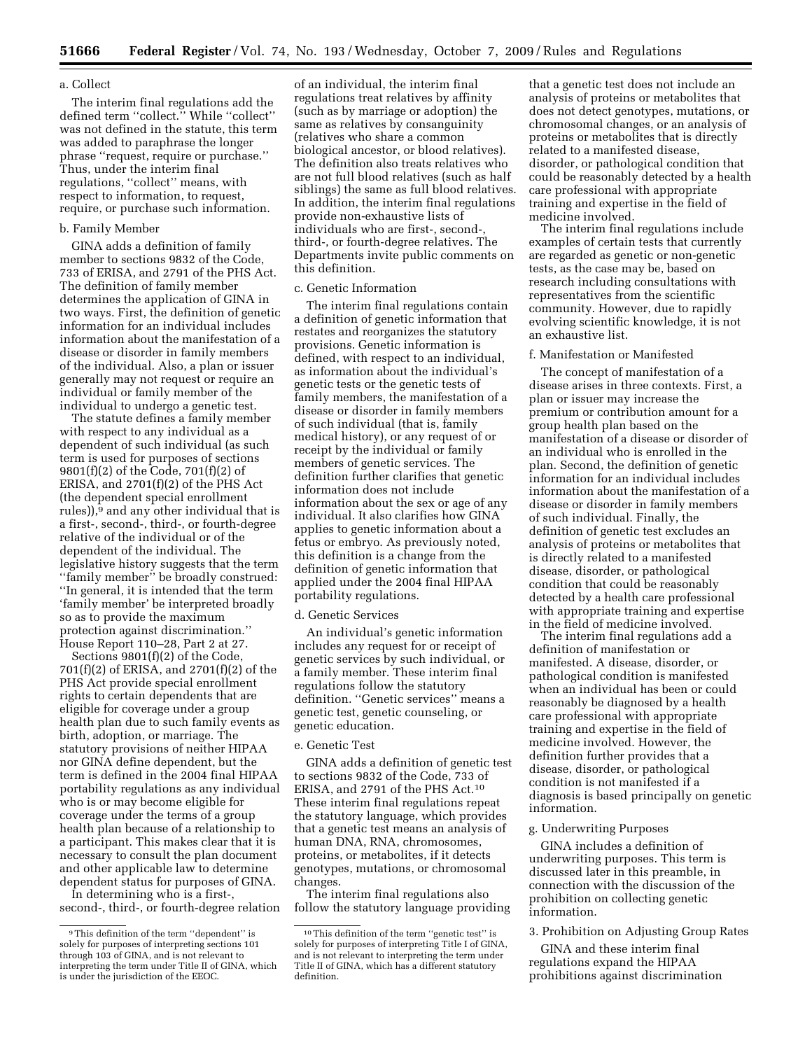a. Collect

The interim final regulations add the defined term ''collect.'' While ''collect'' was not defined in the statute, this term was added to paraphrase the longer phrase ''request, require or purchase.'' Thus, under the interim final regulations, ''collect'' means, with respect to information, to request, require, or purchase such information.

b. Family Member

GINA adds a definition of family member to sections 9832 of the Code, 733 of ERISA, and 2791 of the PHS Act. The definition of family member determines the application of GINA in two ways. First, the definition of genetic information for an individual includes information about the manifestation of a disease or disorder in family members of the individual. Also, a plan or issuer generally may not request or require an individual or family member of the individual to undergo a genetic test.

The statute defines a family member with respect to any individual as a dependent of such individual (as such term is used for purposes of sections 9801(f)(2) of the Code, 701(f)(2) of ERISA, and 2701(f)(2) of the PHS Act (the dependent special enrollment rules)),[9] and any other individual that is a first-, second-, third-, or fourth-degree relative of the individual or of the dependent of the individual. The legislative history suggests that the term ''family member'' be broadly construed: ''In general, it is intended that the term 'family member' be interpreted broadly so as to provide the maximum protection against discrimination.'' House Report 110–28, Part 2 at 27.

Sections 9801(f)(2) of the Code, 701(f)(2) of ERISA, and 2701(f)(2) of the PHS Act provide special enrollment rights to certain dependents that are eligible for coverage under a group health plan due to such family events as birth, adoption, or marriage. The statutory provisions of neither HIPAA nor GINA define dependent, but the term is defined in the 2004 final HIPAA portability regulations as any individual who is or may become eligible for coverage under the terms of a group health plan because of a relationship to a participant. This makes clear that it is necessary to consult the plan document and other applicable law to determine dependent status for purposes of GINA.

In determining who is a first-, second-, third-, or fourth-degree relation of an individual, the interim final regulations treat relatives by affinity (such as by marriage or adoption) the same as relatives by consanguinity (relatives who share a common biological ancestor, or blood relatives). The definition also treats relatives who are not full blood relatives (such as half siblings) the same as full blood relatives. In addition, the interim final regulations provide non-exhaustive lists of individuals who are first-, second-, third-, or fourth-degree relatives. The Departments invite public comments on this definition.

c. Genetic Information

The interim final regulations contain a definition of genetic information that restates and reorganizes the statutory provisions. Genetic information is defined, with respect to an individual, as information about the individual's genetic tests or the genetic tests of family members, the manifestation of a disease or disorder in family members of such individual (that is, family medical history), or any request of or receipt by the individual or family members of genetic services. The definition further clarifies that genetic information does not include information about the sex or age of any individual. It also clarifies how GINA applies to genetic information about a fetus or embryo. As previously noted, this definition is a change from the definition of genetic information that applied under the 2004 final HIPAA portability regulations.

d. Genetic Services

An individual's genetic information includes any request for or receipt of genetic services by such individual, or a family member. These interim final regulations follow the statutory definition. ''Genetic services'' means a genetic test, genetic counseling, or genetic education.

e. Genetic Test

GINA adds a definition of genetic test to sections 9832 of the Code, 733 of ERISA, and 2791 of the PHS Act.[10] These interim final regulations repeat the statutory language, which provides that a genetic test means an analysis of human DNA, RNA, chromosomes, proteins, or metabolites, if it detects genotypes, mutations, or chromosomal changes.

The interim final regulations also follow the statutory language providing that a genetic test does not include an analysis of proteins or metabolites that does not detect genotypes, mutations, or chromosomal changes, or an analysis of proteins or metabolites that is directly related to a manifested disease, disorder, or pathological condition that could be reasonably detected by a health care professional with appropriate training and expertise in the field of medicine involved.

The interim final regulations include examples of certain tests that currently are regarded as genetic or non-genetic tests, as the case may be, based on research including consultations with representatives from the scientific community. However, due to rapidly evolving scientific knowledge, it is not an exhaustive list.

f. Manifestation or Manifested

The concept of manifestation of a disease arises in three contexts. First, a plan or issuer may increase the premium or contribution amount for a group health plan based on the manifestation of a disease or disorder of an individual who is enrolled in the plan. Second, the definition of genetic information for an individual includes information about the manifestation of a disease or disorder in family members of such individual. Finally, the definition of genetic test excludes an analysis of proteins or metabolites that is directly related to a manifested disease, disorder, or pathological condition that could be reasonably detected by a health care professional with appropriate training and expertise in the field of medicine involved.

The interim final regulations add a definition of manifestation or manifested. A disease, disorder, or pathological condition is manifested when an individual has been or could reasonably be diagnosed by a health care professional with appropriate training and expertise in the field of medicine involved. However, the definition further provides that a disease, disorder, or pathological condition is not manifested if a diagnosis is based principally on genetic information.

g. Underwriting Purposes

GINA includes a definition of underwriting purposes. This term is discussed later in this preamble, in connection with the discussion of the prohibition on collecting genetic information.

3. Prohibition on Adjusting Group Rates

GINA and these interim final regulations expand the HIPAA prohibitions against discrimination

---

[9] This definition of the term ''dependent'' is solely for purposes of interpreting sections 101 through 103 of GINA, and is not relevant to interpreting the term under Title II of GINA, which is under the jurisdiction of the EEOC.

[10] This definition of the term ''genetic test'' is solely for purposes of interpreting Title I of GINA, and is not relevant to interpreting the term under Title II of GINA, which has a different statutory definition.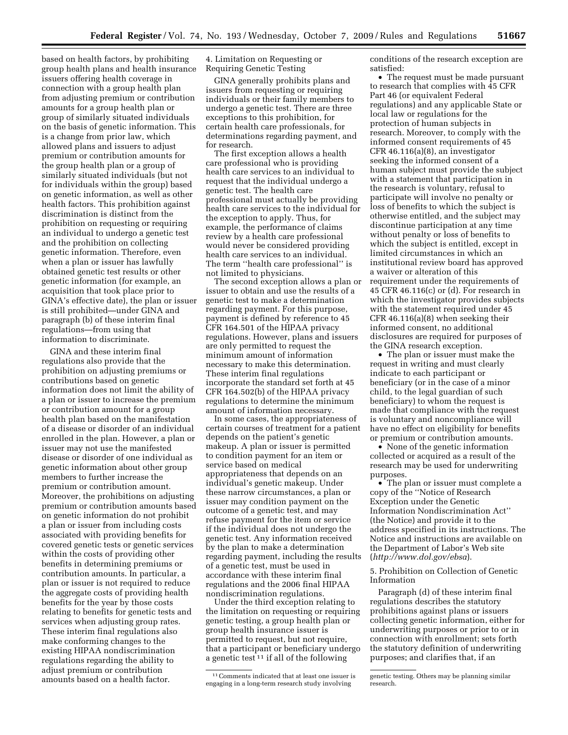based on health factors, by prohibiting group health plans and health insurance issuers offering health coverage in connection with a group health plan from adjusting premium or contribution amounts for a group health plan or group of similarly situated individuals on the basis of genetic information. This is a change from prior law, which allowed plans and issuers to adjust premium or contribution amounts for the group health plan or a group of similarly situated individuals (but not for individuals within the group) based on genetic information, as well as other health factors. This prohibition against discrimination is distinct from the prohibition on requesting or requiring an individual to undergo a genetic test and the prohibition on collecting genetic information. Therefore, even when a plan or issuer has lawfully obtained genetic test results or other genetic information (for example, an acquisition that took place prior to GINA's effective date), the plan or issuer is still prohibited—under GINA and paragraph (b) of these interim final regulations—from using that information to discriminate.

GINA and these interim final regulations also provide that the prohibition on adjusting premiums or contributions based on genetic information does not limit the ability of a plan or issuer to increase the premium or contribution amount for a group health plan based on the manifestation of a disease or disorder of an individual enrolled in the plan. However, a plan or issuer may not use the manifested disease or disorder of one individual as genetic information about other group members to further increase the premium or contribution amount. Moreover, the prohibitions on adjusting premium or contribution amounts based on genetic information do not prohibit a plan or issuer from including costs associated with providing benefits for covered genetic tests or genetic services within the costs of providing other benefits in determining premiums or contribution amounts. In particular, a plan or issuer is not required to reduce the aggregate costs of providing health benefits for the year by those costs relating to benefits for genetic tests and services when adjusting group rates. These interim final regulations also make conforming changes to the existing HIPAA nondiscrimination regulations regarding the ability to adjust premium or contribution amounts based on a health factor.

4. Limitation on Requesting or Requiring Genetic Testing

GINA generally prohibits plans and issuers from requesting or requiring individuals or their family members to undergo a genetic test. There are three exceptions to this prohibition, for certain health care professionals, for determinations regarding payment, and for research.

The first exception allows a health care professional who is providing health care services to an individual to request that the individual undergo a genetic test. The health care professional must actually be providing health care services to the individual for the exception to apply. Thus, for example, the performance of claims review by a health care professional would never be considered providing health care services to an individual. The term ''health care professional'' is not limited to physicians.

The second exception allows a plan or issuer to obtain and use the results of a genetic test to make a determination regarding payment. For this purpose, payment is defined by reference to 45 CFR 164.501 of the HIPAA privacy regulations. However, plans and issuers are only permitted to request the minimum amount of information necessary to make this determination. These interim final regulations incorporate the standard set forth at 45 CFR 164.502(b) of the HIPAA privacy regulations to determine the minimum amount of information necessary.

In some cases, the appropriateness of certain courses of treatment for a patient depends on the patient's genetic makeup. A plan or issuer is permitted to condition payment for an item or service based on medical appropriateness that depends on an individual's genetic makeup. Under these narrow circumstances, a plan or issuer may condition payment on the outcome of a genetic test, and may refuse payment for the item or service if the individual does not undergo the genetic test. Any information received by the plan to make a determination regarding payment, including the results of a genetic test, must be used in accordance with these interim final regulations and the 2006 final HIPAA nondiscrimination regulations.

Under the third exception relating to the limitation on requesting or requiring genetic testing, a group health plan or group health insurance issuer is permitted to request, but not require, that a participant or beneficiary undergo a genetic test [11] if all of the following conditions of the research exception are satisfied:

- The request must be made pursuant to research that complies with 45 CFR Part 46 (or equivalent Federal regulations) and any applicable State or local law or regulations for the protection of human subjects in research. Moreover, to comply with the informed consent requirements of 45 CFR 46.116(a)(8), an investigator seeking the informed consent of a human subject must provide the subject with a statement that participation in the research is voluntary, refusal to participate will involve no penalty or loss of benefits to which the subject is otherwise entitled, and the subject may discontinue participation at any time without penalty or loss of benefits to which the subject is entitled, except in limited circumstances in which an institutional review board has approved a waiver or alteration of this requirement under the requirements of 45 CFR 46.116(c) or (d). For research in which the investigator provides subjects with the statement required under 45 CFR 46.116(a)(8) when seeking their informed consent, no additional disclosures are required for purposes of the GINA research exception.
- The plan or issuer must make the request in writing and must clearly indicate to each participant or beneficiary (or in the case of a minor child, to the legal guardian of such beneficiary) to whom the request is made that compliance with the request is voluntary and noncompliance will have no effect on eligibility for benefits or premium or contribution amounts.
- None of the genetic information collected or acquired as a result of the research may be used for underwriting purposes.
- The plan or issuer must complete a copy of the ''Notice of Research Exception under the Genetic Information Nondiscrimination Act'' (the Notice) and provide it to the address specified in its instructions. The Notice and instructions are available on the Department of Labor's Web site (*http://www.dol.gov/ebsa*).

5. Prohibition on Collection of Genetic Information

Paragraph (d) of these interim final regulations describes the statutory prohibitions against plans or issuers collecting genetic information, either for underwriting purposes or prior to or in connection with enrollment; sets forth the statutory definition of underwriting purposes; and clarifies that, if an

[11] Comments indicated that at least one issuer is engaging in a long-term research study involving genetic testing. Others may be planning similar research.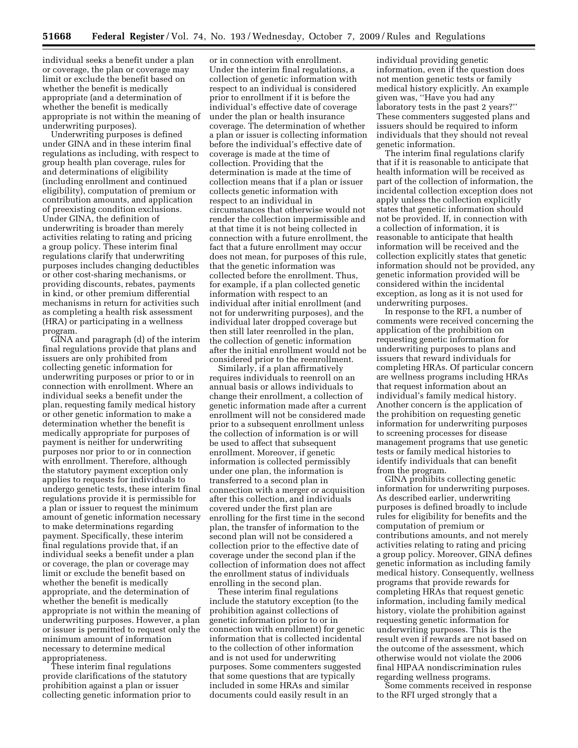individual seeks a benefit under a plan or coverage, the plan or coverage may limit or exclude the benefit based on whether the benefit is medically appropriate (and a determination of whether the benefit is medically appropriate is not within the meaning of underwriting purposes).

Underwriting purposes is defined under GINA and in these interim final regulations as including, with respect to group health plan coverage, rules for and determinations of eligibility (including enrollment and continued eligibility), computation of premium or contribution amounts, and application of preexisting condition exclusions. Under GINA, the definition of underwriting is broader than merely activities relating to rating and pricing a group policy. These interim final regulations clarify that underwriting purposes includes changing deductibles or other cost-sharing mechanisms, or providing discounts, rebates, payments in kind, or other premium differential mechanisms in return for activities such as completing a health risk assessment (HRA) or participating in a wellness program.

GINA and paragraph (d) of the interim final regulations provide that plans and issuers are only prohibited from collecting genetic information for underwriting purposes or prior to or in connection with enrollment. Where an individual seeks a benefit under the plan, requesting family medical history or other genetic information to make a determination whether the benefit is medically appropriate for purposes of payment is neither for underwriting purposes nor prior to or in connection with enrollment. Therefore, although the statutory payment exception only applies to requests for individuals to undergo genetic tests, these interim final regulations provide it is permissible for a plan or issuer to request the minimum amount of genetic information necessary to make determinations regarding payment. Specifically, these interim final regulations provide that, if an individual seeks a benefit under a plan or coverage, the plan or coverage may limit or exclude the benefit based on whether the benefit is medically appropriate, and the determination of whether the benefit is medically appropriate is not within the meaning of underwriting purposes. However, a plan or issuer is permitted to request only the minimum amount of information necessary to determine medical appropriateness.

These interim final regulations provide clarifications of the statutory prohibition against a plan or issuer collecting genetic information prior to or in connection with enrollment. Under the interim final regulations, a collection of genetic information with respect to an individual is considered prior to enrollment if it is before the individual's effective date of coverage under the plan or health insurance coverage. The determination of whether a plan or issuer is collecting information before the individual's effective date of coverage is made at the time of collection. Providing that the determination is made at the time of collection means that if a plan or issuer collects genetic information with respect to an individual in circumstances that otherwise would not render the collection impermissible and at that time it is not being collected in connection with a future enrollment, the fact that a future enrollment may occur does not mean, for purposes of this rule, that the genetic information was collected before the enrollment. Thus, for example, if a plan collected genetic information with respect to an individual after initial enrollment (and not for underwriting purposes), and the individual later dropped coverage but then still later reenrolled in the plan, the collection of genetic information after the initial enrollment would not be considered prior to the reenrollment.

Similarly, if a plan affirmatively requires individuals to reenroll on an annual basis or allows individuals to change their enrollment, a collection of genetic information made after a current enrollment will not be considered made prior to a subsequent enrollment unless the collection of information is or will be used to affect that subsequent enrollment. Moreover, if genetic information is collected permissibly under one plan, the information is transferred to a second plan in connection with a merger or acquisition after this collection, and individuals covered under the first plan are enrolling for the first time in the second plan, the transfer of information to the second plan will not be considered a collection prior to the effective date of coverage under the second plan if the collection of information does not affect the enrollment status of individuals enrolling in the second plan.

These interim final regulations include the statutory exception (to the prohibition against collections of genetic information prior to or in connection with enrollment) for genetic information that is collected incidental to the collection of other information and is not used for underwriting purposes. Some commenters suggested that some questions that are typically included in some HRAs and similar documents could easily result in an individual providing genetic information, even if the question does not mention genetic tests or family medical history explicitly. An example given was, "Have you had any laboratory tests in the past 2 years?" These commenters suggested plans and issuers should be required to inform individuals that they should not reveal genetic information.

The interim final regulations clarify that if it is reasonable to anticipate that health information will be received as part of the collection of information, the incidental collection exception does not apply unless the collection explicitly states that genetic information should not be provided. If, in connection with a collection of information, it is reasonable to anticipate that health information will be received and the collection explicitly states that genetic information should not be provided, any genetic information provided will be considered within the incidental exception, as long as it is not used for underwriting purposes.

In response to the RFI, a number of comments were received concerning the application of the prohibition on requesting genetic information for underwriting purposes to plans and issuers that reward individuals for completing HRAs. Of particular concern are wellness programs including HRAs that request information about an individual's family medical history. Another concern is the application of the prohibition on requesting genetic information for underwriting purposes to screening processes for disease management programs that use genetic tests or family medical histories to identify individuals that can benefit from the program.

GINA prohibits collecting genetic information for underwriting purposes. As described earlier, underwriting purposes is defined broadly to include rules for eligibility for benefits and the computation of premium or contributions amounts, and not merely activities relating to rating and pricing a group policy. Moreover, GINA defines genetic information as including family medical history. Consequently, wellness programs that provide rewards for completing HRAs that request genetic information, including family medical history, violate the prohibition against requesting genetic information for underwriting purposes. This is the result even if rewards are not based on the outcome of the assessment, which otherwise would not violate the 2006 final HIPAA nondiscrimination rules regarding wellness programs.

Some comments received in response to the RFI urged strongly that a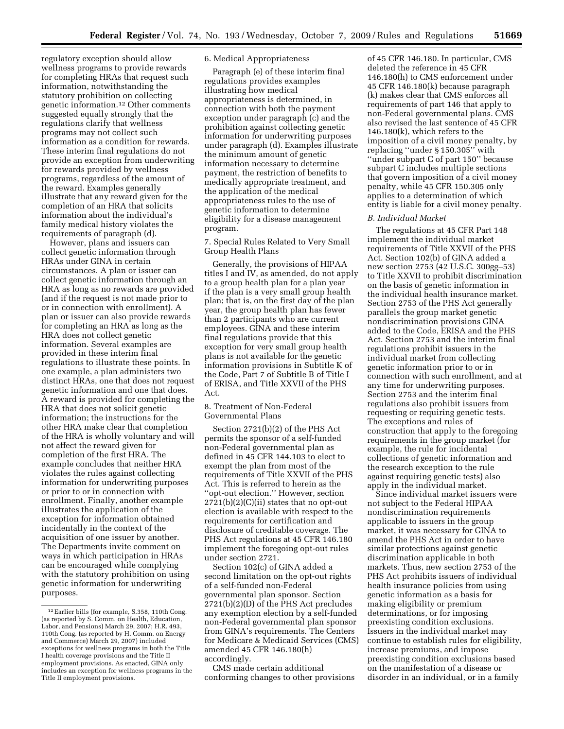regulatory exception should allow wellness programs to provide rewards for completing HRAs that request such information, notwithstanding the statutory prohibition on collecting genetic information.[12] Other comments suggested equally strongly that the regulations clarify that wellness programs may not collect such information as a condition for rewards. These interim final regulations do not provide an exception from underwriting for rewards provided by wellness programs, regardless of the amount of the reward. Examples generally illustrate that any reward given for the completion of an HRA that solicits information about the individual's family medical history violates the requirements of paragraph (d).

However, plans and issuers can collect genetic information through HRAs under GINA in certain circumstances. A plan or issuer can collect genetic information through an HRA as long as no rewards are provided (and if the request is not made prior to or in connection with enrollment). A plan or issuer can also provide rewards for completing an HRA as long as the HRA does not collect genetic information. Several examples are provided in these interim final regulations to illustrate these points. In one example, a plan administers two distinct HRAs, one that does not request genetic information and one that does. A reward is provided for completing the HRA that does not solicit genetic information; the instructions for the other HRA make clear that completion of the HRA is wholly voluntary and will not affect the reward given for completion of the first HRA. The example concludes that neither HRA violates the rules against collecting information for underwriting purposes or prior to or in connection with enrollment. Finally, another example illustrates the application of the exception for information obtained incidentally in the context of the acquisition of one issuer by another. The Departments invite comment on ways in which participation in HRAs can be encouraged while complying with the statutory prohibition on using genetic information for underwriting purposes.

6. Medical Appropriateness

Paragraph (e) of these interim final regulations provides examples illustrating how medical appropriateness is determined, in connection with both the payment exception under paragraph (c) and the prohibition against collecting genetic information for underwriting purposes under paragraph (d). Examples illustrate the minimum amount of genetic information necessary to determine payment, the restriction of benefits to medically appropriate treatment, and the application of the medical appropriateness rules to the use of genetic information to determine eligibility for a disease management program.

7. Special Rules Related to Very Small Group Health Plans

Generally, the provisions of HIPAA titles I and IV, as amended, do not apply to a group health plan for a plan year if the plan is a very small group health plan; that is, on the first day of the plan year, the group health plan has fewer than 2 participants who are current employees. GINA and these interim final regulations provide that this exception for very small group health plans is not available for the genetic information provisions in Subtitle K of the Code, Part 7 of Subtitle B of Title I of ERISA, and Title XXVII of the PHS Act.

8. Treatment of Non-Federal Governmental Plans

Section 2721(b)(2) of the PHS Act permits the sponsor of a self-funded non-Federal governmental plan as defined in 45 CFR 144.103 to elect to exempt the plan from most of the requirements of Title XXVII of the PHS Act. This is referred to herein as the "opt-out election." However, section 2721(b)(2)(C)(ii) states that no opt-out election is available with respect to the requirements for certification and disclosure of creditable coverage. The PHS Act regulations at 45 CFR 146.180 implement the foregoing opt-out rules under section 2721.

Section 102(c) of GINA added a second limitation on the opt-out rights of a self-funded non-Federal governmental plan sponsor. Section 2721(b)(2)(D) of the PHS Act precludes any exemption election by a self-funded non-Federal governmental plan sponsor from GINA's requirements. The Centers for Medicare & Medicaid Services (CMS) amended 45 CFR 146.180(h) accordingly.

CMS made certain additional conforming changes to other provisions of 45 CFR 146.180. In particular, CMS deleted the reference in 45 CFR 146.180(h) to CMS enforcement under 45 CFR 146.180(k) because paragraph (k) makes clear that CMS enforces all requirements of part 146 that apply to non-Federal governmental plans. CMS also revised the last sentence of 45 CFR 146.180(k), which refers to the imposition of a civil money penalty, by replacing "under § 150.305" with "under subpart C of part 150" because subpart C includes multiple sections that govern imposition of a civil money penalty, while 45 CFR 150.305 only applies to a determination of which entity is liable for a civil money penalty.

*B. Individual Market*

The regulations at 45 CFR Part 148 implement the individual market requirements of Title XXVII of the PHS Act. Section 102(b) of GINA added a new section 2753 (42 U.S.C. 300gg–53) to Title XXVII to prohibit discrimination on the basis of genetic information in the individual health insurance market. Section 2753 of the PHS Act generally parallels the group market genetic nondiscrimination provisions GINA added to the Code, ERISA and the PHS Act. Section 2753 and the interim final regulations prohibit issuers in the individual market from collecting genetic information prior to or in connection with such enrollment, and at any time for underwriting purposes. Section 2753 and the interim final regulations also prohibit issuers from requesting or requiring genetic tests. The exceptions and rules of construction that apply to the foregoing requirements in the group market (for example, the rule for incidental collections of genetic information and the research exception to the rule against requiring genetic tests) also apply in the individual market.

Since individual market issuers were not subject to the Federal HIPAA nondiscrimination requirements applicable to issuers in the group market, it was necessary for GINA to amend the PHS Act in order to have similar protections against genetic discrimination applicable in both markets. Thus, new section 2753 of the PHS Act prohibits issuers of individual health insurance policies from using genetic information as a basis for making eligibility or premium determinations, or for imposing preexisting condition exclusions. Issuers in the individual market may continue to establish rules for eligibility, increase premiums, and impose preexisting condition exclusions based on the manifestation of a disease or disorder in an individual, or in a family

---

[12] Earlier bills (for example, S.358, 110th Cong. (as reported by S. Comm. on Health, Education, Labor, and Pensions) March 29, 2007; H.R. 493, 110th Cong. (as reported by H. Comm. on Energy and Commerce) March 29, 2007) included exceptions for wellness programs in both the Title I health coverage provisions and the Title II employment provisions. As enacted, GINA only includes an exception for wellness programs in the Title II employment provisions.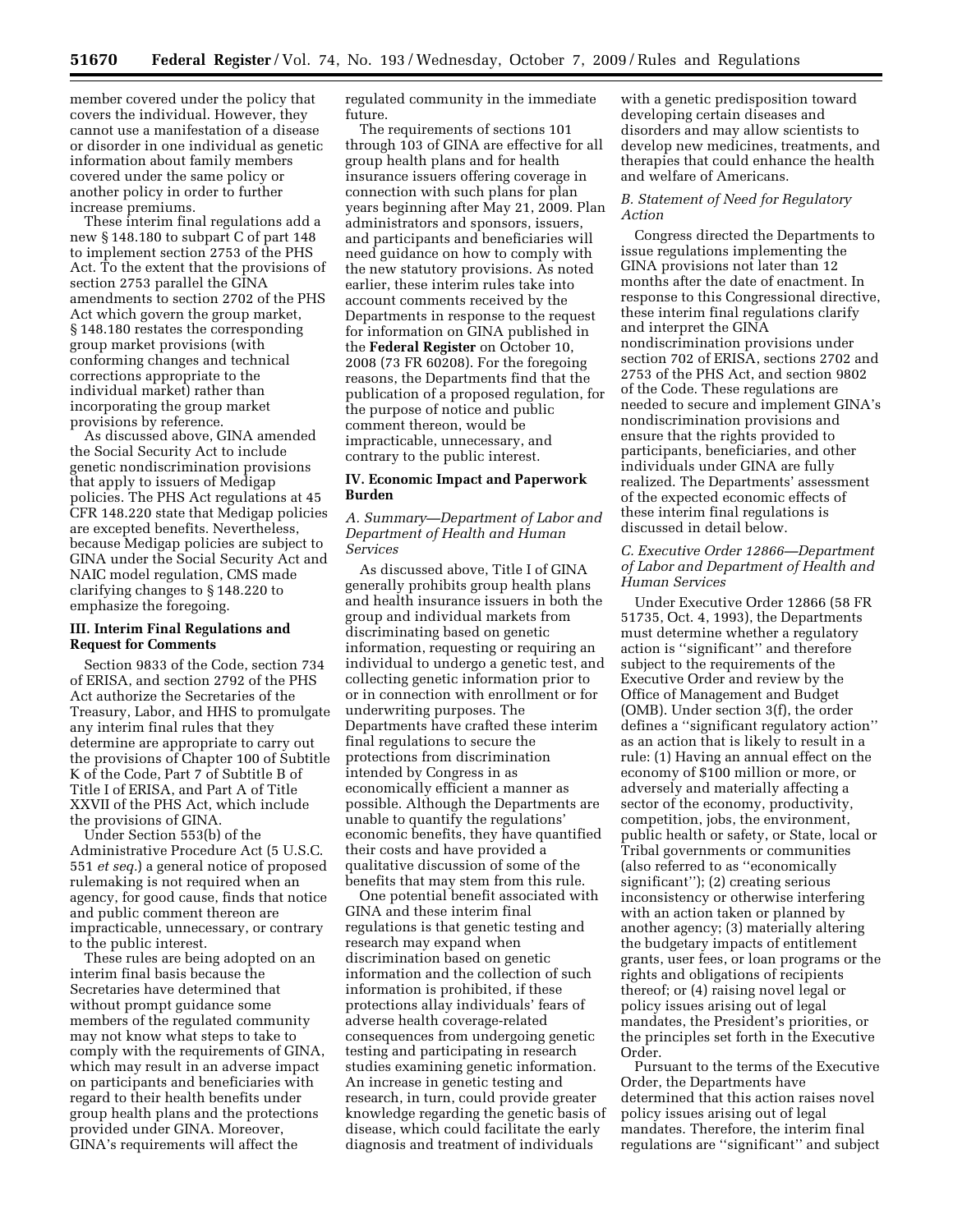member covered under the policy that covers the individual. However, they cannot use a manifestation of a disease or disorder in one individual as genetic information about family members covered under the same policy or another policy in order to further increase premiums.

These interim final regulations add a new § 148.180 to subpart C of part 148 to implement section 2753 of the PHS Act. To the extent that the provisions of section 2753 parallel the GINA amendments to section 2702 of the PHS Act which govern the group market, § 148.180 restates the corresponding group market provisions (with conforming changes and technical corrections appropriate to the individual market) rather than incorporating the group market provisions by reference.

As discussed above, GINA amended the Social Security Act to include genetic nondiscrimination provisions that apply to issuers of Medigap policies. The PHS Act regulations at 45 CFR 148.220 state that Medigap policies are excepted benefits. Nevertheless, because Medigap policies are subject to GINA under the Social Security Act and NAIC model regulation, CMS made clarifying changes to § 148.220 to emphasize the foregoing.

## III. Interim Final Regulations and Request for Comments

Section 9833 of the Code, section 734 of ERISA, and section 2792 of the PHS Act authorize the Secretaries of the Treasury, Labor, and HHS to promulgate any interim final rules that they determine are appropriate to carry out the provisions of Chapter 100 of Subtitle K of the Code, Part 7 of Subtitle B of Title I of ERISA, and Part A of Title XXVII of the PHS Act, which include the provisions of GINA.

Under Section 553(b) of the Administrative Procedure Act (5 U.S.C. 551 *et seq.*) a general notice of proposed rulemaking is not required when an agency, for good cause, finds that notice and public comment thereon are impracticable, unnecessary, or contrary to the public interest.

These rules are being adopted on an interim final basis because the Secretaries have determined that without prompt guidance some members of the regulated community may not know what steps to take to comply with the requirements of GINA, which may result in an adverse impact on participants and beneficiaries with regard to their health benefits under group health plans and the protections provided under GINA. Moreover, GINA's requirements will affect the regulated community in the immediate future.

The requirements of sections 101 through 103 of GINA are effective for all group health plans and for health insurance issuers offering coverage in connection with such plans for plan years beginning after May 21, 2009. Plan administrators and sponsors, issuers, and participants and beneficiaries will need guidance on how to comply with the new statutory provisions. As noted earlier, these interim rules take into account comments received by the Departments in response to the request for information on GINA published in the **Federal Register** on October 10, 2008 (73 FR 60208). For the foregoing reasons, the Departments find that the publication of a proposed regulation, for the purpose of notice and public comment thereon, would be impracticable, unnecessary, and contrary to the public interest.

## IV. Economic Impact and Paperwork Burden

### *A. Summary—Department of Labor and Department of Health and Human Services*

As discussed above, Title I of GINA generally prohibits group health plans and health insurance issuers in both the group and individual markets from discriminating based on genetic information, requesting or requiring an individual to undergo a genetic test, and collecting genetic information prior to or in connection with enrollment or for underwriting purposes. The Departments have crafted these interim final regulations to secure the protections from discrimination intended by Congress in as economically efficient a manner as possible. Although the Departments are unable to quantify the regulations' economic benefits, they have quantified their costs and have provided a qualitative discussion of some of the benefits that may stem from this rule.

One potential benefit associated with GINA and these interim final regulations is that genetic testing and research may expand when discrimination based on genetic information and the collection of such information is prohibited, if these protections allay individuals' fears of adverse health coverage-related consequences from undergoing genetic testing and participating in research studies examining genetic information. An increase in genetic testing and research, in turn, could provide greater knowledge regarding the genetic basis of disease, which could facilitate the early diagnosis and treatment of individuals with a genetic predisposition toward developing certain diseases and disorders and may allow scientists to develop new medicines, treatments, and therapies that could enhance the health and welfare of Americans.

### *B. Statement of Need for Regulatory Action*

Congress directed the Departments to issue regulations implementing the GINA provisions not later than 12 months after the date of enactment. In response to this Congressional directive, these interim final regulations clarify and interpret the GINA nondiscrimination provisions under section 702 of ERISA, sections 2702 and 2753 of the PHS Act, and section 9802 of the Code. These regulations are needed to secure and implement GINA's nondiscrimination provisions and ensure that the rights provided to participants, beneficiaries, and other individuals under GINA are fully realized. The Departments' assessment of the expected economic effects of these interim final regulations is discussed in detail below.

### *C. Executive Order 12866—Department of Labor and Department of Health and Human Services*

Under Executive Order 12866 (58 FR 51735, Oct. 4, 1993), the Departments must determine whether a regulatory action is "significant" and therefore subject to the requirements of the Executive Order and review by the Office of Management and Budget (OMB). Under section 3(f), the order defines a "significant regulatory action" as an action that is likely to result in a rule: (1) Having an annual effect on the economy of $100 million or more, or adversely and materially affecting a sector of the economy, productivity, competition, jobs, the environment, public health or safety, or State, local or Tribal governments or communities (also referred to as "economically significant"); (2) creating serious inconsistency or otherwise interfering with an action taken or planned by another agency; (3) materially altering the budgetary impacts of entitlement grants, user fees, or loan programs or the rights and obligations of recipients thereof; or (4) raising novel legal or policy issues arising out of legal mandates, the President's priorities, or the principles set forth in the Executive Order.

Pursuant to the terms of the Executive Order, the Departments have determined that this action raises novel policy issues arising out of legal mandates. Therefore, the interim final regulations are "significant" and subject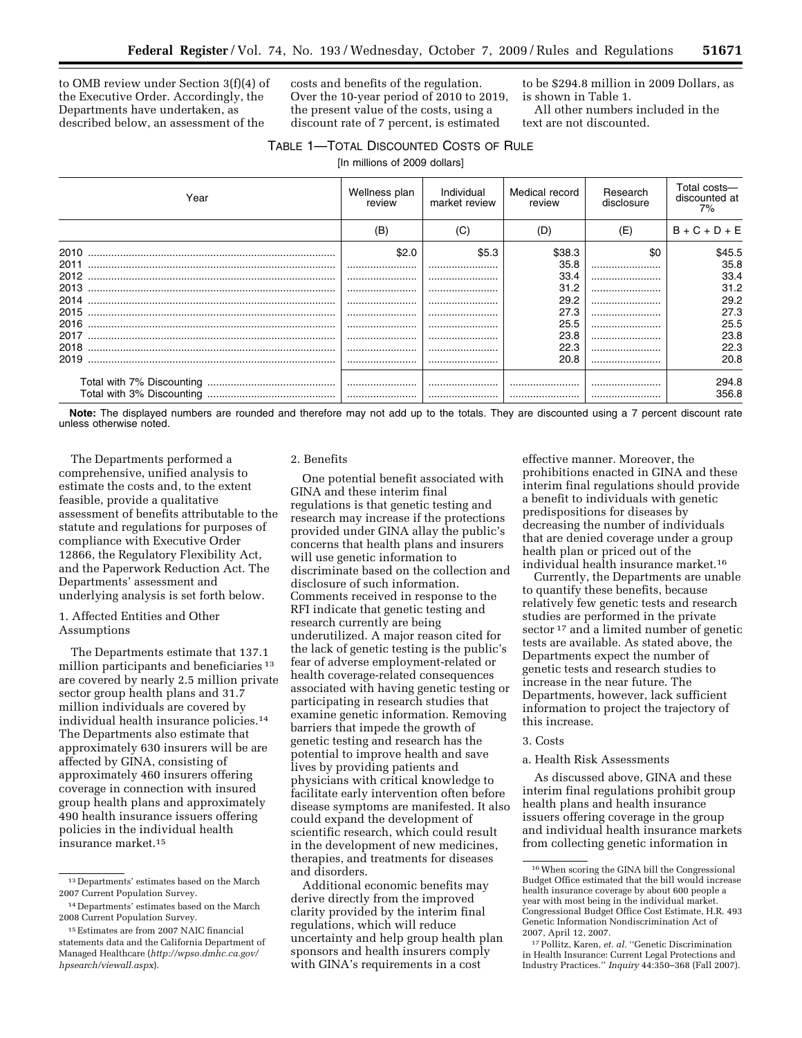to OMB review under Section 3(f)(4) of the Executive Order. Accordingly, the Departments have undertaken, as described below, an assessment of the costs and benefits of the regulation. Over the 10-year period of 2010 to 2019, the present value of the costs, using a discount rate of 7 percent, is estimated to be $294.8 million in 2009 Dollars, as is shown in Table 1.

All other numbers included in the text are not discounted.

TABLE 1—TOTAL DISCOUNTED COSTS OF RULE

[In millions of 2009 dollars]

| Year | Wellness plan review | Individual market review | Medical record review | Research disclosure | Total costs—discounted at 7% |
|---|---|---|---|---|---|
| | (B) | (C) | (D) | (E) | B + C + D + E |
| 2010 | $2.0 | $5.3 | $38.3 | $0 | $45.5 |
| 2011 | | | 35.8 | | 35.8 |
| 2012 | | | 33.4 | | 33.4 |
| 2013 | | | 31.2 | | 31.2 |
| 2014 | | | 29.2 | | 29.2 |
| 2015 | | | 27.3 | | 27.3 |
| 2016 | | | 25.5 | | 25.5 |
| 2017 | | | 23.8 | | 23.8 |
| 2018 | | | 22.3 | | 22.3 |
| 2019 | | | 20.8 | | 20.8 |
| Total with 7% Discounting | | | | | 294.8 |
| Total with 3% Discounting | | | | | 356.8 |

**Note:** The displayed numbers are rounded and therefore may not add up to the totals. They are discounted using a 7 percent discount rate unless otherwise noted.

The Departments performed a comprehensive, unified analysis to estimate the costs and, to the extent feasible, provide a qualitative assessment of benefits attributable to the statute and regulations for purposes of compliance with Executive Order 12866, the Regulatory Flexibility Act, and the Paperwork Reduction Act. The Departments' assessment and underlying analysis is set forth below.

1. Affected Entities and Other Assumptions

The Departments estimate that 137.1 million participants and beneficiaries[13] are covered by nearly 2.5 million private sector group health plans and 31.7 million individuals are covered by individual health insurance policies.[14] The Departments also estimate that approximately 630 insurers will be are affected by GINA, consisting of approximately 460 insurers offering coverage in connection with insured group health plans and approximately 490 health insurance issuers offering policies in the individual health insurance market.[15]

2. Benefits

One potential benefit associated with GINA and these interim final regulations is that genetic testing and research may increase if the protections provided under GINA allay the public's concerns that health plans and insurers will use genetic information to discriminate based on the collection and disclosure of such information. Comments received in response to the RFI indicate that genetic testing and research currently are being underutilized. A major reason cited for the lack of genetic testing is the public's fear of adverse employment-related or health coverage-related consequences associated with having genetic testing or participating in research studies that examine genetic information. Removing barriers that impede the growth of genetic testing and research has the potential to improve health and save lives by providing patients and physicians with critical knowledge to facilitate early intervention often before disease symptoms are manifested. It also could expand the development of scientific research, which could result in the development of new medicines, therapies, and treatments for diseases and disorders.

Additional economic benefits may derive directly from the improved clarity provided by the interim final regulations, which will reduce uncertainty and help group health plan sponsors and health insurers comply with GINA's requirements in a cost effective manner. Moreover, the prohibitions enacted in GINA and these interim final regulations should provide a benefit to individuals with genetic predispositions for diseases by decreasing the number of individuals that are denied coverage under a group health plan or priced out of the individual health insurance market.[16]

Currently, the Departments are unable to quantify these benefits, because relatively few genetic tests and research studies are performed in the private sector[17] and a limited number of genetic tests are available. As stated above, the Departments expect the number of genetic tests and research studies to increase in the near future. The Departments, however, lack sufficient information to project the trajectory of this increase.

3. Costs

a. Health Risk Assessments

As discussed above, GINA and these interim final regulations prohibit group health plans and health insurance issuers offering coverage in the group and individual health insurance markets from collecting genetic information in

[13] Departments' estimates based on the March 2007 Current Population Survey.

[14] Departments' estimates based on the March 2008 Current Population Survey.

[15] Estimates are from 2007 NAIC financial statements data and the California Department of Managed Healthcare (*http://wpso.dmhc.ca.gov/hpsearch/viewall.aspx*).

[16] When scoring the GINA bill the Congressional Budget Office estimated that the bill would increase health insurance coverage by about 600 people a year with most being in the individual market. Congressional Budget Office Cost Estimate, H.R. 493 Genetic Information Nondiscrimination Act of 2007, April 12, 2007.

[17] Pollitz, Karen, *et al.* "Genetic Discrimination in Health Insurance: Current Legal Protections and Industry Practices." *Inquiry* 44:350–368 (Fall 2007).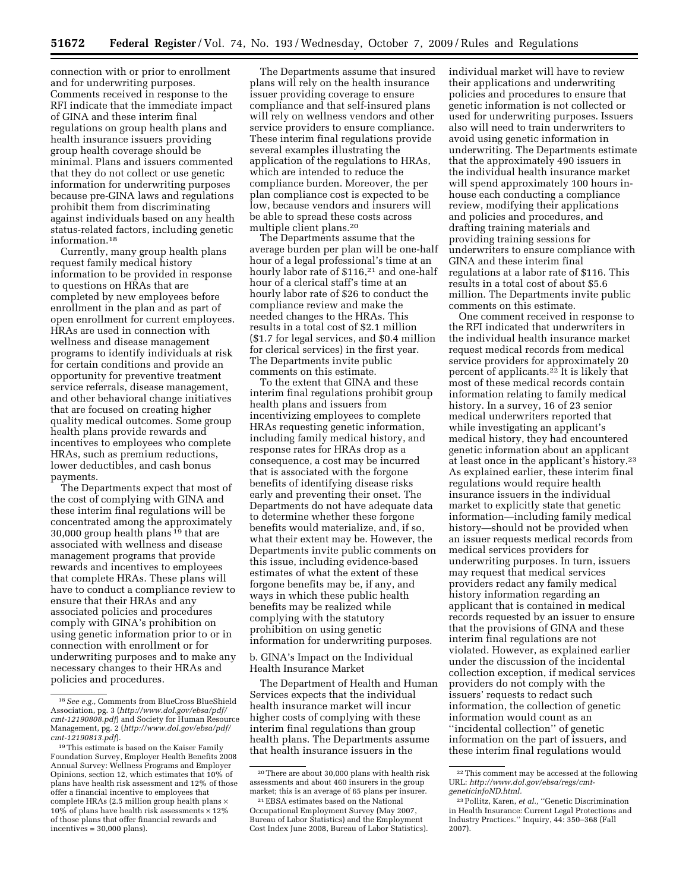connection with or prior to enrollment and for underwriting purposes. Comments received in response to the RFI indicate that the immediate impact of GINA and these interim final regulations on group health plans and health insurance issuers providing group health coverage should be minimal. Plans and issuers commented that they do not collect or use genetic information for underwriting purposes because pre-GINA laws and regulations prohibit them from discriminating against individuals based on any health status-related factors, including genetic information.[18]

Currently, many group health plans request family medical history information to be provided in response to questions on HRAs that are completed by new employees before enrollment in the plan and as part of open enrollment for current employees. HRAs are used in connection with wellness and disease management programs to identify individuals at risk for certain conditions and provide an opportunity for preventive treatment service referrals, disease management, and other behavioral change initiatives that are focused on creating higher quality medical outcomes. Some group health plans provide rewards and incentives to employees who complete HRAs, such as premium reductions, lower deductibles, and cash bonus payments.

The Departments expect that most of the cost of complying with GINA and these interim final regulations will be concentrated among the approximately 30,000 group health plans[19] that are associated with wellness and disease management programs that provide rewards and incentives to employees that complete HRAs. These plans will have to conduct a compliance review to ensure that their HRAs and any associated policies and procedures comply with GINA's prohibition on using genetic information prior to or in connection with enrollment or for underwriting purposes and to make any necessary changes to their HRAs and policies and procedures.

The Departments assume that insured plans will rely on the health insurance issuer providing coverage to ensure compliance and that self-insured plans will rely on wellness vendors and other service providers to ensure compliance. These interim final regulations provide several examples illustrating the application of the regulations to HRAs, which are intended to reduce the compliance burden. Moreover, the per plan compliance cost is expected to be low, because vendors and insurers will be able to spread these costs across multiple client plans.[20]

The Departments assume that the average burden per plan will be one-half hour of a legal professional's time at an hourly labor rate of $116,[21] and one-half hour of a clerical staff's time at an hourly labor rate of $26 to conduct the compliance review and make the needed changes to the HRAs. This results in a total cost of $2.1 million ($1.7 for legal services, and $0.4 million for clerical services) in the first year. The Departments invite public comments on this estimate.

To the extent that GINA and these interim final regulations prohibit group health plans and issuers from incentivizing employees to complete HRAs requesting genetic information, including family medical history, and response rates for HRAs drop as a consequence, a cost may be incurred that is associated with the forgone benefits of identifying disease risks early and preventing their onset. The Departments do not have adequate data to determine whether these forgone benefits would materialize, and, if so, what their extent may be. However, the Departments invite public comments on this issue, including evidence-based estimates of what the extent of these forgone benefits may be, if any, and ways in which these public health benefits may be realized while complying with the statutory prohibition on using genetic information for underwriting purposes.

b. GINA's Impact on the Individual Health Insurance Market

The Department of Health and Human Services expects that the individual health insurance market will incur higher costs of complying with these interim final regulations than group health plans. The Departments assume that health insurance issuers in the individual market will have to review their applications and underwriting policies and procedures to ensure that genetic information is not collected or used for underwriting purposes. Issuers also will need to train underwriters to avoid using genetic information in underwriting. The Departments estimate that the approximately 490 issuers in the individual health insurance market will spend approximately 100 hours in-house each conducting a compliance review, modifying their applications and policies and procedures, and drafting training materials and providing training sessions for underwriters to ensure compliance with GINA and these interim final regulations at a labor rate of $116. This results in a total cost of about $5.6 million. The Departments invite public comments on this estimate.

One comment received in response to the RFI indicated that underwriters in the individual health insurance market request medical records from medical service providers for approximately 20 percent of applicants.[22] It is likely that most of these medical records contain information relating to family medical history. In a survey, 16 of 23 senior medical underwriters reported that while investigating an applicant's medical history, they had encountered genetic information about an applicant at least once in the applicant's history.[23] As explained earlier, these interim final regulations would require health insurance issuers in the individual market to explicitly state that genetic information—including family medical history—should not be provided when an issuer requests medical records from medical services providers for underwriting purposes. In turn, issuers may request that medical services providers redact any family medical history information regarding an applicant that is contained in medical records requested by an issuer to ensure that the provisions of GINA and these interim final regulations are not violated. However, as explained earlier under the discussion of the incidental collection exception, if medical services providers do not comply with the issuers' requests to redact such information, the collection of genetic information would count as an ''incidental collection'' of genetic information on the part of issuers, and these interim final regulations would

---

[18] *See e.g.,* Comments from BlueCross BlueShield Association, pg. 3 (*http://www.dol.gov/ebsa/pdf/cmt-12190808.pdf*) and Society for Human Resource Management, pg. 2 (*http://www.dol.gov/ebsa/pdf/cmt-12190813.pdf*).

[19] This estimate is based on the Kaiser Family Foundation Survey, Employer Health Benefits 2008 Annual Survey: Wellness Programs and Employer Opinions, section 12, which estimates that 10% of plans have health risk assessment and 12% of those offer a financial incentive to employees that complete HRAs (2.5 million group health plans × 10% of plans have health risk assessments × 12% of those plans that offer financial rewards and incentives = 30,000 plans).

[20] There are about 30,000 plans with health risk assessments and about 460 insurers in the group market; this is an average of 65 plans per insurer.

[21] EBSA estimates based on the National Occupational Employment Survey (May 2007, Bureau of Labor Statistics) and the Employment Cost Index June 2008, Bureau of Labor Statistics).

[22] This comment may be accessed at the following URL: *http://www.dol.gov/ebsa/regs/cmt-geneticinfoND.html.*

[23] Pollitz, Karen, *et al.,* ''Genetic Discrimination in Health Insurance: Current Legal Protections and Industry Practices.'' Inquiry, 44: 350–368 (Fall 2007).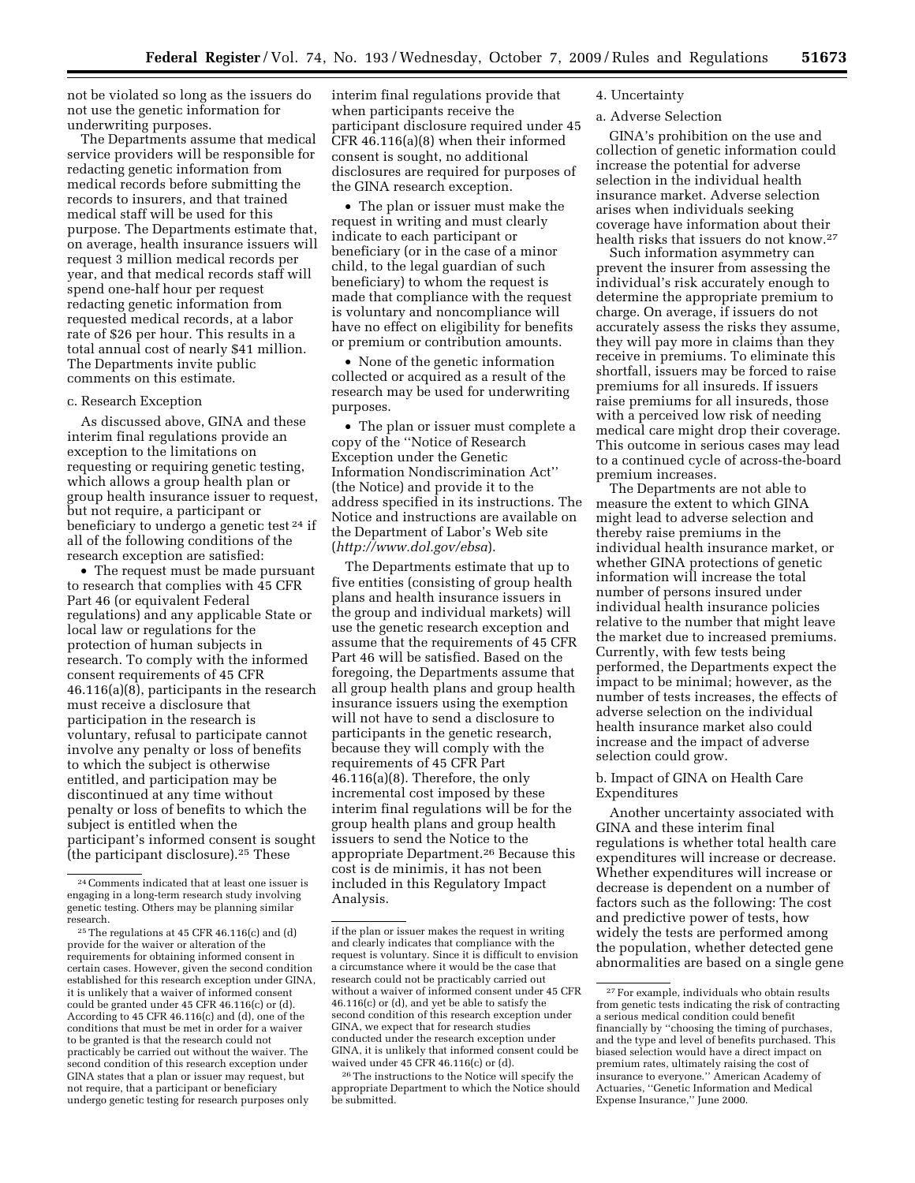not be violated so long as the issuers do not use the genetic information for underwriting purposes.

The Departments assume that medical service providers will be responsible for redacting genetic information from medical records before submitting the records to insurers, and that trained medical staff will be used for this purpose. The Departments estimate that, on average, health insurance issuers will request 3 million medical records per year, and that medical records staff will spend one-half hour per request redacting genetic information from requested medical records, at a labor rate of $26 per hour. This results in a total annual cost of nearly $41 million. The Departments invite public comments on this estimate.

c. Research Exception

As discussed above, GINA and these interim final regulations provide an exception to the limitations on requesting or requiring genetic testing, which allows a group health plan or group health insurance issuer to request, but not require, a participant or beneficiary to undergo a genetic test [24] if all of the following conditions of the research exception are satisfied:

- The request must be made pursuant to research that complies with 45 CFR Part 46 (or equivalent Federal regulations) and any applicable State or local law or regulations for the protection of human subjects in research. To comply with the informed consent requirements of 45 CFR 46.116(a)(8), participants in the research must receive a disclosure that participation in the research is voluntary, refusal to participate cannot involve any penalty or loss of benefits to which the subject is otherwise entitled, and participation may be discontinued at any time without penalty or loss of benefits to which the subject is entitled when the participant's informed consent is sought (the participant disclosure).[25] These interim final regulations provide that when participants receive the participant disclosure required under 45 CFR 46.116(a)(8) when their informed consent is sought, no additional disclosures are required for purposes of the GINA research exception.
- The plan or issuer must make the request in writing and must clearly indicate to each participant or beneficiary (or in the case of a minor child, to the legal guardian of such beneficiary) to whom the request is made that compliance with the request is voluntary and noncompliance will have no effect on eligibility for benefits or premium or contribution amounts.
- None of the genetic information collected or acquired as a result of the research may be used for underwriting purposes.
- The plan or issuer must complete a copy of the ''Notice of Research Exception under the Genetic Information Nondiscrimination Act'' (the Notice) and provide it to the address specified in its instructions. The Notice and instructions are available on the Department of Labor's Web site (*http://www.dol.gov/ebsa*).

The Departments estimate that up to five entities (consisting of group health plans and health insurance issuers in the group and individual markets) will use the genetic research exception and assume that the requirements of 45 CFR Part 46 will be satisfied. Based on the foregoing, the Departments assume that all group health plans and group health insurance issuers using the exemption will not have to send a disclosure to participants in the genetic research, because they will comply with the requirements of 45 CFR Part 46.116(a)(8). Therefore, the only incremental cost imposed by these interim final regulations will be for the group health plans and group health issuers to send the Notice to the appropriate Department.[26] Because this cost is de minimis, it has not been included in this Regulatory Impact Analysis.

4. Uncertainty

a. Adverse Selection

GINA's prohibition on the use and collection of genetic information could increase the potential for adverse selection in the individual health insurance market. Adverse selection arises when individuals seeking coverage have information about their health risks that issuers do not know.[27]

Such information asymmetry can prevent the insurer from assessing the individual's risk accurately enough to determine the appropriate premium to charge. On average, if issuers do not accurately assess the risks they assume, they will pay more in claims than they receive in premiums. To eliminate this shortfall, issuers may be forced to raise premiums for all insureds. If issuers raise premiums for all insureds, those with a perceived low risk of needing medical care might drop their coverage. This outcome in serious cases may lead to a continued cycle of across-the-board premium increases.

The Departments are not able to measure the extent to which GINA might lead to adverse selection and thereby raise premiums in the individual health insurance market, or whether GINA protections of genetic information will increase the total number of persons insured under individual health insurance policies relative to the number that might leave the market due to increased premiums. Currently, with few tests being performed, the Departments expect the impact to be minimal; however, as the number of tests increases, the effects of adverse selection on the individual health insurance market also could increase and the impact of adverse selection could grow.

b. Impact of GINA on Health Care Expenditures

Another uncertainty associated with GINA and these interim final regulations is whether total health care expenditures will increase or decrease. Whether expenditures will increase or decrease is dependent on a number of factors such as the following: The cost and predictive power of tests, how widely the tests are performed among the population, whether detected gene abnormalities are based on a single gene

---

[24] Comments indicated that at least one issuer is engaging in a long-term research study involving genetic testing. Others may be planning similar research.

[25] The regulations at 45 CFR 46.116(c) and (d) provide for the waiver or alteration of the requirements for obtaining informed consent in certain cases. However, given the second condition established for this research exception under GINA, it is unlikely that a waiver of informed consent could be granted under 45 CFR 46.116(c) or (d). According to 45 CFR 46.116(c) and (d), one of the conditions that must be met in order for a waiver to be granted is that the research could not practicably be carried out without the waiver. The second condition of this research exception under GINA states that a plan or issuer may request, but not require, that a participant or beneficiary undergo genetic testing for research purposes only if the plan or issuer makes the request in writing and clearly indicates that compliance with the request is voluntary. Since it is difficult to envision a circumstance where it would be the case that research could not be practicably carried out without a waiver of informed consent under 45 CFR 46.116(c) or (d), and yet be able to satisfy the second condition of this research exception under GINA, we expect that for research studies conducted under the research exception under GINA, it is unlikely that informed consent could be waived under 45 CFR 46.116(c) or (d).

[26] The instructions to the Notice will specify the appropriate Department to which the Notice should be submitted.

[27] For example, individuals who obtain results from genetic tests indicating the risk of contracting a serious medical condition could benefit financially by ''choosing the timing of purchases, and the type and level of benefits purchased. This biased selection would have a direct impact on premium rates, ultimately raising the cost of insurance to everyone.'' American Academy of Actuaries, ''Genetic Information and Medical Expense Insurance,'' June 2000.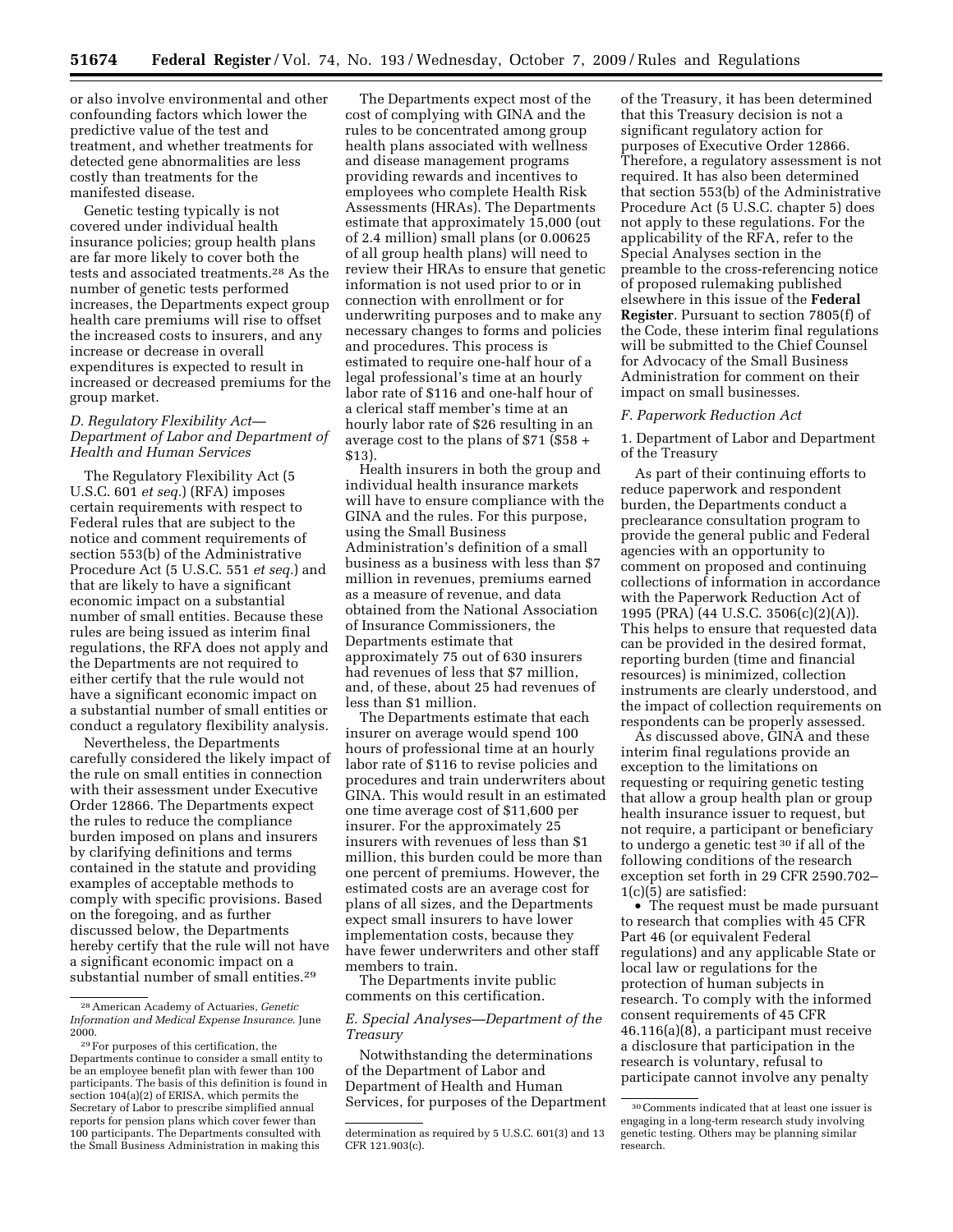or also involve environmental and other confounding factors which lower the predictive value of the test and treatment, and whether treatments for detected gene abnormalities are less costly than treatments for the manifested disease.

Genetic testing typically is not covered under individual health insurance policies; group health plans are far more likely to cover both the tests and associated treatments.[28] As the number of genetic tests performed increases, the Departments expect group health care premiums will rise to offset the increased costs to insurers, and any increase or decrease in overall expenditures is expected to result in increased or decreased premiums for the group market.

### D. Regulatory Flexibility Act—Department of Labor and Department of Health and Human Services

The Regulatory Flexibility Act (5 U.S.C. 601 *et seq.*) (RFA) imposes certain requirements with respect to Federal rules that are subject to the notice and comment requirements of section 553(b) of the Administrative Procedure Act (5 U.S.C. 551 *et seq.*) and that are likely to have a significant economic impact on a substantial number of small entities. Because these rules are being issued as interim final regulations, the RFA does not apply and the Departments are not required to either certify that the rule would not have a significant economic impact on a substantial number of small entities or conduct a regulatory flexibility analysis.

Nevertheless, the Departments carefully considered the likely impact of the rule on small entities in connection with their assessment under Executive Order 12866. The Departments expect the rules to reduce the compliance burden imposed on plans and insurers by clarifying definitions and terms contained in the statute and providing examples of acceptable methods to comply with specific provisions. Based on the foregoing, and as further discussed below, the Departments hereby certify that the rule will not have a significant economic impact on a substantial number of small entities.[29]

The Departments expect most of the cost of complying with GINA and the rules to be concentrated among group health plans associated with wellness and disease management programs providing rewards and incentives to employees who complete Health Risk Assessments (HRAs). The Departments estimate that approximately 15,000 (out of 2.4 million) small plans (or 0.00625 of all group health plans) will need to review their HRAs to ensure that genetic information is not used prior to or in connection with enrollment or for underwriting purposes and to make any necessary changes to forms and policies and procedures. This process is estimated to require one-half hour of a legal professional's time at an hourly labor rate of $116 and one-half hour of a clerical staff member's time at an hourly labor rate of $26 resulting in an average cost to the plans of $71 ($58 + $13).

Health insurers in both the group and individual health insurance markets will have to ensure compliance with the GINA and the rules. For this purpose, using the Small Business Administration's definition of a small business as a business with less than $7 million in revenues, premiums earned as a measure of revenue, and data obtained from the National Association of Insurance Commissioners, the Departments estimate that approximately 75 out of 630 insurers had revenues of less that $7 million, and, of these, about 25 had revenues of less than $1 million.

The Departments estimate that each insurer on average would spend 100 hours of professional time at an hourly labor rate of $116 to revise policies and procedures and train underwriters about GINA. This would result in an estimated one time average cost of $11,600 per insurer. For the approximately 25 insurers with revenues of less than $1 million, this burden could be more than one percent of premiums. However, the estimated costs are an average cost for plans of all sizes, and the Departments expect small insurers to have lower implementation costs, because they have fewer underwriters and other staff members to train.

The Departments invite public comments on this certification.

### E. Special Analyses—Department of the Treasury

Notwithstanding the determinations of the Department of Labor and Department of Health and Human Services, for purposes of the Department of the Treasury, it has been determined that this Treasury decision is not a significant regulatory action for purposes of Executive Order 12866. Therefore, a regulatory assessment is not required. It has also been determined that section 553(b) of the Administrative Procedure Act (5 U.S.C. chapter 5) does not apply to these regulations. For the applicability of the RFA, refer to the Special Analyses section in the preamble to the cross-referencing notice of proposed rulemaking published elsewhere in this issue of the **Federal Register**. Pursuant to section 7805(f) of the Code, these interim final regulations will be submitted to the Chief Counsel for Advocacy of the Small Business Administration for comment on their impact on small businesses.

### F. Paperwork Reduction Act

1. Department of Labor and Department of the Treasury

As part of their continuing efforts to reduce paperwork and respondent burden, the Departments conduct a preclearance consultation program to provide the general public and Federal agencies with an opportunity to comment on proposed and continuing collections of information in accordance with the Paperwork Reduction Act of 1995 (PRA) (44 U.S.C. 3506(c)(2)(A)). This helps to ensure that requested data can be provided in the desired format, reporting burden (time and financial resources) is minimized, collection instruments are clearly understood, and the impact of collection requirements on respondents can be properly assessed.

As discussed above, GINA and these interim final regulations provide an exception to the limitations on requesting or requiring genetic testing that allow a group health plan or group health insurance issuer to request, but not require, a participant or beneficiary to undergo a genetic test[30] if all of the following conditions of the research exception set forth in 29 CFR 2590.702–1(c)(5) are satisfied:

- The request must be made pursuant to research that complies with 45 CFR Part 46 (or equivalent Federal regulations) and any applicable State or local law or regulations for the protection of human subjects in research. To comply with the informed consent requirements of 45 CFR 46.116(a)(8), a participant must receive a disclosure that participation in the research is voluntary, refusal to participate cannot involve any penalty

---

[28] American Academy of Actuaries, *Genetic Information and Medical Expense Insurance.* June 2000.

[29] For purposes of this certification, the Departments continue to consider a small entity to be an employee benefit plan with fewer than 100 participants. The basis of this definition is found in section 104(a)(2) of ERISA, which permits the Secretary of Labor to prescribe simplified annual reports for pension plans which cover fewer than 100 participants. The Departments consulted with the Small Business Administration in making this determination as required by 5 U.S.C. 601(3) and 13 CFR 121.903(c).

[30] Comments indicated that at least one issuer is engaging in a long-term research study involving genetic testing. Others may be planning similar research.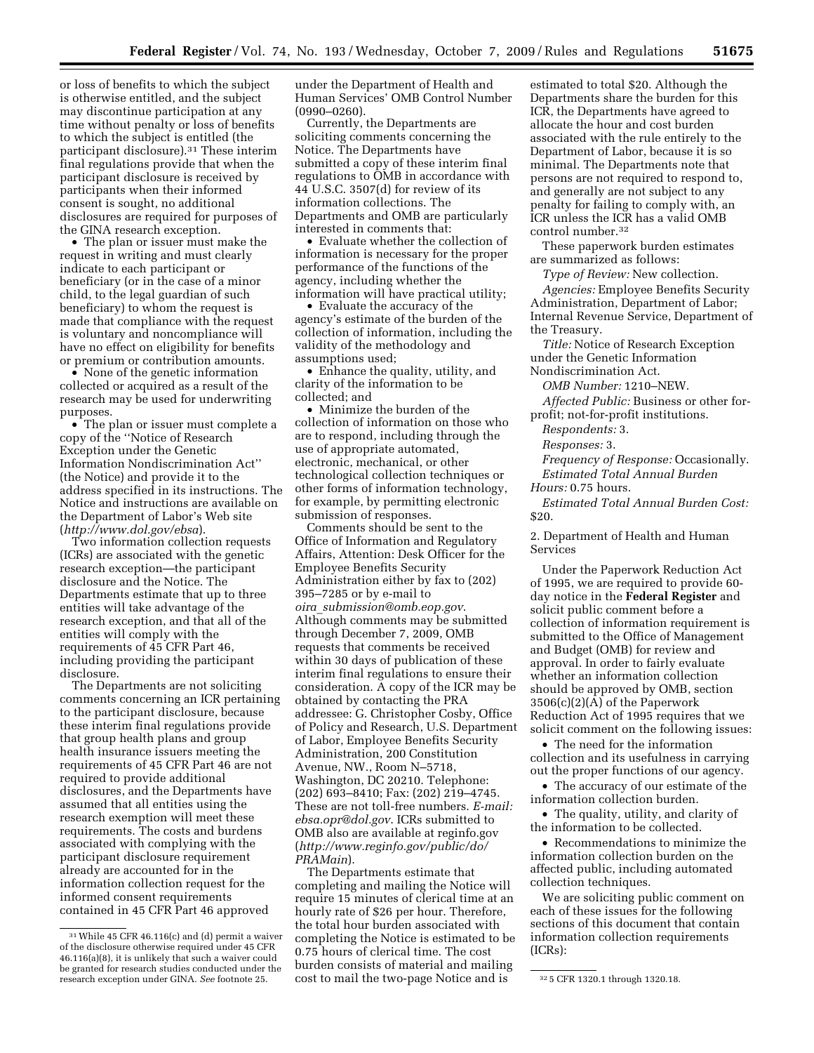or loss of benefits to which the subject is otherwise entitled, and the subject may discontinue participation at any time without penalty or loss of benefits to which the subject is entitled (the participant disclosure).[31] These interim final regulations provide that when the participant disclosure is received by participants when their informed consent is sought, no additional disclosures are required for purposes of the GINA research exception.

- The plan or issuer must make the request in writing and must clearly indicate to each participant or beneficiary (or in the case of a minor child, to the legal guardian of such beneficiary) to whom the request is made that compliance with the request is voluntary and noncompliance will have no effect on eligibility for benefits or premium or contribution amounts.
- None of the genetic information collected or acquired as a result of the research may be used for underwriting purposes.
- The plan or issuer must complete a copy of the ''Notice of Research Exception under the Genetic Information Nondiscrimination Act'' (the Notice) and provide it to the address specified in its instructions. The Notice and instructions are available on the Department of Labor's Web site (*http://www.dol.gov/ebsa*).

Two information collection requests (ICRs) are associated with the genetic research exception—the participant disclosure and the Notice. The Departments estimate that up to three entities will take advantage of the research exception, and that all of the entities will comply with the requirements of 45 CFR Part 46, including providing the participant disclosure.

The Departments are not soliciting comments concerning an ICR pertaining to the participant disclosure, because these interim final regulations provide that group health plans and group health insurance issuers meeting the requirements of 45 CFR Part 46 are not required to provide additional disclosures, and the Departments have assumed that all entities using the research exemption will meet these requirements. The costs and burdens associated with complying with the participant disclosure requirement already are accounted for in the information collection request for the informed consent requirements contained in 45 CFR Part 46 approved under the Department of Health and Human Services' OMB Control Number (0990–0260).

Currently, the Departments are soliciting comments concerning the Notice. The Departments have submitted a copy of these interim final regulations to OMB in accordance with 44 U.S.C. 3507(d) for review of its information collections. The Departments and OMB are particularly interested in comments that:

- Evaluate whether the collection of information is necessary for the proper performance of the functions of the agency, including whether the information will have practical utility;
- Evaluate the accuracy of the agency's estimate of the burden of the collection of information, including the validity of the methodology and assumptions used;
- Enhance the quality, utility, and clarity of the information to be collected; and
- Minimize the burden of the collection of information on those who are to respond, including through the use of appropriate automated, electronic, mechanical, or other technological collection techniques or other forms of information technology, for example, by permitting electronic submission of responses.

Comments should be sent to the Office of Information and Regulatory Affairs, Attention: Desk Officer for the Employee Benefits Security Administration either by fax to (202) 395–7285 or by e-mail to *oira_submission@omb.eop.gov*. Although comments may be submitted through December 7, 2009, OMB requests that comments be received within 30 days of publication of these interim final regulations to ensure their consideration. A copy of the ICR may be obtained by contacting the PRA addressee: G. Christopher Cosby, Office of Policy and Research, U.S. Department of Labor, Employee Benefits Security Administration, 200 Constitution Avenue, NW., Room N–5718, Washington, DC 20210. Telephone: (202) 693–8410; Fax: (202) 219–4745. These are not toll-free numbers. *E-mail: ebsa.opr@dol.gov*. ICRs submitted to OMB also are available at reginfo.gov (*http://www.reginfo.gov/public/do/PRAMain*).

The Departments estimate that completing and mailing the Notice will require 15 minutes of clerical time at an hourly rate of $26 per hour. Therefore, the total hour burden associated with completing the Notice is estimated to be 0.75 hours of clerical time. The cost burden consists of material and mailing cost to mail the two-page Notice and is estimated to total $20. Although the Departments share the burden for this ICR, the Departments have agreed to allocate the hour and cost burden associated with the rule entirely to the Department of Labor, because it is so minimal. The Departments note that persons are not required to respond to, and generally are not subject to any penalty for failing to comply with, an ICR unless the ICR has a valid OMB control number.[32]

These paperwork burden estimates are summarized as follows:

*Type of Review:* New collection.

*Agencies:* Employee Benefits Security Administration, Department of Labor; Internal Revenue Service, Department of the Treasury.

*Title:* Notice of Research Exception under the Genetic Information Nondiscrimination Act.

*OMB Number:* 1210–NEW.

*Affected Public:* Business or other for-profit; not-for-profit institutions.

*Respondents:* 3.

*Responses:* 3.

*Frequency of Response:* Occasionally.

*Estimated Total Annual Burden Hours:* 0.75 hours.

*Estimated Total Annual Burden Cost:* $20.

2. Department of Health and Human Services

Under the Paperwork Reduction Act of 1995, we are required to provide 60-day notice in the **Federal Register** and solicit public comment before a collection of information requirement is submitted to the Office of Management and Budget (OMB) for review and approval. In order to fairly evaluate whether an information collection should be approved by OMB, section 3506(c)(2)(A) of the Paperwork Reduction Act of 1995 requires that we solicit comment on the following issues:

- The need for the information collection and its usefulness in carrying out the proper functions of our agency.
- The accuracy of our estimate of the information collection burden.
- The quality, utility, and clarity of the information to be collected.
- Recommendations to minimize the information collection burden on the affected public, including automated collection techniques.

We are soliciting public comment on each of these issues for the following sections of this document that contain information collection requirements (ICRs):

---

[31] While 45 CFR 46.116(c) and (d) permit a waiver of the disclosure otherwise required under 45 CFR 46.116(a)(8), it is unlikely that such a waiver could be granted for research studies conducted under the research exception under GINA. *See* footnote 25.

[32] 5 CFR 1320.1 through 1320.18.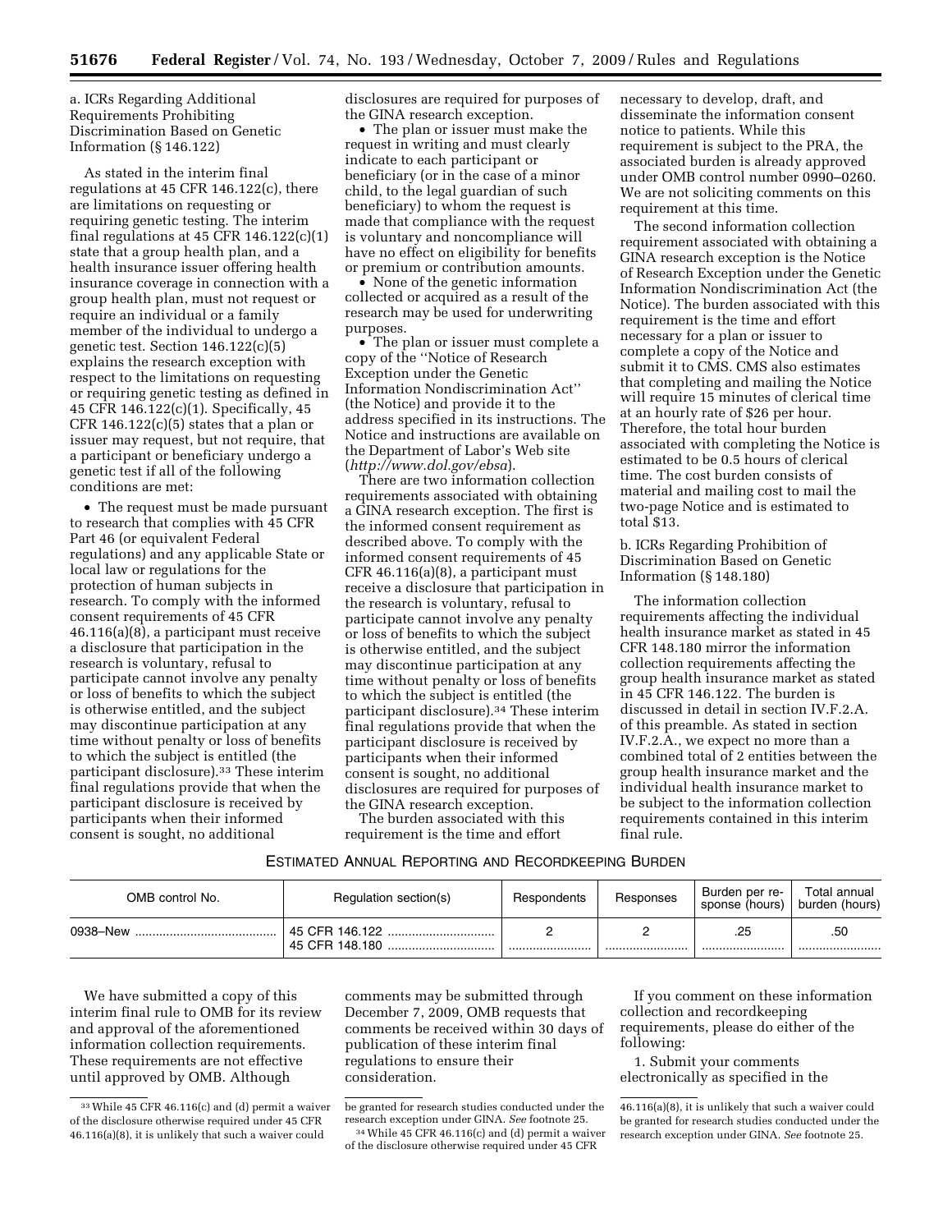a. ICRs Regarding Additional Requirements Prohibiting Discrimination Based on Genetic Information (§ 146.122)

As stated in the interim final regulations at 45 CFR 146.122(c), there are limitations on requesting or requiring genetic testing. The interim final regulations at 45 CFR 146.122(c)(1) state that a group health plan, and a health insurance issuer offering health insurance coverage in connection with a group health plan, must not request or require an individual or a family member of the individual to undergo a genetic test. Section 146.122(c)(5) explains the research exception with respect to the limitations on requesting or requiring genetic testing as defined in 45 CFR 146.122(c)(1). Specifically, 45 CFR 146.122(c)(5) states that a plan or issuer may request, but not require, that a participant or beneficiary undergo a genetic test if all of the following conditions are met:

- The request must be made pursuant to research that complies with 45 CFR Part 46 (or equivalent Federal regulations) and any applicable State or local law or regulations for the protection of human subjects in research. To comply with the informed consent requirements of 45 CFR 46.116(a)(8), a participant must receive a disclosure that participation in the research is voluntary, refusal to participate cannot involve any penalty or loss of benefits to which the subject is otherwise entitled, and the subject may discontinue participation at any time without penalty or loss of benefits to which the subject is entitled (the participant disclosure).[33] These interim final regulations provide that when the participant disclosure is received by participants when their informed consent is sought, no additional disclosures are required for purposes of the GINA research exception.
- The plan or issuer must make the request in writing and must clearly indicate to each participant or beneficiary (or in the case of a minor child, to the legal guardian of such beneficiary) to whom the request is made that compliance with the request is voluntary and noncompliance will have no effect on eligibility for benefits or premium or contribution amounts.
- None of the genetic information collected or acquired as a result of the research may be used for underwriting purposes.
- The plan or issuer must complete a copy of the "Notice of Research Exception under the Genetic Information Nondiscrimination Act" (the Notice) and provide it to the address specified in its instructions. The Notice and instructions are available on the Department of Labor's Web site (*http://www.dol.gov/ebsa*).

There are two information collection requirements associated with obtaining a GINA research exception. The first is the informed consent requirement as described above. To comply with the informed consent requirements of 45 CFR 46.116(a)(8), a participant must receive a disclosure that participation in the research is voluntary, refusal to participate cannot involve any penalty or loss of benefits to which the subject is otherwise entitled, and the subject may discontinue participation at any time without penalty or loss of benefits to which the subject is entitled (the participant disclosure).[34] These interim final regulations provide that when the participant disclosure is received by participants when their informed consent is sought, no additional disclosures are required for purposes of the GINA research exception.

The burden associated with this requirement is the time and effort necessary to develop, draft, and disseminate the information consent notice to patients. While this requirement is subject to the PRA, the associated burden is already approved under OMB control number 0990–0260. We are not soliciting comments on this requirement at this time.

The second information collection requirement associated with obtaining a GINA research exception is the Notice of Research Exception under the Genetic Information Nondiscrimination Act (the Notice). The burden associated with this requirement is the time and effort necessary for a plan or issuer to complete a copy of the Notice and submit it to CMS. CMS also estimates that completing and mailing the Notice will require 15 minutes of clerical time at an hourly rate of $26 per hour. Therefore, the total hour burden associated with completing the Notice is estimated to be 0.5 hours of clerical time. The cost burden consists of material and mailing cost to mail the two-page Notice and is estimated to total $13.

b. ICRs Regarding Prohibition of Discrimination Based on Genetic Information (§ 148.180)

The information collection requirements affecting the individual health insurance market as stated in 45 CFR 148.180 mirror the information collection requirements affecting the group health insurance market as stated in 45 CFR 146.122. The burden is discussed in detail in section IV.F.2.A. of this preamble. As stated in section IV.F.2.A., we expect no more than a combined total of 2 entities between the group health insurance market and the individual health insurance market to be subject to the information collection requirements contained in this interim final rule.

ESTIMATED ANNUAL REPORTING AND RECORDKEEPING BURDEN

| OMB control No. | Regulation section(s) | Respondents | Responses | Burden per response (hours) | Total annual burden (hours) |
|---|---|---|---|---|---|
| 0938–New | 45 CFR 146.122<br>45 CFR 148.180 | 2 | 2 | .25 | .50 |

We have submitted a copy of this interim final rule to OMB for its review and approval of the aforementioned information collection requirements. These requirements are not effective until approved by OMB. Although comments may be submitted through December 7, 2009, OMB requests that comments be received within 30 days of publication of these interim final regulations to ensure their consideration.

If you comment on these information collection and recordkeeping requirements, please do either of the following:

1. Submit your comments electronically as specified in the

[33] While 45 CFR 46.116(c) and (d) permit a waiver of the disclosure otherwise required under 45 CFR 46.116(a)(8), it is unlikely that such a waiver could be granted for research studies conducted under the research exception under GINA. *See* footnote 25.

[34] While 45 CFR 46.116(c) and (d) permit a waiver of the disclosure otherwise required under 45 CFR 46.116(a)(8), it is unlikely that such a waiver could be granted for research studies conducted under the research exception under GINA. *See* footnote 25.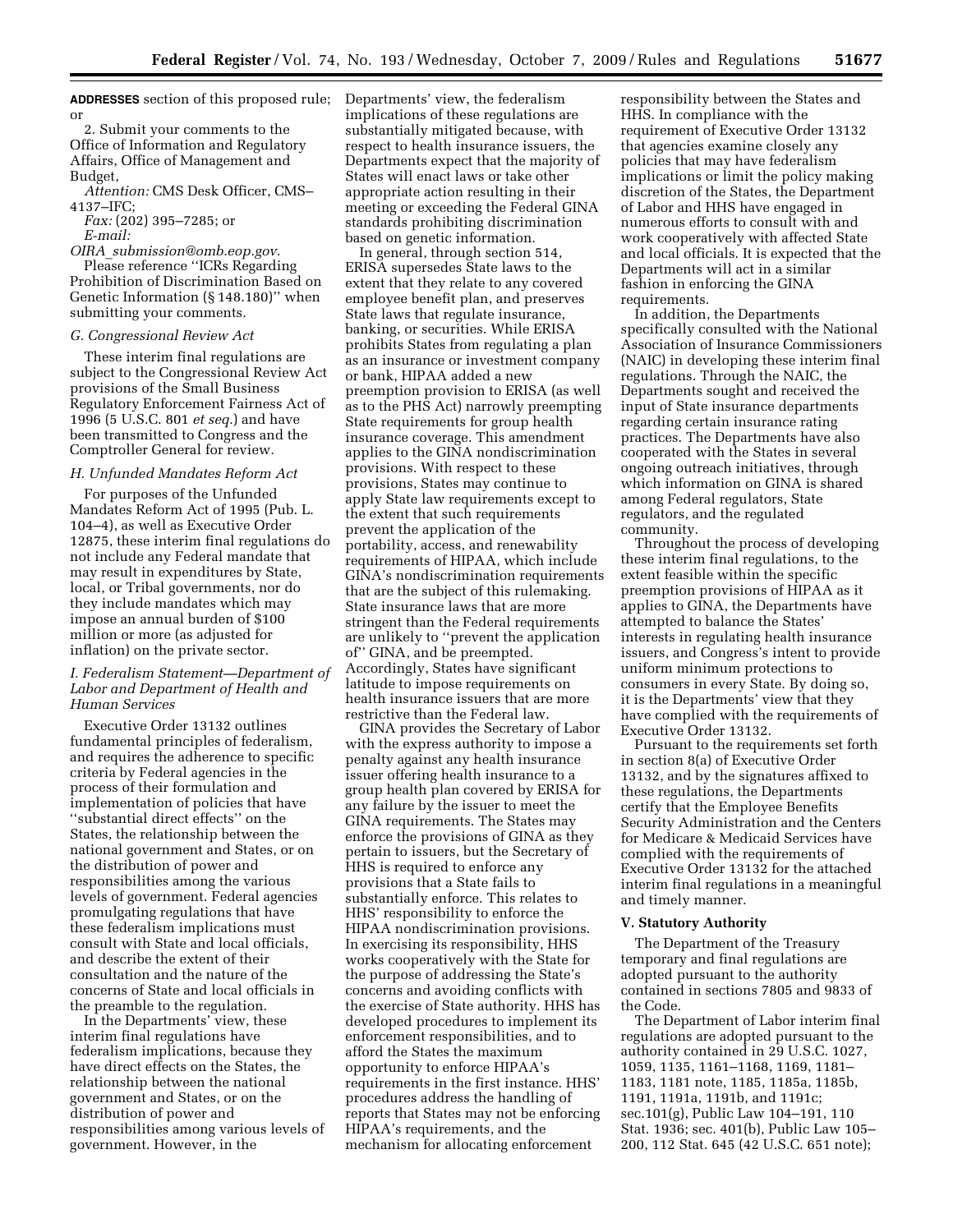**ADDRESSES** section of this proposed rule; or

2. Submit your comments to the Office of Information and Regulatory Affairs, Office of Management and Budget,

*Attention:* CMS Desk Officer, CMS–4137–IFC;

*Fax:* (202) 395–7285; or

*E-mail: OIRA_submission@omb.eop.gov.*

Please reference ''ICRs Regarding Prohibition of Discrimination Based on Genetic Information (§ 148.180)'' when submitting your comments.

### *G. Congressional Review Act*

These interim final regulations are subject to the Congressional Review Act provisions of the Small Business Regulatory Enforcement Fairness Act of 1996 (5 U.S.C. 801 *et seq.*) and have been transmitted to Congress and the Comptroller General for review.

### *H. Unfunded Mandates Reform Act*

For purposes of the Unfunded Mandates Reform Act of 1995 (Pub. L. 104–4), as well as Executive Order 12875, these interim final regulations do not include any Federal mandate that may result in expenditures by State, local, or Tribal governments, nor do they include mandates which may impose an annual burden of $100 million or more (as adjusted for inflation) on the private sector.

### *I. Federalism Statement—Department of Labor and Department of Health and Human Services*

Executive Order 13132 outlines fundamental principles of federalism, and requires the adherence to specific criteria by Federal agencies in the process of their formulation and implementation of policies that have ''substantial direct effects'' on the States, the relationship between the national government and States, or on the distribution of power and responsibilities among the various levels of government. Federal agencies promulgating regulations that have these federalism implications must consult with State and local officials, and describe the extent of their consultation and the nature of the concerns of State and local officials in the preamble to the regulation.

In the Departments' view, these interim final regulations have federalism implications, because they have direct effects on the States, the relationship between the national government and States, or on the distribution of power and responsibilities among various levels of government. However, in the Departments' view, the federalism implications of these regulations are substantially mitigated because, with respect to health insurance issuers, the Departments expect that the majority of States will enact laws or take other appropriate action resulting in their meeting or exceeding the Federal GINA standards prohibiting discrimination based on genetic information.

In general, through section 514, ERISA supersedes State laws to the extent that they relate to any covered employee benefit plan, and preserves State laws that regulate insurance, banking, or securities. While ERISA prohibits States from regulating a plan as an insurance or investment company or bank, HIPAA added a new preemption provision to ERISA (as well as to the PHS Act) narrowly preempting State requirements for group health insurance coverage. This amendment applies to the GINA nondiscrimination provisions. With respect to these provisions, States may continue to apply State law requirements except to the extent that such requirements prevent the application of the portability, access, and renewability requirements of HIPAA, which include GINA's nondiscrimination requirements that are the subject of this rulemaking. State insurance laws that are more stringent than the Federal requirements are unlikely to ''prevent the application of'' GINA, and be preempted. Accordingly, States have significant latitude to impose requirements on health insurance issuers that are more restrictive than the Federal law.

GINA provides the Secretary of Labor with the express authority to impose a penalty against any health insurance issuer offering health insurance to a group health plan covered by ERISA for any failure by the issuer to meet the GINA requirements. The States may enforce the provisions of GINA as they pertain to issuers, but the Secretary of HHS is required to enforce any provisions that a State fails to substantially enforce. This relates to HHS' responsibility to enforce the HIPAA nondiscrimination provisions. In exercising its responsibility, HHS works cooperatively with the State for the purpose of addressing the State's concerns and avoiding conflicts with the exercise of State authority. HHS has developed procedures to implement its enforcement responsibilities, and to afford the States the maximum opportunity to enforce HIPAA's requirements in the first instance. HHS' procedures address the handling of reports that States may not be enforcing HIPAA's requirements, and the mechanism for allocating enforcement responsibility between the States and HHS. In compliance with the requirement of Executive Order 13132 that agencies examine closely any policies that may have federalism implications or limit the policy making discretion of the States, the Department of Labor and HHS have engaged in numerous efforts to consult with and work cooperatively with affected State and local officials. It is expected that the Departments will act in a similar fashion in enforcing the GINA requirements.

In addition, the Departments specifically consulted with the National Association of Insurance Commissioners (NAIC) in developing these interim final regulations. Through the NAIC, the Departments sought and received the input of State insurance departments regarding certain insurance rating practices. The Departments have also cooperated with the States in several ongoing outreach initiatives, through which information on GINA is shared among Federal regulators, State regulators, and the regulated community.

Throughout the process of developing these interim final regulations, to the extent feasible within the specific preemption provisions of HIPAA as it applies to GINA, the Departments have attempted to balance the States' interests in regulating health insurance issuers, and Congress's intent to provide uniform minimum protections to consumers in every State. By doing so, it is the Departments' view that they have complied with the requirements of Executive Order 13132.

Pursuant to the requirements set forth in section 8(a) of Executive Order 13132, and by the signatures affixed to these regulations, the Departments certify that the Employee Benefits Security Administration and the Centers for Medicare & Medicaid Services have complied with the requirements of Executive Order 13132 for the attached interim final regulations in a meaningful and timely manner.

## V. Statutory Authority

The Department of the Treasury temporary and final regulations are adopted pursuant to the authority contained in sections 7805 and 9833 of the Code.

The Department of Labor interim final regulations are adopted pursuant to the authority contained in 29 U.S.C. 1027, 1059, 1135, 1161–1168, 1169, 1181–1183, 1181 note, 1185, 1185a, 1185b, 1191, 1191a, 1191b, and 1191c; sec.101(g), Public Law 104–191, 110 Stat. 1936; sec. 401(b), Public Law 105–200, 112 Stat. 645 (42 U.S.C. 651 note);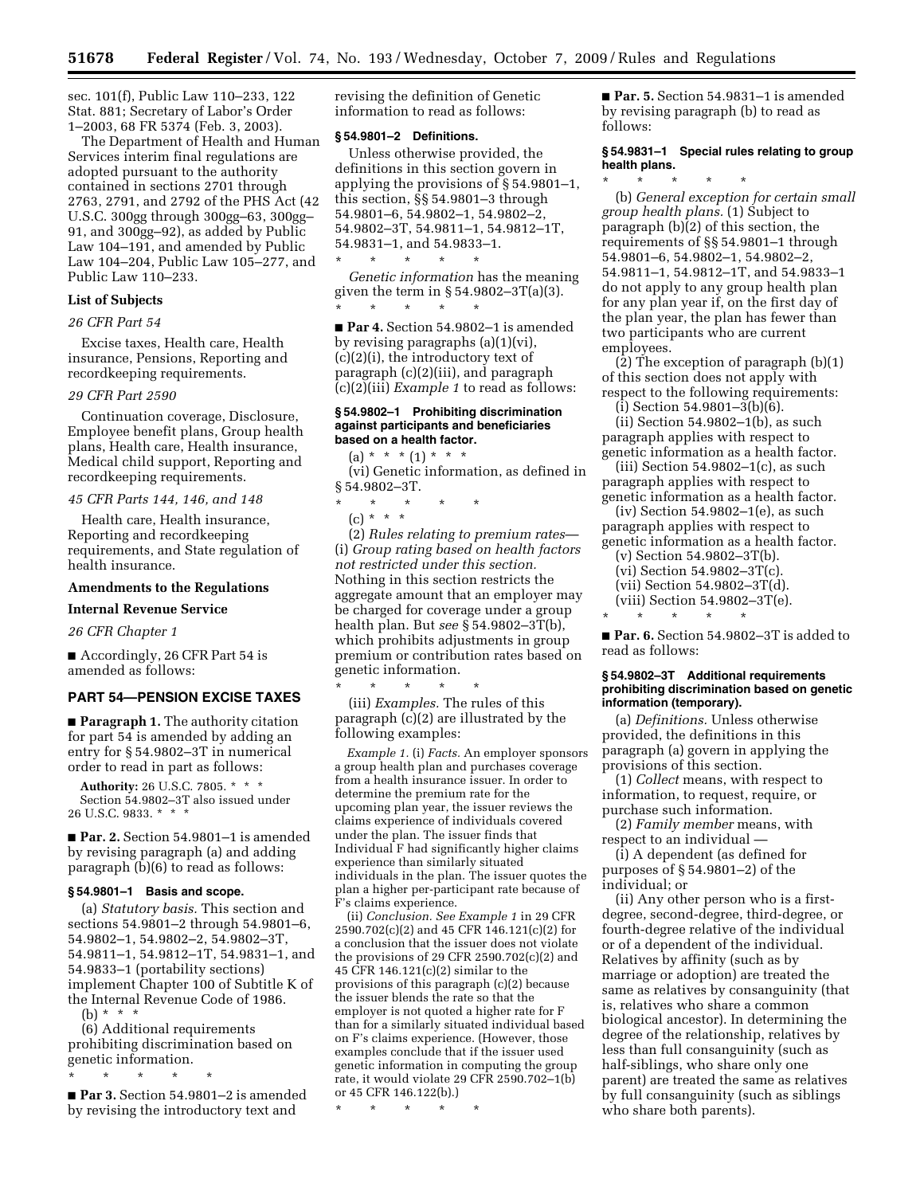sec. 101(f), Public Law 110–233, 122 Stat. 881; Secretary of Labor's Order 1–2003, 68 FR 5374 (Feb. 3, 2003).

The Department of Health and Human Services interim final regulations are adopted pursuant to the authority contained in sections 2701 through 2763, 2791, and 2792 of the PHS Act (42 U.S.C. 300gg through 300gg–63, 300gg–91, and 300gg–92), as added by Public Law 104–191, and amended by Public Law 104–204, Public Law 105–277, and Public Law 110–233.

**List of Subjects**

*26 CFR Part 54*

Excise taxes, Health care, Health insurance, Pensions, Reporting and recordkeeping requirements.

*29 CFR Part 2590*

Continuation coverage, Disclosure, Employee benefit plans, Group health plans, Health care, Health insurance, Medical child support, Reporting and recordkeeping requirements.

*45 CFR Parts 144, 146, and 148*

Health care, Health insurance, Reporting and recordkeeping requirements, and State regulation of health insurance.

**Amendments to the Regulations**

**Internal Revenue Service**

*26 CFR Chapter 1*

■ Accordingly, 26 CFR Part 54 is amended as follows:

## PART 54—PENSION EXCISE TAXES

■ **Paragraph 1.** The authority citation for part 54 is amended by adding an entry for § 54.9802–3T in numerical order to read in part as follows:

**Authority:** 26 U.S.C. 7805. * * *
Section 54.9802–3T also issued under 26 U.S.C. 9833. * * *

■ **Par. 2.** Section 54.9801–1 is amended by revising paragraph (a) and adding paragraph (b)(6) to read as follows:

### § 54.9801–1 Basis and scope.

(a) *Statutory basis.* This section and sections 54.9801–2 through 54.9801–6, 54.9802–1, 54.9802–2, 54.9802–3T, 54.9811–1, 54.9812–1T, 54.9831–1, and 54.9833–1 (portability sections) implement Chapter 100 of Subtitle K of the Internal Revenue Code of 1986.

(b) * * *

(6) Additional requirements prohibiting discrimination based on genetic information.

\* \* \* \* \*

■ **Par 3.** Section 54.9801–2 is amended by revising the introductory text and revising the definition of Genetic information to read as follows:

### § 54.9801–2 Definitions.

Unless otherwise provided, the definitions in this section govern in applying the provisions of § 54.9801–1, this section, §§ 54.9801–3 through 54.9801–6, 54.9802–1, 54.9802–2, 54.9802–3T, 54.9811–1, 54.9812–1T, 54.9831–1, and 54.9833–1.

\* \* \* \* \*

*Genetic information* has the meaning given the term in § 54.9802–3T(a)(3).

\* \* \* \* \*

■ **Par 4.** Section 54.9802–1 is amended by revising paragraphs (a)(1)(vi), (c)(2)(i), the introductory text of paragraph (c)(2)(iii), and paragraph (c)(2)(iii) *Example 1* to read as follows:

### § 54.9802–1 Prohibiting discrimination against participants and beneficiaries based on a health factor.

(a) * * * (1) * * *

(vi) Genetic information, as defined in § 54.9802–3T.

\* \* \* \* \*

(c) * * *

(2) *Rules relating to premium rates*—(i) *Group rating based on health factors not restricted under this section.* Nothing in this section restricts the aggregate amount that an employer may be charged for coverage under a group health plan. But *see* § 54.9802–3T(b), which prohibits adjustments in group premium or contribution rates based on genetic information.

\* \* \* \* \*

(iii) *Examples.* The rules of this paragraph (c)(2) are illustrated by the following examples:

*Example 1.* (i) *Facts.* An employer sponsors a group health plan and purchases coverage from a health insurance issuer. In order to determine the premium rate for the upcoming plan year, the issuer reviews the claims experience of individuals covered under the plan. The issuer finds that Individual F had significantly higher claims experience than similarly situated individuals in the plan. The issuer quotes the plan a higher per-participant rate because of F's claims experience.

(ii) *Conclusion. See Example 1* in 29 CFR 2590.702(c)(2) and 45 CFR 146.121(c)(2) for a conclusion that the issuer does not violate the provisions of 29 CFR 2590.702(c)(2) and 45 CFR 146.121(c)(2) similar to the provisions of this paragraph (c)(2) because the issuer blends the rate so that the employer is not quoted a higher rate for F than for a similarly situated individual based on F's claims experience. (However, those examples conclude that if the issuer used genetic information in computing the group rate, it would violate 29 CFR 2590.702–1(b) or 45 CFR 146.122(b).)

\* \* \* \* \*

■ **Par. 5.** Section 54.9831–1 is amended by revising paragraph (b) to read as follows:

### § 54.9831–1 Special rules relating to group health plans.

\* \* \* \* \*

(b) *General exception for certain small group health plans.* (1) Subject to paragraph (b)(2) of this section, the requirements of §§ 54.9801–1 through 54.9801–6, 54.9802–1, 54.9802–2, 54.9811–1, 54.9812–1T, and 54.9833–1 do not apply to any group health plan for any plan year if, on the first day of the plan year, the plan has fewer than two participants who are current employees.

(2) The exception of paragraph (b)(1) of this section does not apply with respect to the following requirements:

(i) Section 54.9801–3(b)(6).

(ii) Section 54.9802–1(b), as such paragraph applies with respect to genetic information as a health factor.

(iii) Section 54.9802–1(c), as such paragraph applies with respect to genetic information as a health factor.

(iv) Section 54.9802–1(e), as such paragraph applies with respect to genetic information as a health factor.

(v) Section 54.9802–3T(b).

(vi) Section 54.9802–3T(c).

(vii) Section 54.9802–3T(d).

(viii) Section 54.9802–3T(e).

\* \* \* \* \*

■ **Par. 6.** Section 54.9802–3T is added to read as follows:

### § 54.9802–3T Additional requirements prohibiting discrimination based on genetic information (temporary).

(a) *Definitions.* Unless otherwise provided, the definitions in this paragraph (a) govern in applying the provisions of this section.

(1) *Collect* means, with respect to information, to request, require, or purchase such information.

(2) *Family member* means, with respect to an individual —

(i) A dependent (as defined for purposes of § 54.9801–2) of the individual; or

(ii) Any other person who is a first-degree, second-degree, third-degree, or fourth-degree relative of the individual or of a dependent of the individual. Relatives by affinity (such as by marriage or adoption) are treated the same as relatives by consanguinity (that is, relatives who share a common biological ancestor). In determining the degree of the relationship, relatives by less than full consanguinity (such as half-siblings, who share only one parent) are treated the same as relatives by full consanguinity (such as siblings who share both parents).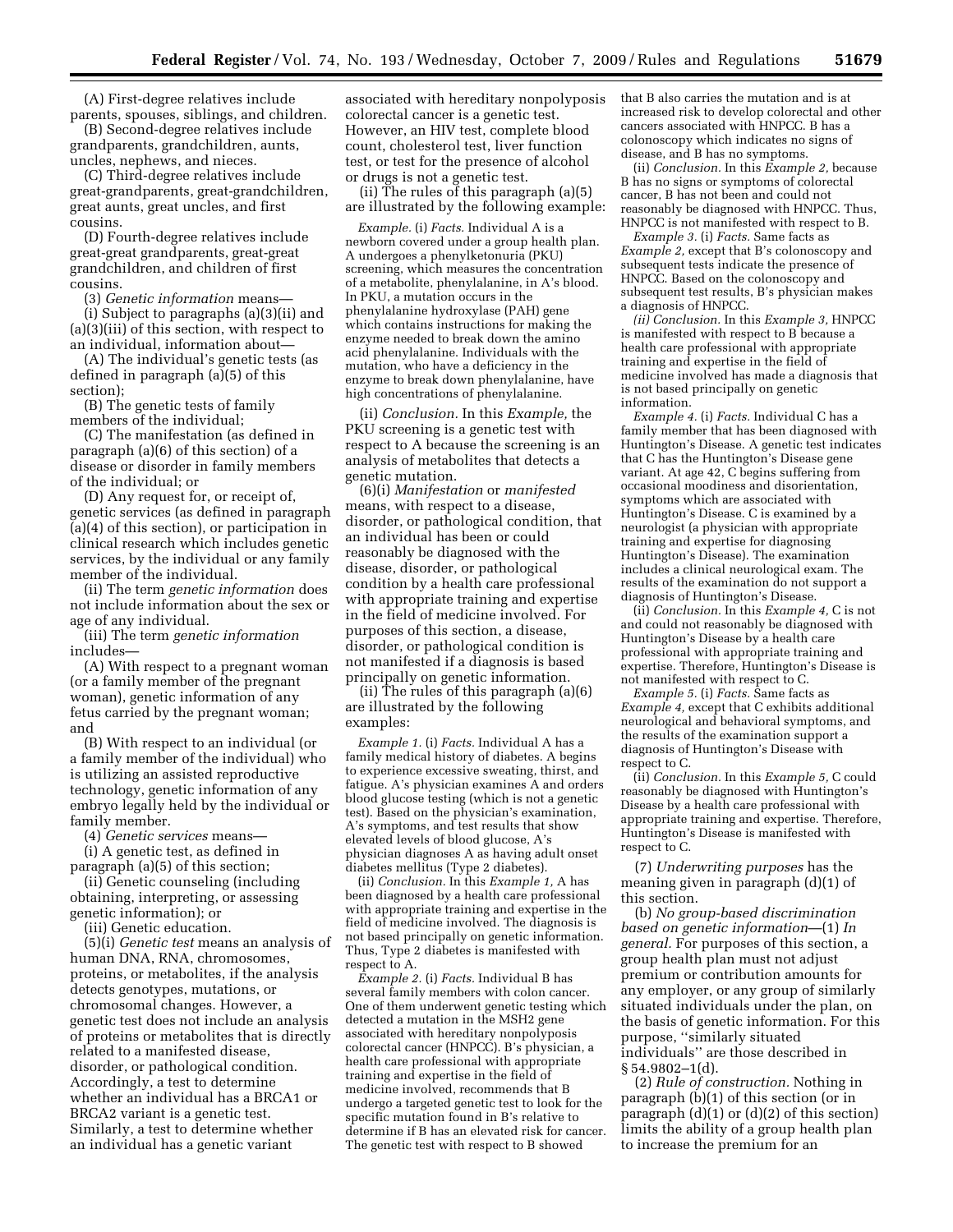(A) First-degree relatives include parents, spouses, siblings, and children.

(B) Second-degree relatives include grandparents, grandchildren, aunts, uncles, nephews, and nieces.

(C) Third-degree relatives include great-grandparents, great-grandchildren, great aunts, great uncles, and first cousins.

(D) Fourth-degree relatives include great-great grandparents, great-great grandchildren, and children of first cousins.

(3) *Genetic information* means—

(i) Subject to paragraphs (a)(3)(ii) and (a)(3)(iii) of this section, with respect to an individual, information about—

(A) The individual's genetic tests (as defined in paragraph (a)(5) of this section);

(B) The genetic tests of family members of the individual;

(C) The manifestation (as defined in paragraph (a)(6) of this section) of a disease or disorder in family members of the individual; or

(D) Any request for, or receipt of, genetic services (as defined in paragraph (a)(4) of this section), or participation in clinical research which includes genetic services, by the individual or any family member of the individual.

(ii) The term *genetic information* does not include information about the sex or age of any individual.

(iii) The term *genetic information* includes—

(A) With respect to a pregnant woman (or a family member of the pregnant woman), genetic information of any fetus carried by the pregnant woman; and

(B) With respect to an individual (or a family member of the individual) who is utilizing an assisted reproductive technology, genetic information of any embryo legally held by the individual or family member.

(4) *Genetic services* means—

(i) A genetic test, as defined in paragraph (a)(5) of this section;

(ii) Genetic counseling (including obtaining, interpreting, or assessing genetic information); or

(iii) Genetic education.

(5)(i) *Genetic test* means an analysis of human DNA, RNA, chromosomes, proteins, or metabolites, if the analysis detects genotypes, mutations, or chromosomal changes. However, a genetic test does not include an analysis of proteins or metabolites that is directly related to a manifested disease, disorder, or pathological condition. Accordingly, a test to determine whether an individual has a BRCA1 or BRCA2 variant is a genetic test. Similarly, a test to determine whether an individual has a genetic variant associated with hereditary nonpolyposis colorectal cancer is a genetic test. However, an HIV test, complete blood count, cholesterol test, liver function test, or test for the presence of alcohol or drugs is not a genetic test.

(ii) The rules of this paragraph (a)(5) are illustrated by the following example:

*Example.* (i) *Facts.* Individual A is a newborn covered under a group health plan. A undergoes a phenylketonuria (PKU) screening, which measures the concentration of a metabolite, phenylalanine, in A's blood. In PKU, a mutation occurs in the phenylalanine hydroxylase (PAH) gene which contains instructions for making the enzyme needed to break down the amino acid phenylalanine. Individuals with the mutation, who have a deficiency in the enzyme to break down phenylalanine, have high concentrations of phenylalanine.

(ii) *Conclusion.* In this *Example,* the PKU screening is a genetic test with respect to A because the screening is an analysis of metabolites that detects a genetic mutation.

(6)(i) *Manifestation* or *manifested* means, with respect to a disease, disorder, or pathological condition, that an individual has been or could reasonably be diagnosed with the disease, disorder, or pathological condition by a health care professional with appropriate training and expertise in the field of medicine involved. For purposes of this section, a disease, disorder, or pathological condition is not manifested if a diagnosis is based principally on genetic information.

(ii) The rules of this paragraph (a)(6) are illustrated by the following examples:

*Example 1.* (i) *Facts.* Individual A has a family medical history of diabetes. A begins to experience excessive sweating, thirst, and fatigue. A's physician examines A and orders blood glucose testing (which is not a genetic test). Based on the physician's examination, A's symptoms, and test results that show elevated levels of blood glucose, A's physician diagnoses A as having adult onset diabetes mellitus (Type 2 diabetes).

(ii) *Conclusion.* In this *Example 1,* A has been diagnosed by a health care professional with appropriate training and expertise in the field of medicine involved. The diagnosis is not based principally on genetic information. Thus, Type 2 diabetes is manifested with respect to A.

*Example 2.* (i) *Facts.* Individual B has several family members with colon cancer. One of them underwent genetic testing which detected a mutation in the MSH2 gene associated with hereditary nonpolyposis colorectal cancer (HNPCC). B's physician, a health care professional with appropriate training and expertise in the field of medicine involved, recommends that B undergo a targeted genetic test to look for the specific mutation found in B's relative to determine if B has an elevated risk for cancer. The genetic test with respect to B showed that B also carries the mutation and is at increased risk to develop colorectal and other cancers associated with HNPCC. B has a colonoscopy which indicates no signs of disease, and B has no symptoms.

(ii) *Conclusion.* In this *Example 2,* because B has no signs or symptoms of colorectal cancer, B has not been and could not reasonably be diagnosed with HNPCC. Thus, HNPCC is not manifested with respect to B.

*Example 3.* (i) *Facts.* Same facts as *Example 2,* except that B's colonoscopy and subsequent tests indicate the presence of HNPCC. Based on the colonoscopy and subsequent test results, B's physician makes a diagnosis of HNPCC.

*(ii) Conclusion.* In this *Example 3,* HNPCC is manifested with respect to B because a health care professional with appropriate training and expertise in the field of medicine involved has made a diagnosis that is not based principally on genetic information.

*Example 4.* (i) *Facts.* Individual C has a family member that has been diagnosed with Huntington's Disease. A genetic test indicates that C has the Huntington's Disease gene variant. At age 42, C begins suffering from occasional moodiness and disorientation, symptoms which are associated with Huntington's Disease. C is examined by a neurologist (a physician with appropriate training and expertise for diagnosing Huntington's Disease). The examination includes a clinical neurological exam. The results of the examination do not support a diagnosis of Huntington's Disease.

(ii) *Conclusion.* In this *Example 4,* C is not and could not reasonably be diagnosed with Huntington's Disease by a health care professional with appropriate training and expertise. Therefore, Huntington's Disease is not manifested with respect to C.

*Example 5.* (i) *Facts.* Same facts as *Example 4,* except that C exhibits additional neurological and behavioral symptoms, and the results of the examination support a diagnosis of Huntington's Disease with respect to C.

(ii) *Conclusion.* In this *Example 5,* C could reasonably be diagnosed with Huntington's Disease by a health care professional with appropriate training and expertise. Therefore, Huntington's Disease is manifested with respect to C.

(7) *Underwriting purposes* has the meaning given in paragraph (d)(1) of this section.

(b) *No group-based discrimination based on genetic information*—(1) *In general.* For purposes of this section, a group health plan must not adjust premium or contribution amounts for any employer, or any group of similarly situated individuals under the plan, on the basis of genetic information. For this purpose, ''similarly situated individuals'' are those described in § 54.9802–1(d).

(2) *Rule of construction.* Nothing in paragraph (b)(1) of this section (or in paragraph (d)(1) or (d)(2) of this section) limits the ability of a group health plan to increase the premium for an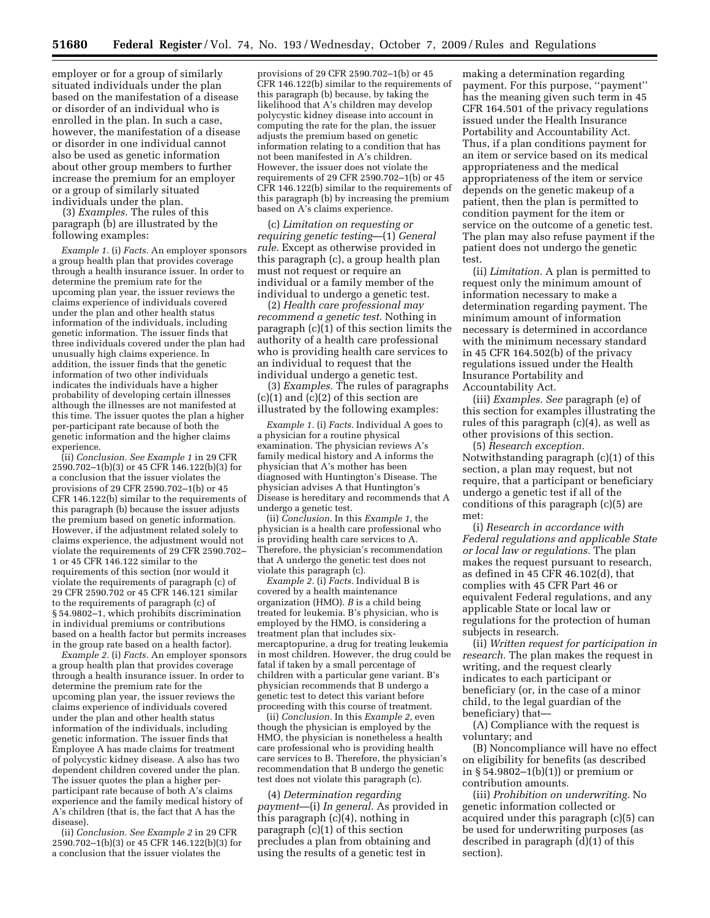employer or for a group of similarly situated individuals under the plan based on the manifestation of a disease or disorder of an individual who is enrolled in the plan. In such a case, however, the manifestation of a disease or disorder in one individual cannot also be used as genetic information about other group members to further increase the premium for an employer or a group of similarly situated individuals under the plan.

(3) *Examples.* The rules of this paragraph (b) are illustrated by the following examples:

*Example 1.* (i) *Facts.* An employer sponsors a group health plan that provides coverage through a health insurance issuer. In order to determine the premium rate for the upcoming plan year, the issuer reviews the claims experience of individuals covered under the plan and other health status information of the individuals, including genetic information. The issuer finds that three individuals covered under the plan had unusually high claims experience. In addition, the issuer finds that the genetic information of two other individuals indicates the individuals have a higher probability of developing certain illnesses although the illnesses are not manifested at this time. The issuer quotes the plan a higher per-participant rate because of both the genetic information and the higher claims experience.

(ii) *Conclusion. See Example 1* in 29 CFR 2590.702–1(b)(3) or 45 CFR 146.122(b)(3) for a conclusion that the issuer violates the provisions of 29 CFR 2590.702–1(b) or 45 CFR 146.122(b) similar to the requirements of this paragraph (b) because the issuer adjusts the premium based on genetic information. However, if the adjustment related solely to claims experience, the adjustment would not violate the requirements of 29 CFR 2590.702–1 or 45 CFR 146.122 similar to the requirements of this section (nor would it violate the requirements of paragraph (c) of 29 CFR 2590.702 or 45 CFR 146.121 similar to the requirements of paragraph (c) of § 54.9802–1, which prohibits discrimination in individual premiums or contributions based on a health factor but permits increases in the group rate based on a health factor).

*Example 2.* (i) *Facts.* An employer sponsors a group health plan that provides coverage through a health insurance issuer. In order to determine the premium rate for the upcoming plan year, the issuer reviews the claims experience of individuals covered under the plan and other health status information of the individuals, including genetic information. The issuer finds that Employee A has made claims for treatment of polycystic kidney disease. A also has two dependent children covered under the plan. The issuer quotes the plan a higher per-participant rate because of both A's claims experience and the family medical history of A's children (that is, the fact that A has the disease).

(ii) *Conclusion. See Example 2* in 29 CFR 2590.702–1(b)(3) or 45 CFR 146.122(b)(3) for a conclusion that the issuer violates the provisions of 29 CFR 2590.702–1(b) or 45 CFR 146.122(b) similar to the requirements of this paragraph (b) because, by taking the likelihood that A's children may develop polycystic kidney disease into account in computing the rate for the plan, the issuer adjusts the premium based on genetic information relating to a condition that has not been manifested in A's children. However, the issuer does not violate the requirements of 29 CFR 2590.702–1(b) or 45 CFR 146.122(b) similar to the requirements of this paragraph (b) by increasing the premium based on A's claims experience.

(c) *Limitation on requesting or requiring genetic testing*—(1) *General rule.* Except as otherwise provided in this paragraph (c), a group health plan must not request or require an individual or a family member of the individual to undergo a genetic test.

(2) *Health care professional may recommend a genetic test.* Nothing in paragraph (c)(1) of this section limits the authority of a health care professional who is providing health care services to an individual to request that the individual undergo a genetic test.

(3) *Examples.* The rules of paragraphs (c)(1) and (c)(2) of this section are illustrated by the following examples:

*Example 1.* (i) *Facts.* Individual A goes to a physician for a routine physical examination. The physician reviews A's family medical history and A informs the physician that A's mother has been diagnosed with Huntington's Disease. The physician advises A that Huntington's Disease is hereditary and recommends that A undergo a genetic test.

(ii) *Conclusion.* In this *Example 1,* the physician is a health care professional who is providing health care services to A. Therefore, the physician's recommendation that A undergo the genetic test does not violate this paragraph (c).

*Example 2.* (i) *Facts.* Individual B is covered by a health maintenance organization (HMO). *B* is a child being treated for leukemia. B's physician, who is employed by the HMO, is considering a treatment plan that includes six-mercaptopurine, a drug for treating leukemia in most children. However, the drug could be fatal if taken by a small percentage of children with a particular gene variant. B's physician recommends that B undergo a genetic test to detect this variant before proceeding with this course of treatment.

(ii) *Conclusion.* In this *Example 2,* even though the physician is employed by the HMO, the physician is nonetheless a health care professional who is providing health care services to B. Therefore, the physician's recommendation that B undergo the genetic test does not violate this paragraph (c).

(4) *Determination regarding payment*—(i) *In general.* As provided in this paragraph (c)(4), nothing in paragraph (c)(1) of this section precludes a plan from obtaining and using the results of a genetic test in making a determination regarding payment. For this purpose, "payment" has the meaning given such term in 45 CFR 164.501 of the privacy regulations issued under the Health Insurance Portability and Accountability Act. Thus, if a plan conditions payment for an item or service based on its medical appropriateness and the medical appropriateness of the item or service depends on the genetic makeup of a patient, then the plan is permitted to condition payment for the item or service on the outcome of a genetic test. The plan may also refuse payment if the patient does not undergo the genetic test.

(ii) *Limitation.* A plan is permitted to request only the minimum amount of information necessary to make a determination regarding payment. The minimum amount of information necessary is determined in accordance with the minimum necessary standard in 45 CFR 164.502(b) of the privacy regulations issued under the Health Insurance Portability and Accountability Act.

(iii) *Examples. See* paragraph (e) of this section for examples illustrating the rules of this paragraph (c)(4), as well as other provisions of this section.

(5) *Research exception.* Notwithstanding paragraph (c)(1) of this section, a plan may request, but not require, that a participant or beneficiary undergo a genetic test if all of the conditions of this paragraph (c)(5) are met:

(i) *Research in accordance with Federal regulations and applicable State or local law or regulations.* The plan makes the request pursuant to research, as defined in 45 CFR 46.102(d), that complies with 45 CFR Part 46 or equivalent Federal regulations, and any applicable State or local law or regulations for the protection of human subjects in research.

(ii) *Written request for participation in research.* The plan makes the request in writing, and the request clearly indicates to each participant or beneficiary (or, in the case of a minor child, to the legal guardian of the beneficiary) that—

(A) Compliance with the request is voluntary; and

(B) Noncompliance will have no effect on eligibility for benefits (as described in § 54.9802–1(b)(1)) or premium or contribution amounts.

(iii) *Prohibition on underwriting.* No genetic information collected or acquired under this paragraph (c)(5) can be used for underwriting purposes (as described in paragraph (d)(1) of this section).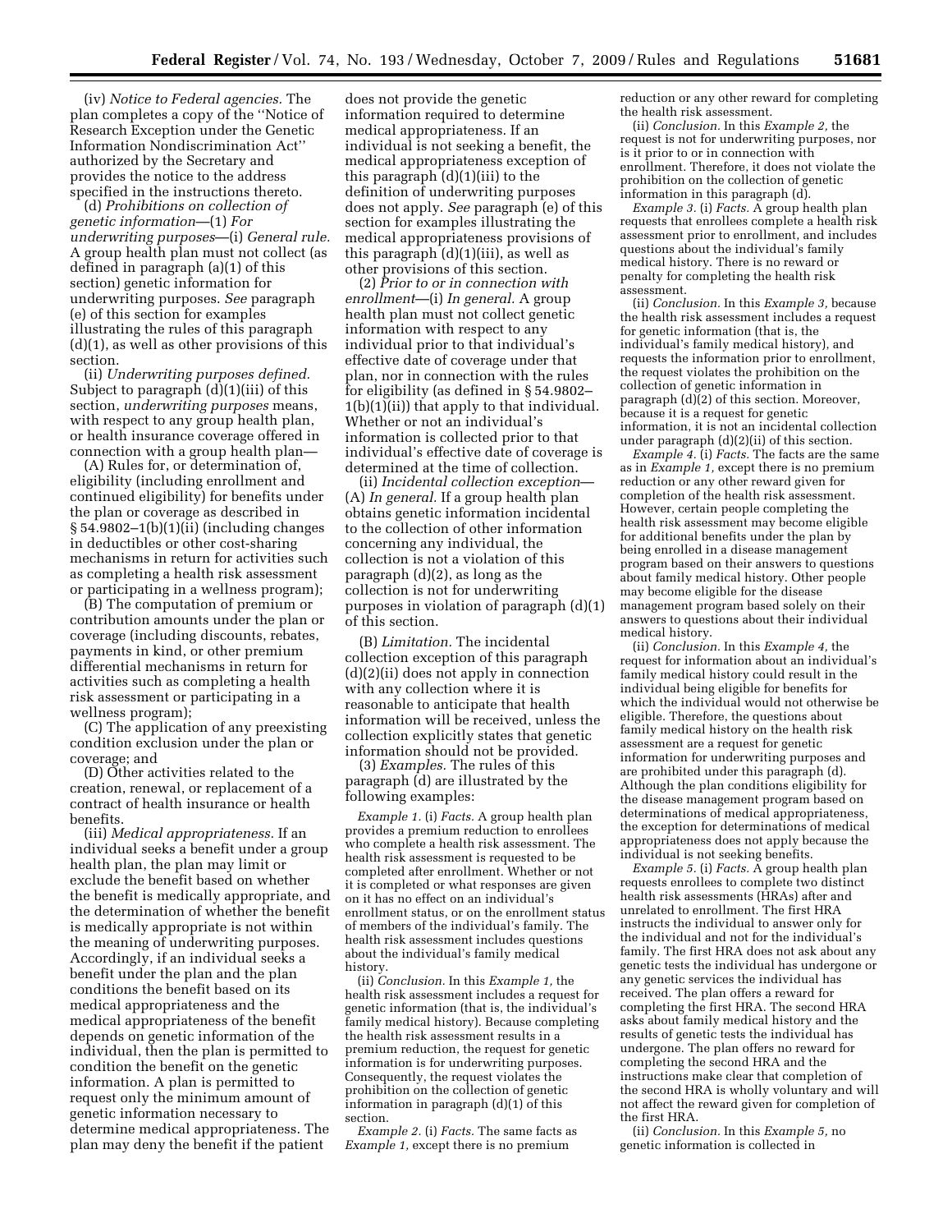(iv) *Notice to Federal agencies.* The plan completes a copy of the ''Notice of Research Exception under the Genetic Information Nondiscrimination Act'' authorized by the Secretary and provides the notice to the address specified in the instructions thereto.

(d) *Prohibitions on collection of genetic information*—(1) *For underwriting purposes*—(i) *General rule.* A group health plan must not collect (as defined in paragraph (a)(1) of this section) genetic information for underwriting purposes. *See* paragraph (e) of this section for examples illustrating the rules of this paragraph (d)(1), as well as other provisions of this section.

(ii) *Underwriting purposes defined.* Subject to paragraph (d)(1)(iii) of this section, *underwriting purposes* means, with respect to any group health plan, or health insurance coverage offered in connection with a group health plan—

(A) Rules for, or determination of, eligibility (including enrollment and continued eligibility) for benefits under the plan or coverage as described in § 54.9802–1(b)(1)(ii) (including changes in deductibles or other cost-sharing mechanisms in return for activities such as completing a health risk assessment or participating in a wellness program);

(B) The computation of premium or contribution amounts under the plan or coverage (including discounts, rebates, payments in kind, or other premium differential mechanisms in return for activities such as completing a health risk assessment or participating in a wellness program);

(C) The application of any preexisting condition exclusion under the plan or coverage; and

(D) Other activities related to the creation, renewal, or replacement of a contract of health insurance or health benefits.

(iii) *Medical appropriateness.* If an individual seeks a benefit under a group health plan, the plan may limit or exclude the benefit based on whether the benefit is medically appropriate, and the determination of whether the benefit is medically appropriate is not within the meaning of underwriting purposes. Accordingly, if an individual seeks a benefit under the plan and the plan conditions the benefit based on its medical appropriateness and the medical appropriateness of the benefit depends on genetic information of the individual, then the plan is permitted to condition the benefit on the genetic information. A plan is permitted to request only the minimum amount of genetic information necessary to determine medical appropriateness. The plan may deny the benefit if the patient does not provide the genetic information required to determine medical appropriateness. If an individual is not seeking a benefit, the medical appropriateness exception of this paragraph (d)(1)(iii) to the definition of underwriting purposes does not apply. *See* paragraph (e) of this section for examples illustrating the medical appropriateness provisions of this paragraph (d)(1)(iii), as well as other provisions of this section.

(2) *Prior to or in connection with enrollment*—(i) *In general.* A group health plan must not collect genetic information with respect to any individual prior to that individual's effective date of coverage under that plan, nor in connection with the rules for eligibility (as defined in § 54.9802–1(b)(1)(ii)) that apply to that individual. Whether or not an individual's information is collected prior to that individual's effective date of coverage is determined at the time of collection.

(ii) *Incidental collection exception*—(A) *In general.* If a group health plan obtains genetic information incidental to the collection of other information concerning any individual, the collection is not a violation of this paragraph (d)(2), as long as the collection is not for underwriting purposes in violation of paragraph (d)(1) of this section.

(B) *Limitation.* The incidental collection exception of this paragraph (d)(2)(ii) does not apply in connection with any collection where it is reasonable to anticipate that health information will be received, unless the collection explicitly states that genetic information should not be provided.

(3) *Examples.* The rules of this paragraph (d) are illustrated by the following examples:

*Example 1.* (i) *Facts.* A group health plan provides a premium reduction to enrollees who complete a health risk assessment. The health risk assessment is requested to be completed after enrollment. Whether or not it is completed or what responses are given on it has no effect on an individual's enrollment status, or on the enrollment status of members of the individual's family. The health risk assessment includes questions about the individual's family medical history.

(ii) *Conclusion.* In this *Example 1,* the health risk assessment includes a request for genetic information (that is, the individual's family medical history). Because completing the health risk assessment results in a premium reduction, the request for genetic information is for underwriting purposes. Consequently, the request violates the prohibition on the collection of genetic information in paragraph (d)(1) of this section.

*Example 2.* (i) *Facts.* The same facts as *Example 1,* except there is no premium reduction or any other reward for completing the health risk assessment.

(ii) *Conclusion.* In this *Example 2,* the request is not for underwriting purposes, nor is it prior to or in connection with enrollment. Therefore, it does not violate the prohibition on the collection of genetic information in this paragraph (d).

*Example 3.* (i) *Facts.* A group health plan requests that enrollees complete a health risk assessment prior to enrollment, and includes questions about the individual's family medical history. There is no reward or penalty for completing the health risk assessment.

(ii) *Conclusion.* In this *Example 3,* because the health risk assessment includes a request for genetic information (that is, the individual's family medical history), and requests the information prior to enrollment, the request violates the prohibition on the collection of genetic information in paragraph (d)(2) of this section. Moreover, because it is a request for genetic information, it is not an incidental collection under paragraph (d)(2)(ii) of this section.

*Example 4.* (i) *Facts.* The facts are the same as in *Example 1,* except there is no premium reduction or any other reward given for completion of the health risk assessment. However, certain people completing the health risk assessment may become eligible for additional benefits under the plan by being enrolled in a disease management program based on their answers to questions about family medical history. Other people may become eligible for the disease management program based solely on their answers to questions about their individual medical history.

(ii) *Conclusion.* In this *Example 4,* the request for information about an individual's family medical history could result in the individual being eligible for benefits for which the individual would not otherwise be eligible. Therefore, the questions about family medical history on the health risk assessment are a request for genetic information for underwriting purposes and are prohibited under this paragraph (d). Although the plan conditions eligibility for the disease management program based on determinations of medical appropriateness, the exception for determinations of medical appropriateness does not apply because the individual is not seeking benefits.

*Example 5.* (i) *Facts.* A group health plan requests enrollees to complete two distinct health risk assessments (HRAs) after and unrelated to enrollment. The first HRA instructs the individual to answer only for the individual and not for the individual's family. The first HRA does not ask about any genetic tests the individual has undergone or any genetic services the individual has received. The plan offers a reward for completing the first HRA. The second HRA asks about family medical history and the results of genetic tests the individual has undergone. The plan offers no reward for completing the second HRA and the instructions make clear that completion of the second HRA is wholly voluntary and will not affect the reward given for completion of the first HRA.

(ii) *Conclusion.* In this *Example 5,* no genetic information is collected in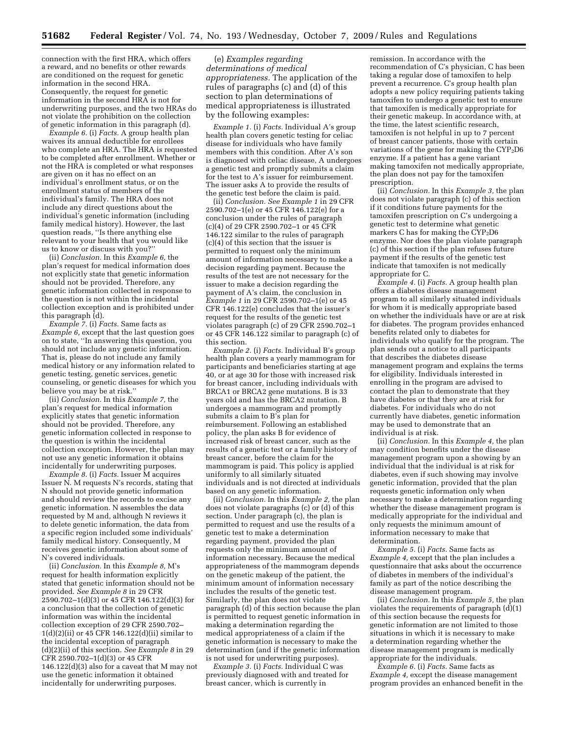connection with the first HRA, which offers a reward, and no benefits or other rewards are conditioned on the request for genetic information in the second HRA. Consequently, the request for genetic information in the second HRA is not for underwriting purposes, and the two HRAs do not violate the prohibition on the collection of genetic information in this paragraph (d).

*Example 6.* (i) *Facts.* A group health plan waives its annual deductible for enrollees who complete an HRA. The HRA is requested to be completed after enrollment. Whether or not the HRA is completed or what responses are given on it has no effect on an individual's enrollment status, or on the enrollment status of members of the individual's family. The HRA does not include any direct questions about the individual's genetic information (including family medical history). However, the last question reads, ''Is there anything else relevant to your health that you would like us to know or discuss with you?''

(ii) *Conclusion.* In this *Example 6,* the plan's request for medical information does not explicitly state that genetic information should not be provided. Therefore, any genetic information collected in response to the question is not within the incidental collection exception and is prohibited under this paragraph (d).

*Example 7.* (i) *Facts.* Same facts as *Example 6,* except that the last question goes on to state, ''In answering this question, you should not include any genetic information. That is, please do not include any family medical history or any information related to genetic testing, genetic services, genetic counseling, or genetic diseases for which you believe you may be at risk.''

(ii) *Conclusion.* In this *Example 7,* the plan's request for medical information explicitly states that genetic information should not be provided. Therefore, any genetic information collected in response to the question is within the incidental collection exception. However, the plan may not use any genetic information it obtains incidentally for underwriting purposes.

*Example 8.* (i) *Facts.* Issuer M acquires Issuer N. M requests N's records, stating that N should not provide genetic information and should review the records to excise any genetic information. N assembles the data requested by M and, although N reviews it to delete genetic information, the data from a specific region included some individuals' family medical history. Consequently, M receives genetic information about some of N's covered individuals.

(ii) *Conclusion.* In this *Example 8,* M's request for health information explicitly stated that genetic information should not be provided. *See Example 8* in 29 CFR 2590.702–1(d)(3) or 45 CFR 146.122(d)(3) for a conclusion that the collection of genetic information was within the incidental collection exception of 29 CFR 2590.702–1(d)(2)(ii) or 45 CFR 146.122(d)(ii) similar to the incidental exception of paragraph (d)(2)(ii) of this section. *See Example 8* in 29 CFR 2590.702–1(d)(3) or 45 CFR 146.122(d)(3) also for a caveat that M may not use the genetic information it obtained incidentally for underwriting purposes.

(e) *Examples regarding determinations of medical appropriateness.* The application of the rules of paragraphs (c) and (d) of this section to plan determinations of medical appropriateness is illustrated by the following examples:

*Example 1.* (i) *Facts.* Individual A's group health plan covers genetic testing for celiac disease for individuals who have family members with this condition. After A's son is diagnosed with celiac disease, A undergoes a genetic test and promptly submits a claim for the test to A's issuer for reimbursement. The issuer asks A to provide the results of the genetic test before the claim is paid.

(ii) *Conclusion. See Example 1* in 29 CFR 2590.702–1(e) or 45 CFR 146.122(e) for a conclusion under the rules of paragraph (c)(4) of 29 CFR 2590.702–1 or 45 CFR 146.122 similar to the rules of paragraph (c)(4) of this section that the issuer is permitted to request only the minimum amount of information necessary to make a decision regarding payment. Because the results of the test are not necessary for the issuer to make a decision regarding the payment of A's claim, the conclusion in *Example 1* in 29 CFR 2590.702–1(e) or 45 CFR 146.122(e) concludes that the issuer's request for the results of the genetic test violates paragraph (c) of 29 CFR 2590.702–1 or 45 CFR 146.122 similar to paragraph (c) of this section.

*Example 2.* (i) *Facts.* Individual B's group health plan covers a yearly mammogram for participants and beneficiaries starting at age 40, or at age 30 for those with increased risk for breast cancer, including individuals with BRCA1 or BRCA2 gene mutations. B is 33 years old and has the BRCA2 mutation. B undergoes a mammogram and promptly submits a claim to B's plan for reimbursement. Following an established policy, the plan asks B for evidence of increased risk of breast cancer, such as the results of a genetic test or a family history of breast cancer, before the claim for the mammogram is paid. This policy is applied uniformly to all similarly situated individuals and is not directed at individuals based on any genetic information.

(ii) *Conclusion.* In this *Example 2,* the plan does not violate paragraphs (c) or (d) of this section. Under paragraph (c), the plan is permitted to request and use the results of a genetic test to make a determination regarding payment, provided the plan requests only the minimum amount of information necessary. Because the medical appropriateness of the mammogram depends on the genetic makeup of the patient, the minimum amount of information necessary includes the results of the genetic test. Similarly, the plan does not violate paragraph (d) of this section because the plan is permitted to request genetic information in making a determination regarding the medical appropriateness of a claim if the genetic information is necessary to make the determination (and if the genetic information is not used for underwriting purposes).

*Example 3.* (i) *Facts.* Individual C was previously diagnosed with and treated for breast cancer, which is currently in remission. In accordance with the recommendation of C's physician, C has been taking a regular dose of tamoxifen to help prevent a recurrence. C's group health plan adopts a new policy requiring patients taking tamoxifen to undergo a genetic test to ensure that tamoxifen is medically appropriate for their genetic makeup. In accordance with, at the time, the latest scientific research, tamoxifen is not helpful in up to 7 percent of breast cancer patients, those with certain variations of the gene for making the $CYP_2D6$ enzyme. If a patient has a gene variant making tamoxifen not medically appropriate, the plan does not pay for the tamoxifen prescription.

(ii) *Conclusion.* In this *Example 3,* the plan does not violate paragraph (c) of this section if it conditions future payments for the tamoxifen prescription on C's undergoing a genetic test to determine what genetic markers C has for making the $CYP_2D6$ enzyme. Nor does the plan violate paragraph (c) of this section if the plan refuses future payment if the results of the genetic test indicate that tamoxifen is not medically appropriate for C.

*Example 4.* (i) *Facts.* A group health plan offers a diabetes disease management program to all similarly situated individuals for whom it is medically appropriate based on whether the individuals have or are at risk for diabetes. The program provides enhanced benefits related only to diabetes for individuals who qualify for the program. The plan sends out a notice to all participants that describes the diabetes disease management program and explains the terms for eligibility. Individuals interested in enrolling in the program are advised to contact the plan to demonstrate that they have diabetes or that they are at risk for diabetes. For individuals who do not currently have diabetes, genetic information may be used to demonstrate that an individual is at risk.

(ii) *Conclusion.* In this *Example 4,* the plan may condition benefits under the disease management program upon a showing by an individual that the individual is at risk for diabetes, even if such showing may involve genetic information, provided that the plan requests genetic information only when necessary to make a determination regarding whether the disease management program is medically appropriate for the individual and only requests the minimum amount of information necessary to make that determination.

*Example 5.* (i) *Facts.* Same facts as *Example 4,* except that the plan includes a questionnaire that asks about the occurrence of diabetes in members of the individual's family as part of the notice describing the disease management program.

(ii) *Conclusion.* In this *Example 5,* the plan violates the requirements of paragraph (d)(1) of this section because the requests for genetic information are not limited to those situations in which it is necessary to make a determination regarding whether the disease management program is medically appropriate for the individuals.

*Example 6.* (i) *Facts.* Same facts as *Example 4,* except the disease management program provides an enhanced benefit in the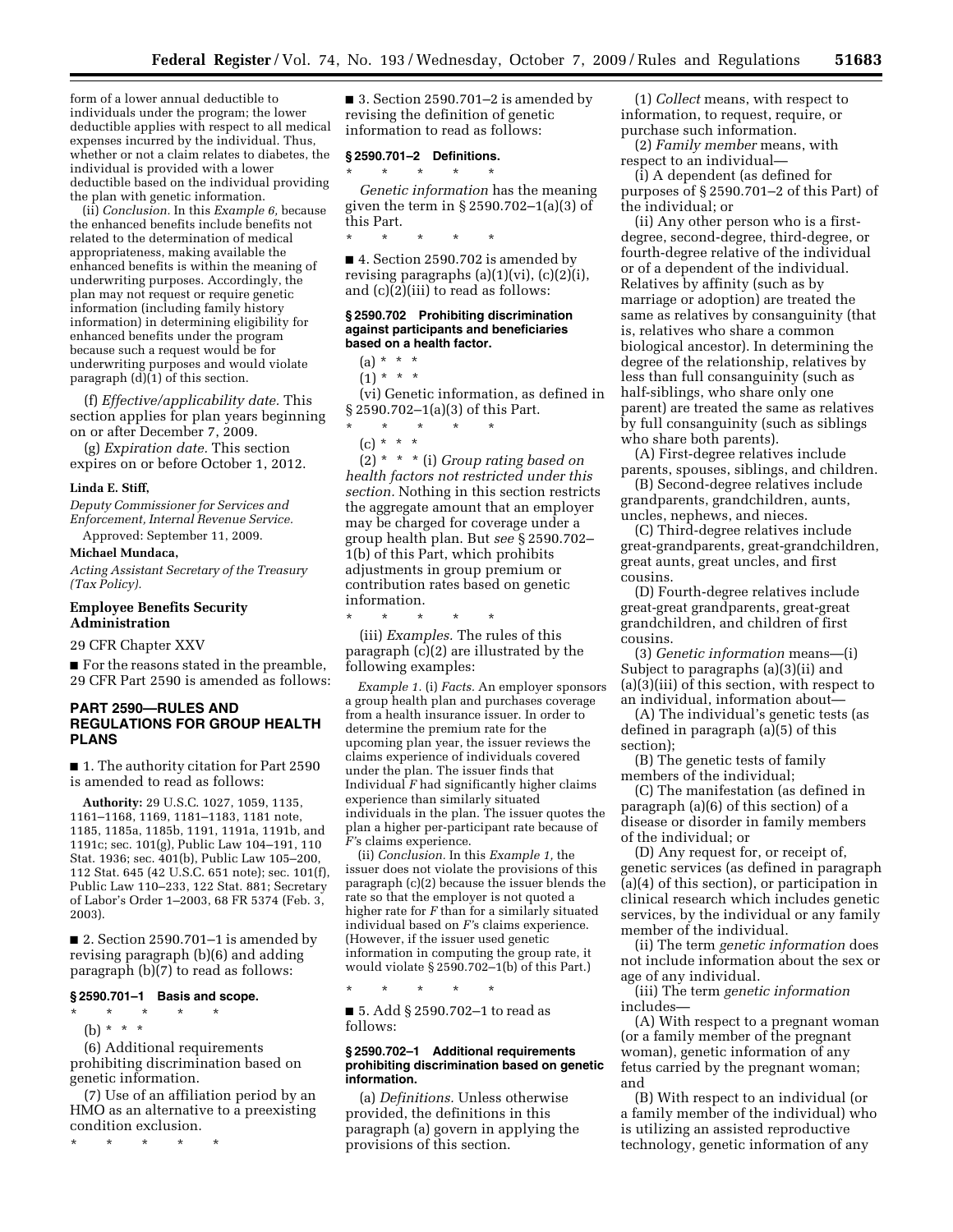form of a lower annual deductible to individuals under the program; the lower deductible applies with respect to all medical expenses incurred by the individual. Thus, whether or not a claim relates to diabetes, the individual is provided with a lower deductible based on the individual providing the plan with genetic information.

(ii) *Conclusion.* In this *Example 6,* because the enhanced benefits include benefits not related to the determination of medical appropriateness, making available the enhanced benefits is within the meaning of underwriting purposes. Accordingly, the plan may not request or require genetic information (including family history information) in determining eligibility for enhanced benefits under the program because such a request would be for underwriting purposes and would violate paragraph (d)(1) of this section.

(f) *Effective/applicability date.* This section applies for plan years beginning on or after December 7, 2009.

(g) *Expiration date.* This section expires on or before October 1, 2012.

**Linda E. Stiff,**

*Deputy Commissioner for Services and Enforcement, Internal Revenue Service.*

Approved: September 11, 2009.

**Michael Mundaca,**

*Acting Assistant Secretary of the Treasury (Tax Policy).*

## Employee Benefits Security Administration

29 CFR Chapter XXV

■ For the reasons stated in the preamble, 29 CFR Part 2590 is amended as follows:

## PART 2590—RULES AND REGULATIONS FOR GROUP HEALTH PLANS

■ 1. The authority citation for Part 2590 is amended to read as follows:

**Authority:** 29 U.S.C. 1027, 1059, 1135, 1161–1168, 1169, 1181–1183, 1181 note, 1185, 1185a, 1185b, 1191, 1191a, 1191b, and 1191c; sec. 101(g), Public Law 104–191, 110 Stat. 1936; sec. 401(b), Public Law 105–200, 112 Stat. 645 (42 U.S.C. 651 note); sec. 101(f), Public Law 110–233, 122 Stat. 881; Secretary of Labor's Order 1–2003, 68 FR 5374 (Feb. 3, 2003).

■ 2. Section 2590.701–1 is amended by revising paragraph (b)(6) and adding paragraph (b)(7) to read as follows:

### § 2590.701–1 Basis and scope.

\* \* \* \* \*

(b) \* \* \*

(6) Additional requirements prohibiting discrimination based on genetic information.

(7) Use of an affiliation period by an HMO as an alternative to a preexisting condition exclusion.

\* \* \* \* \*

■ 3. Section 2590.701–2 is amended by revising the definition of genetic information to read as follows:

### § 2590.701–2 Definitions.

\* \* \* \* \*

*Genetic information* has the meaning given the term in § 2590.702–1(a)(3) of this Part.

\* \* \* \* \*

■ 4. Section 2590.702 is amended by revising paragraphs (a)(1)(vi), (c)(2)(i), and (c)(2)(iii) to read as follows:

### § 2590.702 Prohibiting discrimination against participants and beneficiaries based on a health factor.

(a) \* \* \*

(1) \* \* \*

(vi) Genetic information, as defined in § 2590.702–1(a)(3) of this Part.

\* \* \* \* \*

(c) \* \* \*

(2) \* \* \* (i) *Group rating based on health factors not restricted under this section.* Nothing in this section restricts the aggregate amount that an employer may be charged for coverage under a group health plan. But *see* § 2590.702–1(b) of this Part, which prohibits adjustments in group premium or contribution rates based on genetic information.

\* \* \* \* \*

(iii) *Examples.* The rules of this paragraph (c)(2) are illustrated by the following examples:

*Example 1.* (i) *Facts.* An employer sponsors a group health plan and purchases coverage from a health insurance issuer. In order to determine the premium rate for the upcoming plan year, the issuer reviews the claims experience of individuals covered under the plan. The issuer finds that Individual *F* had significantly higher claims experience than similarly situated individuals in the plan. The issuer quotes the plan a higher per-participant rate because of *F*'s claims experience.

(ii) *Conclusion.* In this *Example 1,* the issuer does not violate the provisions of this paragraph (c)(2) because the issuer blends the rate so that the employer is not quoted a higher rate for *F* than for a similarly situated individual based on *F*'s claims experience. (However, if the issuer used genetic information in computing the group rate, it would violate § 2590.702–1(b) of this Part.)

\* \* \* \* \*

■ 5. Add § 2590.702–1 to read as follows:

### § 2590.702–1 Additional requirements prohibiting discrimination based on genetic information.

(a) *Definitions.* Unless otherwise provided, the definitions in this paragraph (a) govern in applying the provisions of this section.

(1) *Collect* means, with respect to information, to request, require, or purchase such information.

(2) *Family member* means, with respect to an individual—

(i) A dependent (as defined for purposes of § 2590.701–2 of this Part) of the individual; or

(ii) Any other person who is a first-degree, second-degree, third-degree, or fourth-degree relative of the individual or of a dependent of the individual. Relatives by affinity (such as by marriage or adoption) are treated the same as relatives by consanguinity (that is, relatives who share a common biological ancestor). In determining the degree of the relationship, relatives by less than full consanguinity (such as half-siblings, who share only one parent) are treated the same as relatives by full consanguinity (such as siblings who share both parents).

(A) First-degree relatives include parents, spouses, siblings, and children.

(B) Second-degree relatives include grandparents, grandchildren, aunts, uncles, nephews, and nieces.

(C) Third-degree relatives include great-grandparents, great-grandchildren, great aunts, great uncles, and first cousins.

(D) Fourth-degree relatives include great-great grandparents, great-great grandchildren, and children of first cousins.

(3) *Genetic information* means—(i) Subject to paragraphs (a)(3)(ii) and (a)(3)(iii) of this section, with respect to an individual, information about—

(A) The individual's genetic tests (as defined in paragraph (a)(5) of this section);

(B) The genetic tests of family members of the individual;

(C) The manifestation (as defined in paragraph (a)(6) of this section) of a disease or disorder in family members of the individual; or

(D) Any request for, or receipt of, genetic services (as defined in paragraph (a)(4) of this section), or participation in clinical research which includes genetic services, by the individual or any family member of the individual.

(ii) The term *genetic information* does not include information about the sex or age of any individual.

(iii) The term *genetic information* includes—

(A) With respect to a pregnant woman (or a family member of the pregnant woman), genetic information of any fetus carried by the pregnant woman; and

(B) With respect to an individual (or a family member of the individual) who is utilizing an assisted reproductive technology, genetic information of any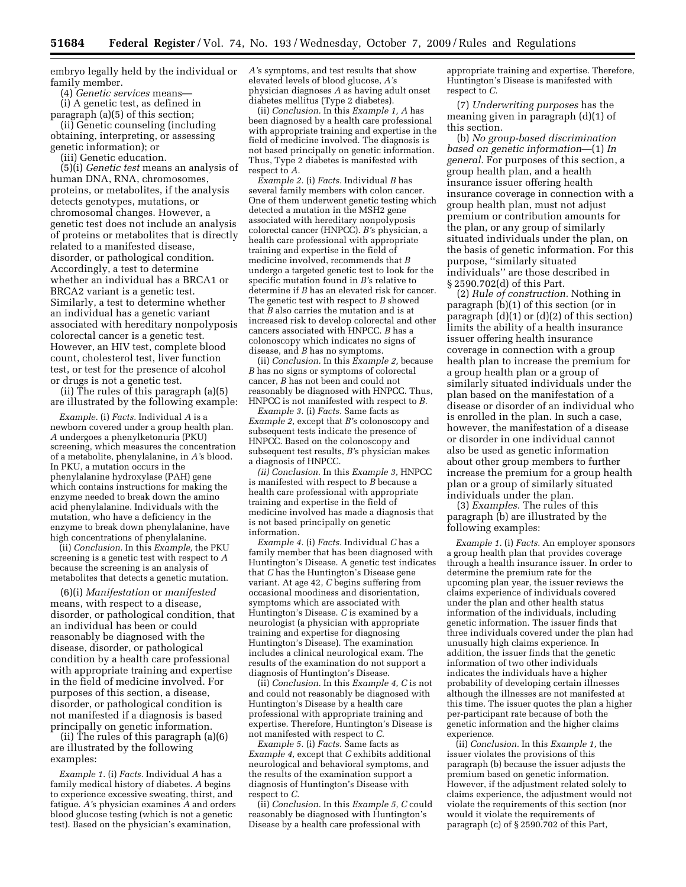embryo legally held by the individual or family member.

(4) *Genetic services* means—

(i) A genetic test, as defined in paragraph (a)(5) of this section;

(ii) Genetic counseling (including obtaining, interpreting, or assessing genetic information); or

(iii) Genetic education.

(5)(i) *Genetic test* means an analysis of human DNA, RNA, chromosomes, proteins, or metabolites, if the analysis detects genotypes, mutations, or chromosomal changes. However, a genetic test does not include an analysis of proteins or metabolites that is directly related to a manifested disease, disorder, or pathological condition. Accordingly, a test to determine whether an individual has a BRCA1 or BRCA2 variant is a genetic test. Similarly, a test to determine whether an individual has a genetic variant associated with hereditary nonpolyposis colorectal cancer is a genetic test. However, an HIV test, complete blood count, cholesterol test, liver function test, or test for the presence of alcohol or drugs is not a genetic test.

(ii) The rules of this paragraph (a)(5) are illustrated by the following example:

*Example.* (i) *Facts.* Individual *A* is a newborn covered under a group health plan. *A* undergoes a phenylketonuria (PKU) screening, which measures the concentration of a metabolite, phenylalanine, in *A's* blood. In PKU, a mutation occurs in the phenylalanine hydroxylase (PAH) gene which contains instructions for making the enzyme needed to break down the amino acid phenylalanine. Individuals with the mutation, who have a deficiency in the enzyme to break down phenylalanine, have high concentrations of phenylalanine.

(ii) *Conclusion.* In this *Example,* the PKU screening is a genetic test with respect to *A* because the screening is an analysis of metabolites that detects a genetic mutation.

(6)(i) *Manifestation* or *manifested* means, with respect to a disease, disorder, or pathological condition, that an individual has been or could reasonably be diagnosed with the disease, disorder, or pathological condition by a health care professional with appropriate training and expertise in the field of medicine involved. For purposes of this section, a disease, disorder, or pathological condition is not manifested if a diagnosis is based principally on genetic information.

(ii) The rules of this paragraph (a)(6) are illustrated by the following examples:

*Example 1.* (i) *Facts.* Individual *A* has a family medical history of diabetes. *A* begins to experience excessive sweating, thirst, and fatigue. *A's* physician examines *A* and orders blood glucose testing (which is not a genetic test). Based on the physician's examination, *A's* symptoms, and test results that show elevated levels of blood glucose, *A's* physician diagnoses *A* as having adult onset diabetes mellitus (Type 2 diabetes).

(ii) *Conclusion.* In this *Example 1, A* has been diagnosed by a health care professional with appropriate training and expertise in the field of medicine involved. The diagnosis is not based principally on genetic information. Thus, Type 2 diabetes is manifested with respect to *A.*

*Example 2.* (i) *Facts.* Individual *B* has several family members with colon cancer. One of them underwent genetic testing which detected a mutation in the MSH2 gene associated with hereditary nonpolyposis colorectal cancer (HNPCC). *B's* physician, a health care professional with appropriate training and expertise in the field of medicine involved, recommends that *B* undergo a targeted genetic test to look for the specific mutation found in *B's* relative to determine if *B* has an elevated risk for cancer. The genetic test with respect to *B* showed that *B* also carries the mutation and is at increased risk to develop colorectal and other cancers associated with HNPCC. *B* has a colonoscopy which indicates no signs of disease, and *B* has no symptoms.

(ii) *Conclusion.* In this *Example 2,* because *B* has no signs or symptoms of colorectal cancer, *B* has not been and could not reasonably be diagnosed with HNPCC. Thus, HNPCC is not manifested with respect to *B.*

*Example 3.* (i) *Facts.* Same facts as *Example 2,* except that *B's* colonoscopy and subsequent tests indicate the presence of HNPCC. Based on the colonoscopy and subsequent test results, *B's* physician makes a diagnosis of HNPCC.

*(ii) Conclusion.* In this *Example 3,* HNPCC is manifested with respect to *B* because a health care professional with appropriate training and expertise in the field of medicine involved has made a diagnosis that is not based principally on genetic information.

*Example 4.* (i) *Facts.* Individual *C* has a family member that has been diagnosed with Huntington's Disease. A genetic test indicates that *C* has the Huntington's Disease gene variant. At age 42, *C* begins suffering from occasional moodiness and disorientation, symptoms which are associated with Huntington's Disease. *C* is examined by a neurologist (a physician with appropriate training and expertise for diagnosing Huntington's Disease). The examination includes a clinical neurological exam. The results of the examination do not support a diagnosis of Huntington's Disease.

(ii) *Conclusion.* In this *Example 4, C* is not and could not reasonably be diagnosed with Huntington's Disease by a health care professional with appropriate training and expertise. Therefore, Huntington's Disease is not manifested with respect to *C.*

*Example 5.* (i) *Facts.* Same facts as *Example 4,* except that *C* exhibits additional neurological and behavioral symptoms, and the results of the examination support a diagnosis of Huntington's Disease with respect to *C.*

(ii) *Conclusion.* In this *Example 5, C* could reasonably be diagnosed with Huntington's Disease by a health care professional with appropriate training and expertise. Therefore, Huntington's Disease is manifested with respect to *C.*

(7) *Underwriting purposes* has the meaning given in paragraph (d)(1) of this section.

(b) *No group-based discrimination based on genetic information*—(1) *In general.* For purposes of this section, a group health plan, and a health insurance issuer offering health insurance coverage in connection with a group health plan, must not adjust premium or contribution amounts for the plan, or any group of similarly situated individuals under the plan, on the basis of genetic information. For this purpose, "similarly situated individuals" are those described in § 2590.702(d) of this Part.

(2) *Rule of construction.* Nothing in paragraph (b)(1) of this section (or in paragraph (d)(1) or (d)(2) of this section) limits the ability of a health insurance issuer offering health insurance coverage in connection with a group health plan to increase the premium for a group health plan or a group of similarly situated individuals under the plan based on the manifestation of a disease or disorder of an individual who is enrolled in the plan. In such a case, however, the manifestation of a disease or disorder in one individual cannot also be used as genetic information about other group members to further increase the premium for a group health plan or a group of similarly situated individuals under the plan.

(3) *Examples.* The rules of this paragraph (b) are illustrated by the following examples:

*Example 1.* (i) *Facts.* An employer sponsors a group health plan that provides coverage through a health insurance issuer. In order to determine the premium rate for the upcoming plan year, the issuer reviews the claims experience of individuals covered under the plan and other health status information of the individuals, including genetic information. The issuer finds that three individuals covered under the plan had unusually high claims experience. In addition, the issuer finds that the genetic information of two other individuals indicates the individuals have a higher probability of developing certain illnesses although the illnesses are not manifested at this time. The issuer quotes the plan a higher per-participant rate because of both the genetic information and the higher claims experience.

(ii) *Conclusion.* In this *Example 1,* the issuer violates the provisions of this paragraph (b) because the issuer adjusts the premium based on genetic information. However, if the adjustment related solely to claims experience, the adjustment would not violate the requirements of this section (nor would it violate the requirements of paragraph (c) of § 2590.702 of this Part,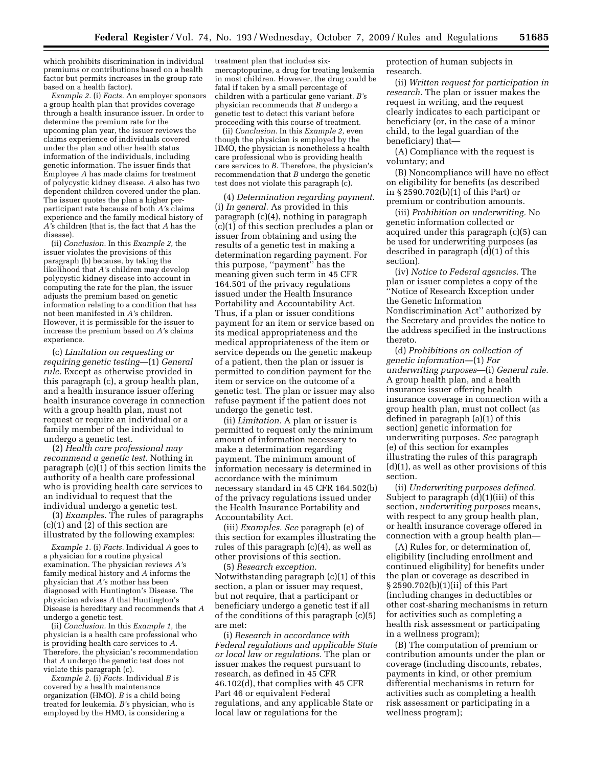which prohibits discrimination in individual premiums or contributions based on a health factor but permits increases in the group rate based on a health factor).

*Example 2.* (i) *Facts.* An employer sponsors a group health plan that provides coverage through a health insurance issuer. In order to determine the premium rate for the upcoming plan year, the issuer reviews the claims experience of individuals covered under the plan and other health status information of the individuals, including genetic information. The issuer finds that Employee *A* has made claims for treatment of polycystic kidney disease. *A* also has two dependent children covered under the plan. The issuer quotes the plan a higher per-participant rate because of both *A's* claims experience and the family medical history of *A's* children (that is, the fact that *A* has the disease).

(ii) *Conclusion.* In this *Example 2,* the issuer violates the provisions of this paragraph (b) because, by taking the likelihood that *A's* children may develop polycystic kidney disease into account in computing the rate for the plan, the issuer adjusts the premium based on genetic information relating to a condition that has not been manifested in *A's* children. However, it is permissible for the issuer to increase the premium based on *A's* claims experience.

(c) *Limitation on requesting or requiring genetic testing*—(1) *General rule.* Except as otherwise provided in this paragraph (c), a group health plan, and a health insurance issuer offering health insurance coverage in connection with a group health plan, must not request or require an individual or a family member of the individual to undergo a genetic test.

(2) *Health care professional may recommend a genetic test.* Nothing in paragraph (c)(1) of this section limits the authority of a health care professional who is providing health care services to an individual to request that the individual undergo a genetic test.

(3) *Examples.* The rules of paragraphs (c)(1) and (2) of this section are illustrated by the following examples:

*Example 1.* (i) *Facts.* Individual *A* goes to a physician for a routine physical examination. The physician reviews *A's* family medical history and *A* informs the physician that *A's* mother has been diagnosed with Huntington's Disease. The physician advises *A* that Huntington's Disease is hereditary and recommends that *A* undergo a genetic test.

(ii) *Conclusion.* In this *Example 1,* the physician is a health care professional who is providing health care services to *A.* Therefore, the physician's recommendation that *A* undergo the genetic test does not violate this paragraph (c).

*Example 2.* (i) *Facts.* Individual *B* is covered by a health maintenance organization (HMO). *B* is a child being treated for leukemia. *B's* physician, who is employed by the HMO, is considering a treatment plan that includes six-mercaptopurine, a drug for treating leukemia in most children. However, the drug could be fatal if taken by a small percentage of children with a particular gene variant. *B's* physician recommends that *B* undergo a genetic test to detect this variant before proceeding with this course of treatment.

(ii) *Conclusion.* In this *Example 2,* even though the physician is employed by the HMO, the physician is nonetheless a health care professional who is providing health care services to *B.* Therefore, the physician's recommendation that *B* undergo the genetic test does not violate this paragraph (c).

(4) *Determination regarding payment.* (i) *In general.* As provided in this paragraph (c)(4), nothing in paragraph (c)(1) of this section precludes a plan or issuer from obtaining and using the results of a genetic test in making a determination regarding payment. For this purpose, ''payment'' has the meaning given such term in 45 CFR 164.501 of the privacy regulations issued under the Health Insurance Portability and Accountability Act. Thus, if a plan or issuer conditions payment for an item or service based on its medical appropriateness and the medical appropriateness of the item or service depends on the genetic makeup of a patient, then the plan or issuer is permitted to condition payment for the item or service on the outcome of a genetic test. The plan or issuer may also refuse payment if the patient does not undergo the genetic test.

(ii) *Limitation.* A plan or issuer is permitted to request only the minimum amount of information necessary to make a determination regarding payment. The minimum amount of information necessary is determined in accordance with the minimum necessary standard in 45 CFR 164.502(b) of the privacy regulations issued under the Health Insurance Portability and Accountability Act.

(iii) *Examples. See* paragraph (e) of this section for examples illustrating the rules of this paragraph (c)(4), as well as other provisions of this section.

(5) *Research exception.* Notwithstanding paragraph (c)(1) of this section, a plan or issuer may request, but not require, that a participant or beneficiary undergo a genetic test if all of the conditions of this paragraph (c)(5) are met:

(i) *Research in accordance with Federal regulations and applicable State or local law or regulations.* The plan or issuer makes the request pursuant to research, as defined in 45 CFR 46.102(d), that complies with 45 CFR Part 46 or equivalent Federal regulations, and any applicable State or local law or regulations for the protection of human subjects in research.

(ii) *Written request for participation in research.* The plan or issuer makes the request in writing, and the request clearly indicates to each participant or beneficiary (or, in the case of a minor child, to the legal guardian of the beneficiary) that—

(A) Compliance with the request is voluntary; and

(B) Noncompliance will have no effect on eligibility for benefits (as described in § 2590.702(b)(1) of this Part) or premium or contribution amounts.

(iii) *Prohibition on underwriting.* No genetic information collected or acquired under this paragraph (c)(5) can be used for underwriting purposes (as described in paragraph (d)(1) of this section).

(iv) *Notice to Federal agencies.* The plan or issuer completes a copy of the ''Notice of Research Exception under the Genetic Information Nondiscrimination Act'' authorized by the Secretary and provides the notice to the address specified in the instructions thereto.

(d) *Prohibitions on collection of genetic information*—(1) *For underwriting purposes*—(i) *General rule.* A group health plan, and a health insurance issuer offering health insurance coverage in connection with a group health plan, must not collect (as defined in paragraph (a)(1) of this section) genetic information for underwriting purposes. *See* paragraph (e) of this section for examples illustrating the rules of this paragraph (d)(1), as well as other provisions of this section.

(ii) *Underwriting purposes defined.* Subject to paragraph (d)(1)(iii) of this section, *underwriting purposes* means, with respect to any group health plan, or health insurance coverage offered in connection with a group health plan—

(A) Rules for, or determination of, eligibility (including enrollment and continued eligibility) for benefits under the plan or coverage as described in § 2590.702(b)(1)(ii) of this Part (including changes in deductibles or other cost-sharing mechanisms in return for activities such as completing a health risk assessment or participating in a wellness program);

(B) The computation of premium or contribution amounts under the plan or coverage (including discounts, rebates, payments in kind, or other premium differential mechanisms in return for activities such as completing a health risk assessment or participating in a wellness program);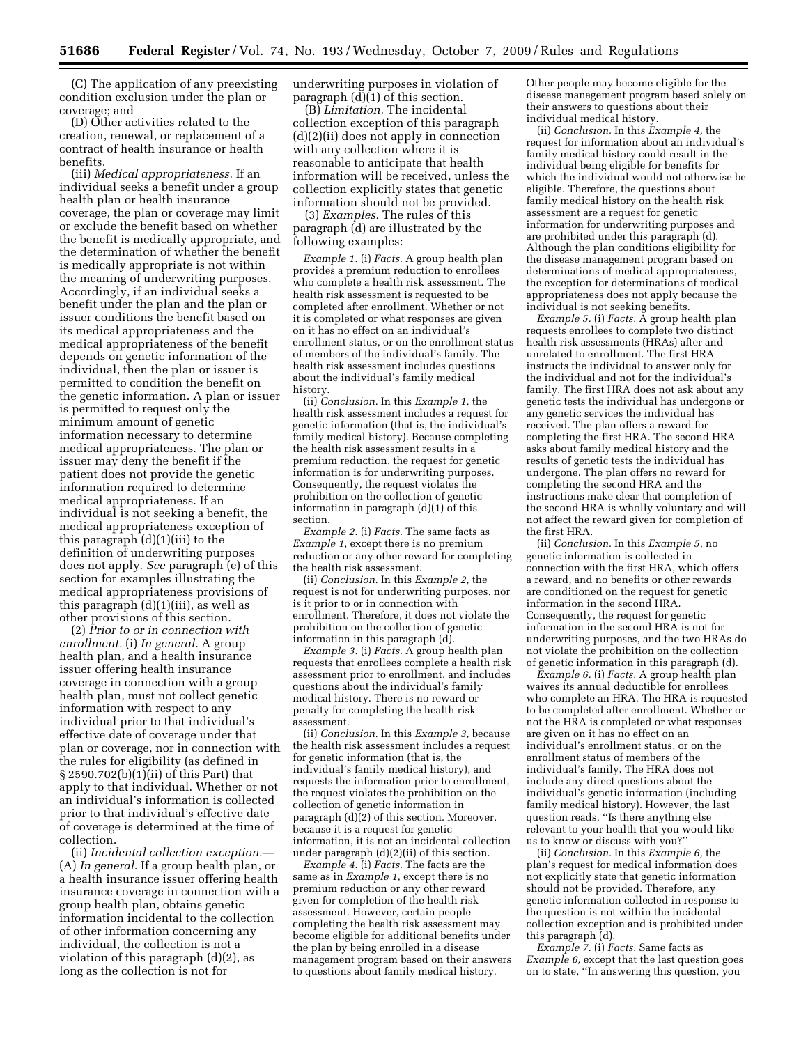(C) The application of any preexisting condition exclusion under the plan or coverage; and

(D) Other activities related to the creation, renewal, or replacement of a contract of health insurance or health benefits.

(iii) *Medical appropriateness.* If an individual seeks a benefit under a group health plan or health insurance coverage, the plan or coverage may limit or exclude the benefit based on whether the benefit is medically appropriate, and the determination of whether the benefit is medically appropriate is not within the meaning of underwriting purposes. Accordingly, if an individual seeks a benefit under the plan and the plan or issuer conditions the benefit based on its medical appropriateness and the medical appropriateness of the benefit depends on genetic information of the individual, then the plan or issuer is permitted to condition the benefit on the genetic information. A plan or issuer is permitted to request only the minimum amount of genetic information necessary to determine medical appropriateness. The plan or issuer may deny the benefit if the patient does not provide the genetic information required to determine medical appropriateness. If an individual is not seeking a benefit, the medical appropriateness exception of this paragraph (d)(1)(iii) to the definition of underwriting purposes does not apply. *See* paragraph (e) of this section for examples illustrating the medical appropriateness provisions of this paragraph (d)(1)(iii), as well as other provisions of this section.

(2) *Prior to or in connection with enrollment.* (i) *In general.* A group health plan, and a health insurance issuer offering health insurance coverage in connection with a group health plan, must not collect genetic information with respect to any individual prior to that individual's effective date of coverage under that plan or coverage, nor in connection with the rules for eligibility (as defined in § 2590.702(b)(1)(ii) of this Part) that apply to that individual. Whether or not an individual's information is collected prior to that individual's effective date of coverage is determined at the time of collection.

(ii) *Incidental collection exception.*—(A) *In general.* If a group health plan, or a health insurance issuer offering health insurance coverage in connection with a group health plan, obtains genetic information incidental to the collection of other information concerning any individual, the collection is not a violation of this paragraph (d)(2), as long as the collection is not for underwriting purposes in violation of paragraph (d)(1) of this section.

(B) *Limitation.* The incidental collection exception of this paragraph (d)(2)(ii) does not apply in connection with any collection where it is reasonable to anticipate that health information will be received, unless the collection explicitly states that genetic information should not be provided.

(3) *Examples.* The rules of this paragraph (d) are illustrated by the following examples:

*Example 1.* (i) *Facts.* A group health plan provides a premium reduction to enrollees who complete a health risk assessment. The health risk assessment is requested to be completed after enrollment. Whether or not it is completed or what responses are given on it has no effect on an individual's enrollment status, or on the enrollment status of members of the individual's family. The health risk assessment includes questions about the individual's family medical history.

(ii) *Conclusion.* In this *Example 1,* the health risk assessment includes a request for genetic information (that is, the individual's family medical history). Because completing the health risk assessment results in a premium reduction, the request for genetic information is for underwriting purposes. Consequently, the request violates the prohibition on the collection of genetic information in paragraph (d)(1) of this section.

*Example 2.* (i) *Facts.* The same facts as *Example 1,* except there is no premium reduction or any other reward for completing the health risk assessment.

(ii) *Conclusion.* In this *Example 2,* the request is not for underwriting purposes, nor is it prior to or in connection with enrollment. Therefore, it does not violate the prohibition on the collection of genetic information in this paragraph (d).

*Example 3.* (i) *Facts.* A group health plan requests that enrollees complete a health risk assessment prior to enrollment, and includes questions about the individual's family medical history. There is no reward or penalty for completing the health risk assessment.

(ii) *Conclusion.* In this *Example 3,* because the health risk assessment includes a request for genetic information (that is, the individual's family medical history), and requests the information prior to enrollment, the request violates the prohibition on the collection of genetic information in paragraph (d)(2) of this section. Moreover, because it is a request for genetic information, it is not an incidental collection under paragraph (d)(2)(ii) of this section.

*Example 4.* (i) *Facts.* The facts are the same as in *Example 1,* except there is no premium reduction or any other reward given for completion of the health risk assessment. However, certain people completing the health risk assessment may become eligible for additional benefits under the plan by being enrolled in a disease management program based on their answers to questions about family medical history. Other people may become eligible for the disease management program based solely on their answers to questions about their individual medical history.

(ii) *Conclusion.* In this *Example 4,* the request for information about an individual's family medical history could result in the individual being eligible for benefits for which the individual would not otherwise be eligible. Therefore, the questions about family medical history on the health risk assessment are a request for genetic information for underwriting purposes and are prohibited under this paragraph (d). Although the plan conditions eligibility for the disease management program based on determinations of medical appropriateness, the exception for determinations of medical appropriateness does not apply because the individual is not seeking benefits.

*Example 5.* (i) *Facts.* A group health plan requests enrollees to complete two distinct health risk assessments (HRAs) after and unrelated to enrollment. The first HRA instructs the individual to answer only for the individual and not for the individual's family. The first HRA does not ask about any genetic tests the individual has undergone or any genetic services the individual has received. The plan offers a reward for completing the first HRA. The second HRA asks about family medical history and the results of genetic tests the individual has undergone. The plan offers no reward for completing the second HRA and the instructions make clear that completion of the second HRA is wholly voluntary and will not affect the reward given for completion of the first HRA.

(ii) *Conclusion.* In this *Example 5,* no genetic information is collected in connection with the first HRA, which offers a reward, and no benefits or other rewards are conditioned on the request for genetic information in the second HRA. Consequently, the request for genetic information in the second HRA is not for underwriting purposes, and the two HRAs do not violate the prohibition on the collection of genetic information in this paragraph (d).

*Example 6.* (i) *Facts.* A group health plan waives its annual deductible for enrollees who complete an HRA. The HRA is requested to be completed after enrollment. Whether or not the HRA is completed or what responses are given on it has no effect on an individual's enrollment status, or on the enrollment status of members of the individual's family. The HRA does not include any direct questions about the individual's genetic information (including family medical history). However, the last question reads, "Is there anything else relevant to your health that you would like us to know or discuss with you?"

(ii) *Conclusion.* In this *Example 6,* the plan's request for medical information does not explicitly state that genetic information should not be provided. Therefore, any genetic information collected in response to the question is not within the incidental collection exception and is prohibited under this paragraph (d).

*Example 7.* (i) *Facts.* Same facts as *Example 6,* except that the last question goes on to state, "In answering this question, you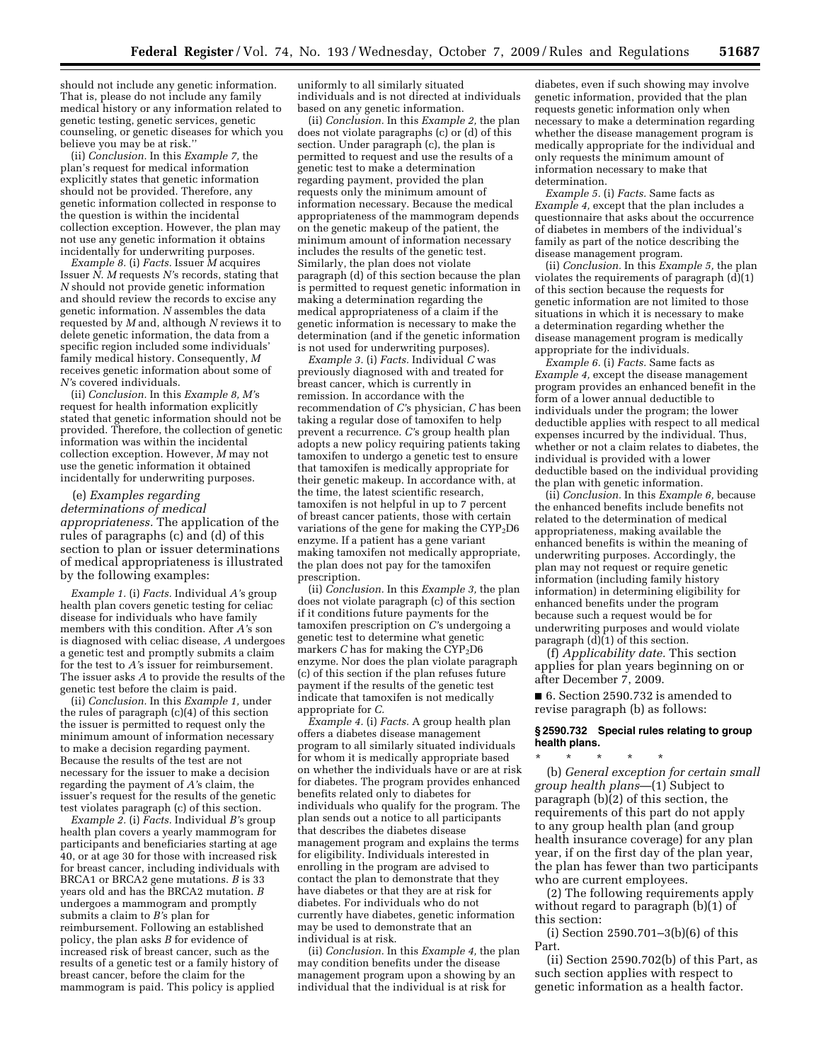should not include any genetic information. That is, please do not include any family medical history or any information related to genetic testing, genetic services, genetic counseling, or genetic diseases for which you believe you may be at risk.''

(ii) *Conclusion.* In this *Example 7,* the plan's request for medical information explicitly states that genetic information should not be provided. Therefore, any genetic information collected in response to the question is within the incidental collection exception. However, the plan may not use any genetic information it obtains incidentally for underwriting purposes.

*Example 8.* (i) *Facts.* Issuer *M* acquires Issuer *N. M* requests *N'*s records, stating that *N* should not provide genetic information and should review the records to excise any genetic information. *N* assembles the data requested by *M* and, although *N* reviews it to delete genetic information, the data from a specific region included some individuals' family medical history. Consequently, *M* receives genetic information about some of *N'*s covered individuals.

(ii) *Conclusion.* In this *Example 8, M'*s request for health information explicitly stated that genetic information should not be provided. Therefore, the collection of genetic information was within the incidental collection exception. However, *M* may not use the genetic information it obtained incidentally for underwriting purposes.

(e) *Examples regarding determinations of medical appropriateness.* The application of the rules of paragraphs (c) and (d) of this section to plan or issuer determinations of medical appropriateness is illustrated by the following examples:

*Example 1.* (i) *Facts.* Individual *A'*s group health plan covers genetic testing for celiac disease for individuals who have family members with this condition. After *A'*s son is diagnosed with celiac disease, *A* undergoes a genetic test and promptly submits a claim for the test to *A'*s issuer for reimbursement. The issuer asks *A* to provide the results of the genetic test before the claim is paid.

(ii) *Conclusion.* In this *Example 1,* under the rules of paragraph (c)(4) of this section the issuer is permitted to request only the minimum amount of information necessary to make a decision regarding payment. Because the results of the test are not necessary for the issuer to make a decision regarding the payment of *A'*s claim, the issuer's request for the results of the genetic test violates paragraph (c) of this section.

*Example 2.* (i) *Facts.* Individual *B'*s group health plan covers a yearly mammogram for participants and beneficiaries starting at age 40, or at age 30 for those with increased risk for breast cancer, including individuals with BRCA1 or BRCA2 gene mutations. *B* is 33 years old and has the BRCA2 mutation. *B* undergoes a mammogram and promptly submits a claim to *B'*s plan for reimbursement. Following an established policy, the plan asks *B* for evidence of increased risk of breast cancer, such as the results of a genetic test or a family history of breast cancer, before the claim for the mammogram is paid. This policy is applied uniformly to all similarly situated individuals and is not directed at individuals based on any genetic information.

(ii) *Conclusion.* In this *Example 2,* the plan does not violate paragraphs (c) or (d) of this section. Under paragraph (c), the plan is permitted to request and use the results of a genetic test to make a determination regarding payment, provided the plan requests only the minimum amount of information necessary. Because the medical appropriateness of the mammogram depends on the genetic makeup of the patient, the minimum amount of information necessary includes the results of the genetic test. Similarly, the plan does not violate paragraph (d) of this section because the plan is permitted to request genetic information in making a determination regarding the medical appropriateness of a claim if the genetic information is necessary to make the determination (and if the genetic information is not used for underwriting purposes).

*Example 3.* (i) *Facts.* Individual *C* was previously diagnosed with and treated for breast cancer, which is currently in remission. In accordance with the recommendation of *C'*s physician, *C* has been taking a regular dose of tamoxifen to help prevent a recurrence. *C'*s group health plan adopts a new policy requiring patients taking tamoxifen to undergo a genetic test to ensure that tamoxifen is medically appropriate for their genetic makeup. In accordance with, at the time, the latest scientific research, tamoxifen is not helpful in up to 7 percent of breast cancer patients, those with certain variations of the gene for making the $CYP_2D6$ enzyme. If a patient has a gene variant making tamoxifen not medically appropriate, the plan does not pay for the tamoxifen prescription.

(ii) *Conclusion.* In this *Example 3,* the plan does not violate paragraph (c) of this section if it conditions future payments for the tamoxifen prescription on *C'*s undergoing a genetic test to determine what genetic markers *C* has for making the $CYP_2D6$ enzyme. Nor does the plan violate paragraph (c) of this section if the plan refuses future payment if the results of the genetic test indicate that tamoxifen is not medically appropriate for *C*.

*Example 4.* (i) *Facts.* A group health plan offers a diabetes disease management program to all similarly situated individuals for whom it is medically appropriate based on whether the individuals have or are at risk for diabetes. The program provides enhanced benefits related only to diabetes for individuals who qualify for the program. The plan sends out a notice to all participants that describes the diabetes disease management program and explains the terms for eligibility. Individuals interested in enrolling in the program are advised to contact the plan to demonstrate that they have diabetes or that they are at risk for diabetes. For individuals who do not currently have diabetes, genetic information may be used to demonstrate that an individual is at risk.

(ii) *Conclusion.* In this *Example 4,* the plan may condition benefits under the disease management program upon a showing by an individual that the individual is at risk for diabetes, even if such showing may involve genetic information, provided that the plan requests genetic information only when necessary to make a determination regarding whether the disease management program is medically appropriate for the individual and only requests the minimum amount of information necessary to make that determination.

*Example 5.* (i) *Facts.* Same facts as *Example 4,* except that the plan includes a questionnaire that asks about the occurrence of diabetes in members of the individual's family as part of the notice describing the disease management program.

(ii) *Conclusion.* In this *Example 5,* the plan violates the requirements of paragraph (d)(1) of this section because the requests for genetic information are not limited to those situations in which it is necessary to make a determination regarding whether the disease management program is medically appropriate for the individuals.

*Example 6.* (i) *Facts.* Same facts as *Example 4,* except the disease management program provides an enhanced benefit in the form of a lower annual deductible to individuals under the program; the lower deductible applies with respect to all medical expenses incurred by the individual. Thus, whether or not a claim relates to diabetes, the individual is provided with a lower deductible based on the individual providing the plan with genetic information.

(ii) *Conclusion.* In this *Example 6,* because the enhanced benefits include benefits not related to the determination of medical appropriateness, making available the enhanced benefits is within the meaning of underwriting purposes. Accordingly, the plan may not request or require genetic information (including family history information) in determining eligibility for enhanced benefits under the program because such a request would be for underwriting purposes and would violate paragraph (d)(1) of this section.

(f) *Applicability date.* This section applies for plan years beginning on or after December 7, 2009.

■ 6. Section 2590.732 is amended to revise paragraph (b) as follows:

**§ 2590.732 Special rules relating to group health plans.**

\* \* \* \* \*

(b) *General exception for certain small group health plans*—(1) Subject to paragraph (b)(2) of this section, the requirements of this part do not apply to any group health plan (and group health insurance coverage) for any plan year, if on the first day of the plan year, the plan has fewer than two participants who are current employees.

(2) The following requirements apply without regard to paragraph (b)(1) of this section:

(i) Section 2590.701–3(b)(6) of this Part.

(ii) Section 2590.702(b) of this Part, as such section applies with respect to genetic information as a health factor.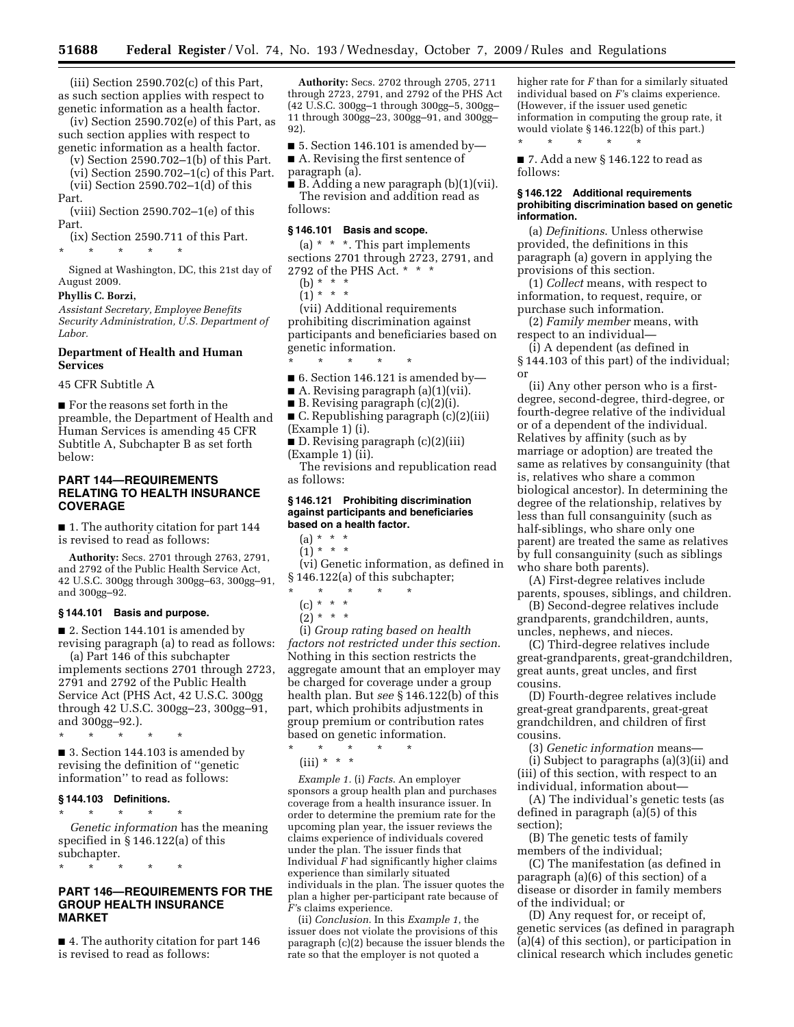(iii) Section 2590.702(c) of this Part, as such section applies with respect to genetic information as a health factor.

(iv) Section 2590.702(e) of this Part, as such section applies with respect to genetic information as a health factor.

(v) Section 2590.702–1(b) of this Part.

(vi) Section 2590.702–1(c) of this Part.

(vii) Section 2590.702–1(d) of this Part.

(viii) Section 2590.702–1(e) of this Part.

(ix) Section 2590.711 of this Part.

\* \* \* \* \*

Signed at Washington, DC, this 21st day of August 2009.

**Phyllis C. Borzi,**

*Assistant Secretary, Employee Benefits Security Administration, U.S. Department of Labor.*

## Department of Health and Human Services

45 CFR Subtitle A

■ For the reasons set forth in the preamble, the Department of Health and Human Services is amending 45 CFR Subtitle A, Subchapter B as set forth below:

## PART 144—REQUIREMENTS RELATING TO HEALTH INSURANCE COVERAGE

■ 1. The authority citation for part 144 is revised to read as follows:

**Authority:** Secs. 2701 through 2763, 2791, and 2792 of the Public Health Service Act, 42 U.S.C. 300gg through 300gg–63, 300gg–91, and 300gg–92.

### § 144.101 Basis and purpose.

■ 2. Section 144.101 is amended by revising paragraph (a) to read as follows:

(a) Part 146 of this subchapter implements sections 2701 through 2723, 2791 and 2792 of the Public Health Service Act (PHS Act, 42 U.S.C. 300gg through 42 U.S.C. 300gg–23, 300gg–91, and 300gg–92.).

\* \* \* \* \*

■ 3. Section 144.103 is amended by revising the definition of ''genetic information'' to read as follows:

### § 144.103 Definitions.

\* \* \* \* \*

*Genetic information* has the meaning specified in § 146.122(a) of this subchapter.

\* \* \* \* \*

## PART 146—REQUIREMENTS FOR THE GROUP HEALTH INSURANCE MARKET

■ 4. The authority citation for part 146 is revised to read as follows:

**Authority:** Secs. 2702 through 2705, 2711 through 2723, 2791, and 2792 of the PHS Act (42 U.S.C. 300gg–1 through 300gg–5, 300gg–11 through 300gg–23, 300gg–91, and 300gg–92).

■ 5. Section 146.101 is amended by—

■ A. Revising the first sentence of paragraph (a).

■ B. Adding a new paragraph (b)(1)(vii).

The revision and addition read as follows:

### § 146.101 Basis and scope.

(a) \* \* \*. This part implements sections 2701 through 2723, 2791, and 2792 of the PHS Act. \* \* \*

(b) \* \* \*

(1) \* \* \*

(vii) Additional requirements prohibiting discrimination against participants and beneficiaries based on genetic information.

\* \* \* \* \*

■ 6. Section 146.121 is amended by—

■ A. Revising paragraph (a)(1)(vii).

■ B. Revising paragraph (c)(2)(i).

■ C. Republishing paragraph (c)(2)(iii) (Example 1) (i).

■ D. Revising paragraph (c)(2)(iii) (Example 1) (ii).

The revisions and republication read as follows:

### § 146.121 Prohibiting discrimination against participants and beneficiaries based on a health factor.

(a) \* \* \*

(1) \* \* \*

(vi) Genetic information, as defined in § 146.122(a) of this subchapter;

\* \* \* \* \*

(c) \* \* \*

(2) \* \* \*

(i) *Group rating based on health factors not restricted under this section.* Nothing in this section restricts the aggregate amount that an employer may be charged for coverage under a group health plan. But *see* § 146.122(b) of this part, which prohibits adjustments in group premium or contribution rates based on genetic information.

\* \* \* \* \*

(iii) \* \* \*

*Example 1.* (i) *Facts.* An employer sponsors a group health plan and purchases coverage from a health insurance issuer. In order to determine the premium rate for the upcoming plan year, the issuer reviews the claims experience of individuals covered under the plan. The issuer finds that Individual *F* had significantly higher claims experience than similarly situated individuals in the plan. The issuer quotes the plan a higher per-participant rate because of *F*'s claims experience.

(ii) *Conclusion.* In this *Example 1*, the issuer does not violate the provisions of this paragraph (c)(2) because the issuer blends the rate so that the employer is not quoted a higher rate for *F* than for a similarly situated individual based on *F*'s claims experience. (However, if the issuer used genetic information in computing the group rate, it would violate § 146.122(b) of this part.)

\* \* \* \* \*

■ 7. Add a new § 146.122 to read as follows:

### § 146.122 Additional requirements prohibiting discrimination based on genetic information.

(a) *Definitions.* Unless otherwise provided, the definitions in this paragraph (a) govern in applying the provisions of this section.

(1) *Collect* means, with respect to information, to request, require, or purchase such information.

(2) *Family member* means, with respect to an individual—

(i) A dependent (as defined in § 144.103 of this part) of the individual; or

(ii) Any other person who is a first-degree, second-degree, third-degree, or fourth-degree relative of the individual or of a dependent of the individual. Relatives by affinity (such as by marriage or adoption) are treated the same as relatives by consanguinity (that is, relatives who share a common biological ancestor). In determining the degree of the relationship, relatives by less than full consanguinity (such as half-siblings, who share only one parent) are treated the same as relatives by full consanguinity (such as siblings who share both parents).

(A) First-degree relatives include parents, spouses, siblings, and children.

(B) Second-degree relatives include grandparents, grandchildren, aunts, uncles, nephews, and nieces.

(C) Third-degree relatives include great-grandparents, great-grandchildren, great aunts, great uncles, and first cousins.

(D) Fourth-degree relatives include great-great grandparents, great-great grandchildren, and children of first cousins.

(3) *Genetic information* means—

(i) Subject to paragraphs (a)(3)(ii) and (iii) of this section, with respect to an individual, information about—

(A) The individual's genetic tests (as defined in paragraph (a)(5) of this section);

(B) The genetic tests of family members of the individual;

(C) The manifestation (as defined in paragraph (a)(6) of this section) of a disease or disorder in family members of the individual; or

(D) Any request for, or receipt of, genetic services (as defined in paragraph (a)(4) of this section), or participation in clinical research which includes genetic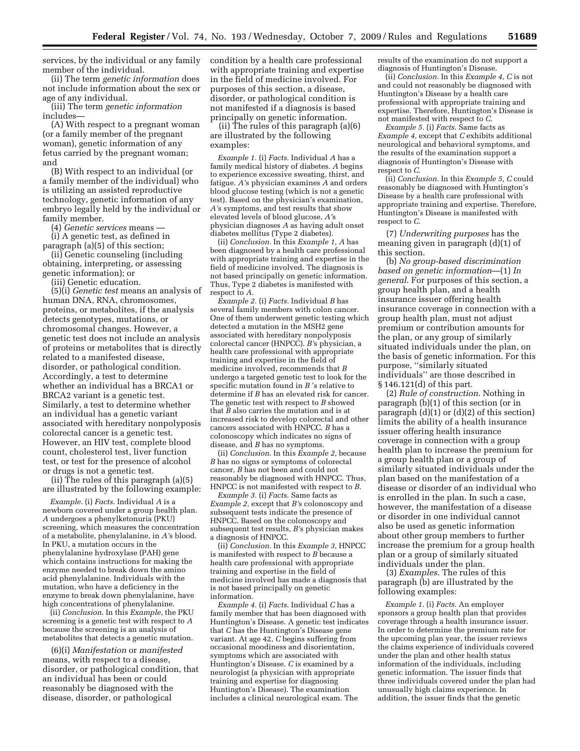services, by the individual or any family member of the individual.

(ii) The term *genetic information* does not include information about the sex or age of any individual.

(iii) The term *genetic information* includes—

(A) With respect to a pregnant woman (or a family member of the pregnant woman), genetic information of any fetus carried by the pregnant woman; and

(B) With respect to an individual (or a family member of the individual) who is utilizing an assisted reproductive technology, genetic information of any embryo legally held by the individual or family member.

(4) *Genetic services* means —

(i) A genetic test, as defined in paragraph (a)(5) of this section;

(ii) Genetic counseling (including obtaining, interpreting, or assessing genetic information); or

(iii) Genetic education.

(5)(i) *Genetic test* means an analysis of human DNA, RNA, chromosomes, proteins, or metabolites, if the analysis detects genotypes, mutations, or chromosomal changes. However, a genetic test does not include an analysis of proteins or metabolites that is directly related to a manifested disease, disorder, or pathological condition. Accordingly, a test to determine whether an individual has a BRCA1 or BRCA2 variant is a genetic test. Similarly, a test to determine whether an individual has a genetic variant associated with hereditary nonpolyposis colorectal cancer is a genetic test. However, an HIV test, complete blood count, cholesterol test, liver function test, or test for the presence of alcohol or drugs is not a genetic test.

(ii) The rules of this paragraph (a)(5) are illustrated by the following example:

*Example.* (i) *Facts*. Individual *A* is a newborn covered under a group health plan. *A* undergoes a phenylketonuria (PKU) screening, which measures the concentration of a metabolite, phenylalanine, in *A's* blood. In PKU, a mutation occurs in the phenylalanine hydroxylase (PAH) gene which contains instructions for making the enzyme needed to break down the amino acid phenylalanine. Individuals with the mutation, who have a deficiency in the enzyme to break down phenylalanine, have high concentrations of phenylalanine.

(ii) *Conclusion*. In this *Example*, the PKU screening is a genetic test with respect to *A* because the screening is an analysis of metabolites that detects a genetic mutation.

(6)(i) *Manifestation* or *manifested* means, with respect to a disease, disorder, or pathological condition, that an individual has been or could reasonably be diagnosed with the disease, disorder, or pathological condition by a health care professional with appropriate training and expertise in the field of medicine involved. For purposes of this section, a disease, disorder, or pathological condition is not manifested if a diagnosis is based principally on genetic information.

(ii) The rules of this paragraph (a)(6) are illustrated by the following examples:

*Example 1.* (i) *Facts*. Individual *A* has a family medical history of diabetes. *A* begins to experience excessive sweating, thirst, and fatigue. *A's* physician examines *A* and orders blood glucose testing (which is not a genetic test). Based on the physician's examination, *A's* symptoms, and test results that show elevated levels of blood glucose, *A's* physician diagnoses *A* as having adult onset diabetes mellitus (Type 2 diabetes).

(ii) *Conclusion*. In this *Example 1, A* has been diagnosed by a health care professional with appropriate training and expertise in the field of medicine involved. The diagnosis is not based principally on genetic information. Thus, Type 2 diabetes is manifested with respect to *A*.

*Example 2.* (i) *Facts*. Individual *B* has several family members with colon cancer. One of them underwent genetic testing which detected a mutation in the MSH2 gene associated with hereditary nonpolyposis colorectal cancer (HNPCC). *B's* physician, a health care professional with appropriate training and expertise in the field of medicine involved, recommends that *B* undergo a targeted genetic test to look for the specific mutation found in *B* 's relative to determine if *B* has an elevated risk for cancer. The genetic test with respect to *B* showed that *B* also carries the mutation and is at increased risk to develop colorectal and other cancers associated with HNPCC. *B* has a colonoscopy which indicates no signs of disease, and *B* has no symptoms.

(ii) *Conclusion*. In this *Example 2,* because *B* has no signs or symptoms of colorectal cancer, *B* has not been and could not reasonably be diagnosed with HNPCC. Thus, HNPCC is not manifested with respect to *B*.

*Example 3.* (i) *Facts*. Same facts as *Example 2*, except that *B's* colonoscopy and subsequent tests indicate the presence of HNPCC. Based on the colonoscopy and subsequent test results, *B's* physician makes a diagnosis of HNPCC.

(ii) *Conclusion*. In this *Example 3,* HNPCC is manifested with respect to *B* because a health care professional with appropriate training and expertise in the field of medicine involved has made a diagnosis that is not based principally on genetic information.

*Example 4.* (i) *Facts*. Individual *C* has a family member that has been diagnosed with Huntington's Disease. A genetic test indicates that *C* has the Huntington's Disease gene variant. At age 42, *C* begins suffering from occasional moodiness and disorientation, symptoms which are associated with Huntington's Disease. *C* is examined by a neurologist (a physician with appropriate training and expertise for diagnosing Huntington's Disease). The examination includes a clinical neurological exam. The results of the examination do not support a diagnosis of Huntington's Disease.

(ii) *Conclusion*. In this *Example 4, C* is not and could not reasonably be diagnosed with Huntington's Disease by a health care professional with appropriate training and expertise. Therefore, Huntington's Disease is not manifested with respect to *C*.

*Example 5.* (i) *Facts*. Same facts as *Example 4*, except that *C* exhibits additional neurological and behavioral symptoms, and the results of the examination support a diagnosis of Huntington's Disease with respect to *C*.

(ii) *Conclusion*. In this *Example 5, C* could reasonably be diagnosed with Huntington's Disease by a health care professional with appropriate training and expertise. Therefore, Huntington's Disease is manifested with respect to *C*.

(7) *Underwriting purposes* has the meaning given in paragraph (d)(1) of this section.

(b) *No group-based discrimination based on genetic information*—(1) *In general*. For purposes of this section, a group health plan, and a health insurance issuer offering health insurance coverage in connection with a group health plan, must not adjust premium or contribution amounts for the plan, or any group of similarly situated individuals under the plan, on the basis of genetic information. For this purpose, "similarly situated individuals" are those described in § 146.121(d) of this part.

(2) *Rule of construction*. Nothing in paragraph (b)(1) of this section (or in paragraph (d)(1) or (d)(2) of this section) limits the ability of a health insurance issuer offering health insurance coverage in connection with a group health plan to increase the premium for a group health plan or a group of similarly situated individuals under the plan based on the manifestation of a disease or disorder of an individual who is enrolled in the plan. In such a case, however, the manifestation of a disease or disorder in one individual cannot also be used as genetic information about other group members to further increase the premium for a group health plan or a group of similarly situated individuals under the plan.

(3) *Examples*. The rules of this paragraph (b) are illustrated by the following examples:

*Example 1.* (i) *Facts*. An employer sponsors a group health plan that provides coverage through a health insurance issuer. In order to determine the premium rate for the upcoming plan year, the issuer reviews the claims experience of individuals covered under the plan and other health status information of the individuals, including genetic information. The issuer finds that three individuals covered under the plan had unusually high claims experience. In addition, the issuer finds that the genetic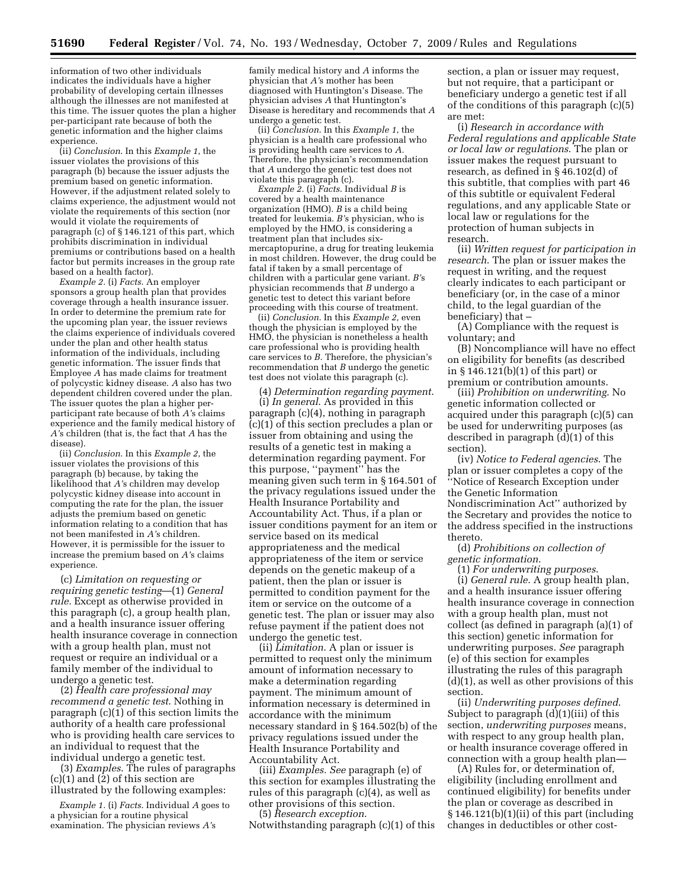information of two other individuals indicates the individuals have a higher probability of developing certain illnesses although the illnesses are not manifested at this time. The issuer quotes the plan a higher per-participant rate because of both the genetic information and the higher claims experience.

(ii) *Conclusion.* In this *Example 1,* the issuer violates the provisions of this paragraph (b) because the issuer adjusts the premium based on genetic information. However, if the adjustment related solely to claims experience, the adjustment would not violate the requirements of this section (nor would it violate the requirements of paragraph (c) of § 146.121 of this part, which prohibits discrimination in individual premiums or contributions based on a health factor but permits increases in the group rate based on a health factor).

*Example 2.* (i) *Facts.* An employer sponsors a group health plan that provides coverage through a health insurance issuer. In order to determine the premium rate for the upcoming plan year, the issuer reviews the claims experience of individuals covered under the plan and other health status information of the individuals, including genetic information. The issuer finds that Employee *A* has made claims for treatment of polycystic kidney disease. *A* also has two dependent children covered under the plan. The issuer quotes the plan a higher per-participant rate because of both *A'*s claims experience and the family medical history of *A'*s children (that is, the fact that *A* has the disease).

(ii) *Conclusion.* In this *Example 2,* the issuer violates the provisions of this paragraph (b) because, by taking the likelihood that *A'*s children may develop polycystic kidney disease into account in computing the rate for the plan, the issuer adjusts the premium based on genetic information relating to a condition that has not been manifested in *A'*s children. However, it is permissible for the issuer to increase the premium based on *A'*s claims experience.

(c) *Limitation on requesting or requiring genetic testing*—(1) *General rule.* Except as otherwise provided in this paragraph (c), a group health plan, and a health insurance issuer offering health insurance coverage in connection with a group health plan, must not request or require an individual or a family member of the individual to undergo a genetic test.

(2) *Health care professional may recommend a genetic test.* Nothing in paragraph (c)(1) of this section limits the authority of a health care professional who is providing health care services to an individual to request that the individual undergo a genetic test.

(3) *Examples.* The rules of paragraphs (c)(1) and (2) of this section are illustrated by the following examples:

*Example 1.* (i) *Facts.* Individual *A* goes to a physician for a routine physical examination. The physician reviews *A'*s family medical history and *A* informs the physician that *A'*s mother has been diagnosed with Huntington's Disease. The physician advises *A* that Huntington's Disease is hereditary and recommends that *A* undergo a genetic test.

(ii) *Conclusion.* In this *Example 1,* the physician is a health care professional who is providing health care services to *A.* Therefore, the physician's recommendation that *A* undergo the genetic test does not violate this paragraph (c).

*Example 2.* (i) *Facts.* Individual *B* is covered by a health maintenance organization (HMO). *B* is a child being treated for leukemia. *B'*s physician, who is employed by the HMO, is considering a treatment plan that includes six-mercaptopurine, a drug for treating leukemia in most children. However, the drug could be fatal if taken by a small percentage of children with a particular gene variant. *B'*s physician recommends that *B* undergo a genetic test to detect this variant before proceeding with this course of treatment.

(ii) *Conclusion.* In this *Example 2,* even though the physician is employed by the HMO, the physician is nonetheless a health care professional who is providing health care services to *B.* Therefore, the physician's recommendation that *B* undergo the genetic test does not violate this paragraph (c).

(4) *Determination regarding payment.* (i) *In general.* As provided in this paragraph (c)(4), nothing in paragraph (c)(1) of this section precludes a plan or issuer from obtaining and using the results of a genetic test in making a determination regarding payment. For this purpose, ''payment'' has the meaning given such term in § 164.501 of the privacy regulations issued under the Health Insurance Portability and Accountability Act. Thus, if a plan or issuer conditions payment for an item or service based on its medical appropriateness and the medical appropriateness of the item or service depends on the genetic makeup of a patient, then the plan or issuer is permitted to condition payment for the item or service on the outcome of a genetic test. The plan or issuer may also refuse payment if the patient does not undergo the genetic test.

(ii) *Limitation.* A plan or issuer is permitted to request only the minimum amount of information necessary to make a determination regarding payment. The minimum amount of information necessary is determined in accordance with the minimum necessary standard in § 164.502(b) of the privacy regulations issued under the Health Insurance Portability and Accountability Act.

(iii) *Examples. See* paragraph (e) of this section for examples illustrating the rules of this paragraph (c)(4), as well as other provisions of this section.

(5) *Research exception.* Notwithstanding paragraph (c)(1) of this section, a plan or issuer may request, but not require, that a participant or beneficiary undergo a genetic test if all of the conditions of this paragraph (c)(5) are met:

(i) *Research in accordance with Federal regulations and applicable State or local law or regulations.* The plan or issuer makes the request pursuant to research, as defined in § 46.102(d) of this subtitle, that complies with part 46 of this subtitle or equivalent Federal regulations, and any applicable State or local law or regulations for the protection of human subjects in research.

(ii) *Written request for participation in research.* The plan or issuer makes the request in writing, and the request clearly indicates to each participant or beneficiary (or, in the case of a minor child, to the legal guardian of the beneficiary) that –

(A) Compliance with the request is voluntary; and

(B) Noncompliance will have no effect on eligibility for benefits (as described in § 146.121(b)(1) of this part) or premium or contribution amounts.

(iii) *Prohibition on underwriting.* No genetic information collected or acquired under this paragraph (c)(5) can be used for underwriting purposes (as described in paragraph (d)(1) of this section).

(iv) *Notice to Federal agencies.* The plan or issuer completes a copy of the ''Notice of Research Exception under the Genetic Information Nondiscrimination Act'' authorized by the Secretary and provides the notice to the address specified in the instructions thereto.

(d) *Prohibitions on collection of genetic information.*

(1) *For underwriting purposes.*

(i) *General rule.* A group health plan, and a health insurance issuer offering health insurance coverage in connection with a group health plan, must not collect (as defined in paragraph (a)(1) of this section) genetic information for underwriting purposes. *See* paragraph (e) of this section for examples illustrating the rules of this paragraph (d)(1), as well as other provisions of this section.

(ii) *Underwriting purposes defined.* Subject to paragraph (d)(1)(iii) of this section, *underwriting purposes* means, with respect to any group health plan, or health insurance coverage offered in connection with a group health plan—

(A) Rules for, or determination of, eligibility (including enrollment and continued eligibility) for benefits under the plan or coverage as described in § 146.121(b)(1)(ii) of this part (including changes in deductibles or other cost-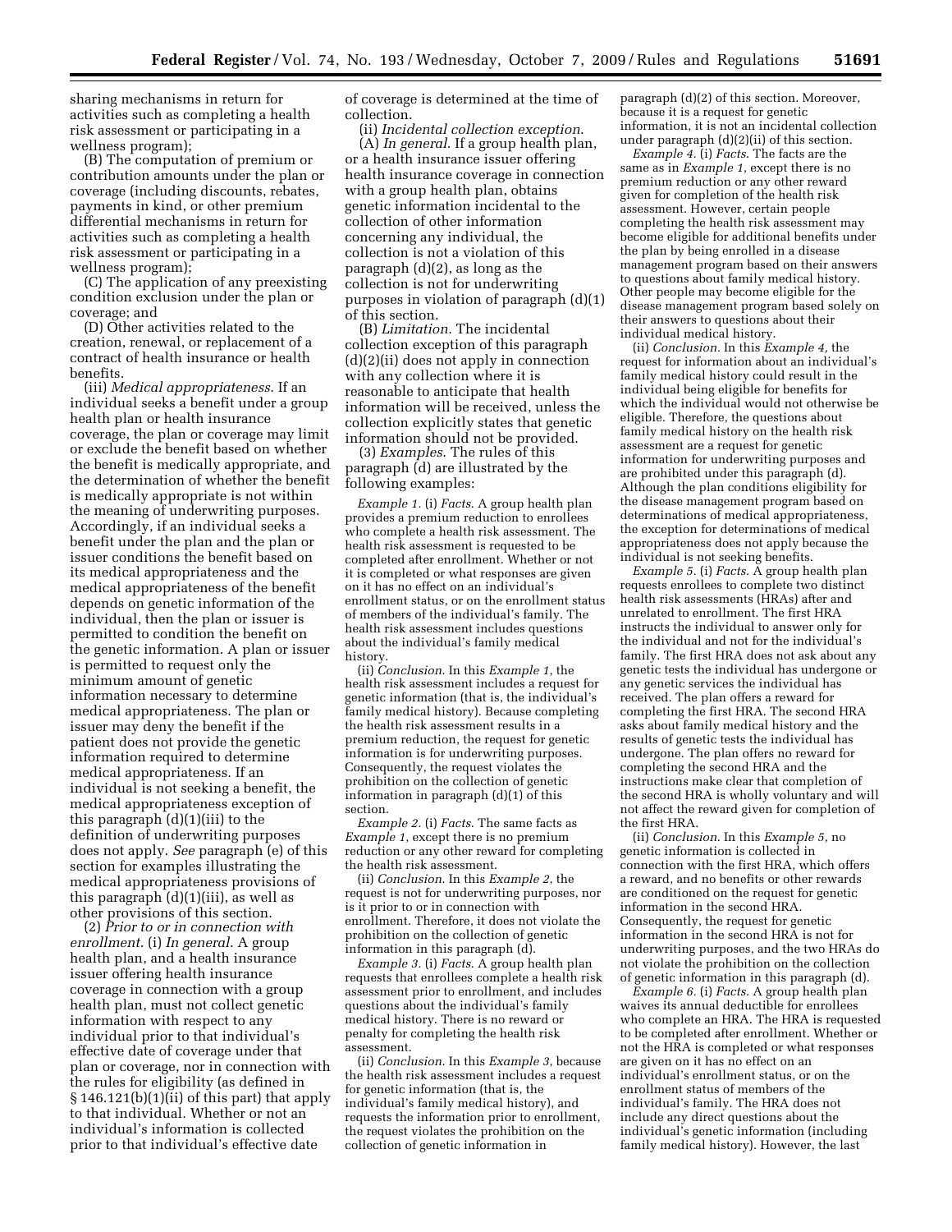sharing mechanisms in return for activities such as completing a health risk assessment or participating in a wellness program);

(B) The computation of premium or contribution amounts under the plan or coverage (including discounts, rebates, payments in kind, or other premium differential mechanisms in return for activities such as completing a health risk assessment or participating in a wellness program);

(C) The application of any preexisting condition exclusion under the plan or coverage; and

(D) Other activities related to the creation, renewal, or replacement of a contract of health insurance or health benefits.

(iii) *Medical appropriateness.* If an individual seeks a benefit under a group health plan or health insurance coverage, the plan or coverage may limit or exclude the benefit based on whether the benefit is medically appropriate, and the determination of whether the benefit is medically appropriate is not within the meaning of underwriting purposes. Accordingly, if an individual seeks a benefit under the plan and the plan or issuer conditions the benefit based on its medical appropriateness and the medical appropriateness of the benefit depends on genetic information of the individual, then the plan or issuer is permitted to condition the benefit on the genetic information. A plan or issuer is permitted to request only the minimum amount of genetic information necessary to determine medical appropriateness. The plan or issuer may deny the benefit if the patient does not provide the genetic information required to determine medical appropriateness. If an individual is not seeking a benefit, the medical appropriateness exception of this paragraph (d)(1)(iii) to the definition of underwriting purposes does not apply. *See* paragraph (e) of this section for examples illustrating the medical appropriateness provisions of this paragraph (d)(1)(iii), as well as other provisions of this section.

(2) *Prior to or in connection with enrollment.* (i) *In general.* A group health plan, and a health insurance issuer offering health insurance coverage in connection with a group health plan, must not collect genetic information with respect to any individual prior to that individual's effective date of coverage under that plan or coverage, nor in connection with the rules for eligibility (as defined in § 146.121(b)(1)(ii) of this part) that apply to that individual. Whether or not an individual's information is collected prior to that individual's effective date of coverage is determined at the time of collection.

(ii) *Incidental collection exception.* (A) *In general.* If a group health plan, or a health insurance issuer offering health insurance coverage in connection with a group health plan, obtains genetic information incidental to the collection of other information concerning any individual, the collection is not a violation of this paragraph (d)(2), as long as the collection is not for underwriting purposes in violation of paragraph (d)(1) of this section.

(B) *Limitation.* The incidental collection exception of this paragraph (d)(2)(ii) does not apply in connection with any collection where it is reasonable to anticipate that health information will be received, unless the collection explicitly states that genetic information should not be provided.

(3) *Examples.* The rules of this paragraph (d) are illustrated by the following examples:

*Example 1.* (i) *Facts.* A group health plan provides a premium reduction to enrollees who complete a health risk assessment. The health risk assessment is requested to be completed after enrollment. Whether or not it is completed or what responses are given on it has no effect on an individual's enrollment status, or on the enrollment status of members of the individual's family. The health risk assessment includes questions about the individual's family medical history.

(ii) *Conclusion.* In this *Example 1*, the health risk assessment includes a request for genetic information (that is, the individual's family medical history). Because completing the health risk assessment results in a premium reduction, the request for genetic information is for underwriting purposes. Consequently, the request violates the prohibition on the collection of genetic information in paragraph (d)(1) of this section.

*Example 2.* (i) *Facts.* The same facts as *Example 1*, except there is no premium reduction or any other reward for completing the health risk assessment.

(ii) *Conclusion.* In this *Example 2*, the request is not for underwriting purposes, nor is it prior to or in connection with enrollment. Therefore, it does not violate the prohibition on the collection of genetic information in this paragraph (d).

*Example 3.* (i) *Facts.* A group health plan requests that enrollees complete a health risk assessment prior to enrollment, and includes questions about the individual's family medical history. There is no reward or penalty for completing the health risk assessment.

(ii) *Conclusion.* In this *Example 3*, because the health risk assessment includes a request for genetic information (that is, the individual's family medical history), and requests the information prior to enrollment, the request violates the prohibition on the collection of genetic information in paragraph (d)(2) of this section. Moreover, because it is a request for genetic information, it is not an incidental collection under paragraph (d)(2)(ii) of this section.

*Example 4.* (i) *Facts.* The facts are the same as in *Example 1*, except there is no premium reduction or any other reward given for completion of the health risk assessment. However, certain people completing the health risk assessment may become eligible for additional benefits under the plan by being enrolled in a disease management program based on their answers to questions about family medical history. Other people may become eligible for the disease management program based solely on their answers to questions about their individual medical history.

(ii) *Conclusion.* In this *Example 4*, the request for information about an individual's family medical history could result in the individual being eligible for benefits for which the individual would not otherwise be eligible. Therefore, the questions about family medical history on the health risk assessment are a request for genetic information for underwriting purposes and are prohibited under this paragraph (d). Although the plan conditions eligibility for the disease management program based on determinations of medical appropriateness, the exception for determinations of medical appropriateness does not apply because the individual is not seeking benefits.

*Example 5.* (i) *Facts.* A group health plan requests enrollees to complete two distinct health risk assessments (HRAs) after and unrelated to enrollment. The first HRA instructs the individual to answer only for the individual and not for the individual's family. The first HRA does not ask about any genetic tests the individual has undergone or any genetic services the individual has received. The plan offers a reward for completing the first HRA. The second HRA asks about family medical history and the results of genetic tests the individual has undergone. The plan offers no reward for completing the second HRA and the instructions make clear that completion of the second HRA is wholly voluntary and will not affect the reward given for completion of the first HRA.

(ii) *Conclusion.* In this *Example 5*, no genetic information is collected in connection with the first HRA, which offers a reward, and no benefits or other rewards are conditioned on the request for genetic information in the second HRA. Consequently, the request for genetic information in the second HRA is not for underwriting purposes, and the two HRAs do not violate the prohibition on the collection of genetic information in this paragraph (d).

*Example 6.* (i) *Facts.* A group health plan waives its annual deductible for enrollees who complete an HRA. The HRA is requested to be completed after enrollment. Whether or not the HRA is completed or what responses are given on it has no effect on an individual's enrollment status, or on the enrollment status of members of the individual's family. The HRA does not include any direct questions about the individual's genetic information (including family medical history). However, the last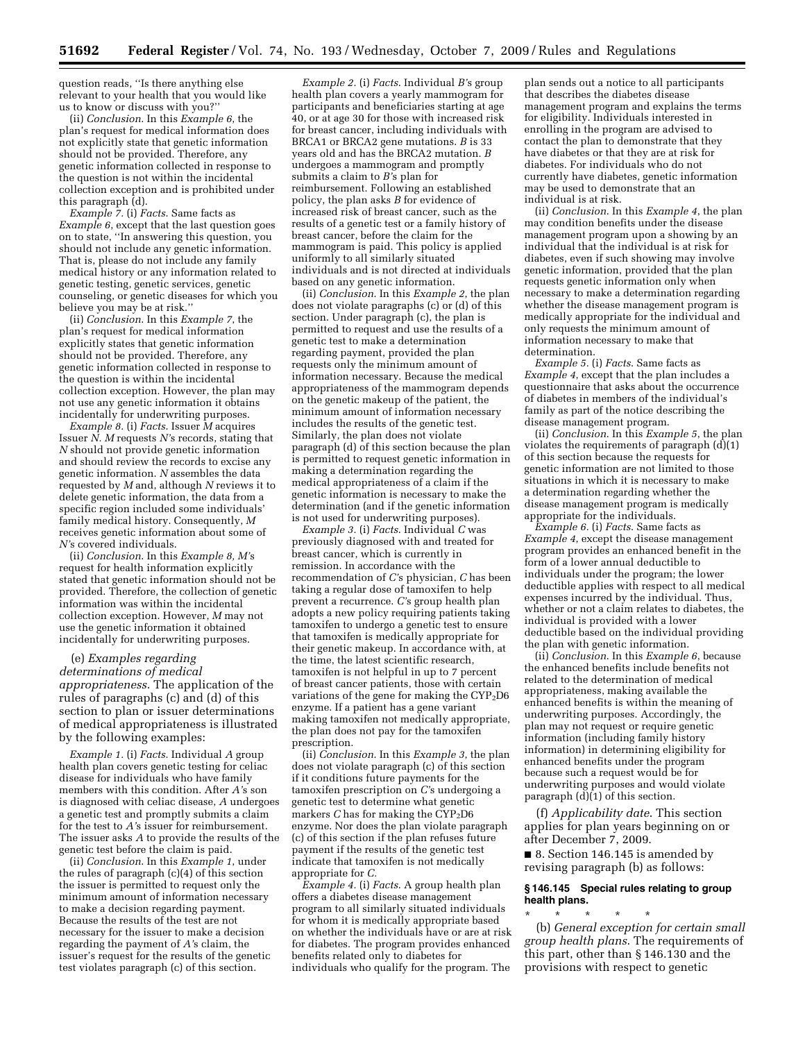question reads, ''Is there anything else relevant to your health that you would like us to know or discuss with you?''

(ii) *Conclusion.* In this *Example 6,* the plan's request for medical information does not explicitly state that genetic information should not be provided. Therefore, any genetic information collected in response to the question is not within the incidental collection exception and is prohibited under this paragraph (d).

*Example 7.* (i) *Facts.* Same facts as *Example 6*, except that the last question goes on to state, ''In answering this question, you should not include any genetic information. That is, please do not include any family medical history or any information related to genetic testing, genetic services, genetic counseling, or genetic diseases for which you believe you may be at risk.''

(ii) *Conclusion.* In this *Example 7,* the plan's request for medical information explicitly states that genetic information should not be provided. Therefore, any genetic information collected in response to the question is within the incidental collection exception. However, the plan may not use any genetic information it obtains incidentally for underwriting purposes.

*Example 8.* (i) *Facts.* Issuer *M* acquires Issuer *N. M* requests *N'*s records, stating that *N* should not provide genetic information and should review the records to excise any genetic information. *N* assembles the data requested by *M* and, although *N* reviews it to delete genetic information, the data from a specific region included some individuals' family medical history. Consequently, *M* receives genetic information about some of *N'*s covered individuals.

(ii) *Conclusion.* In this *Example 8, M'*s request for health information explicitly stated that genetic information should not be provided. Therefore, the collection of genetic information was within the incidental collection exception. However, *M* may not use the genetic information it obtained incidentally for underwriting purposes.

(e) *Examples regarding determinations of medical appropriateness.* The application of the rules of paragraphs (c) and (d) of this section to plan or issuer determinations of medical appropriateness is illustrated by the following examples:

*Example 1.* (i) *Facts.* Individual *A* group health plan covers genetic testing for celiac disease for individuals who have family members with this condition. After *A'*s son is diagnosed with celiac disease, *A* undergoes a genetic test and promptly submits a claim for the test to *A'*s issuer for reimbursement. The issuer asks *A* to provide the results of the genetic test before the claim is paid.

(ii) *Conclusion.* In this *Example 1,* under the rules of paragraph (c)(4) of this section the issuer is permitted to request only the minimum amount of information necessary to make a decision regarding payment. Because the results of the test are not necessary for the issuer to make a decision regarding the payment of *A'*s claim, the issuer's request for the results of the genetic test violates paragraph (c) of this section.

*Example 2.* (i) *Facts.* Individual *B'*s group health plan covers a yearly mammogram for participants and beneficiaries starting at age 40, or at age 30 for those with increased risk for breast cancer, including individuals with BRCA1 or BRCA2 gene mutations. *B* is 33 years old and has the BRCA2 mutation. *B* undergoes a mammogram and promptly submits a claim to *B'*s plan for reimbursement. Following an established policy, the plan asks *B* for evidence of increased risk of breast cancer, such as the results of a genetic test or a family history of breast cancer, before the claim for the mammogram is paid. This policy is applied uniformly to all similarly situated individuals and is not directed at individuals based on any genetic information.

(ii) *Conclusion.* In this *Example 2*, the plan does not violate paragraphs (c) or (d) of this section. Under paragraph (c), the plan is permitted to request and use the results of a genetic test to make a determination regarding payment, provided the plan requests only the minimum amount of information necessary. Because the medical appropriateness of the mammogram depends on the genetic makeup of the patient, the minimum amount of information necessary includes the results of the genetic test. Similarly, the plan does not violate paragraph (d) of this section because the plan is permitted to request genetic information in making a determination regarding the medical appropriateness of a claim if the genetic information is necessary to make the determination (and if the genetic information is not used for underwriting purposes).

*Example 3.* (i) *Facts.* Individual *C* was previously diagnosed with and treated for breast cancer, which is currently in remission. In accordance with the recommendation of *C'*s physician, *C* has been taking a regular dose of tamoxifen to help prevent a recurrence. *C'*s group health plan adopts a new policy requiring patients taking tamoxifen to undergo a genetic test to ensure that tamoxifen is medically appropriate for their genetic makeup. In accordance with, at the time, the latest scientific research, tamoxifen is not helpful in up to 7 percent of breast cancer patients, those with certain variations of the gene for making the $CYP_2D6$ enzyme. If a patient has a gene variant making tamoxifen not medically appropriate, the plan does not pay for the tamoxifen prescription.

(ii) *Conclusion.* In this *Example 3*, the plan does not violate paragraph (c) of this section if it conditions future payments for the tamoxifen prescription on *C'*s undergoing a genetic test to determine what genetic markers *C* has for making the $CYP_2D6$ enzyme. Nor does the plan violate paragraph (c) of this section if the plan refuses future payment if the results of the genetic test indicate that tamoxifen is not medically appropriate for *C.*

*Example 4.* (i) *Facts.* A group health plan offers a diabetes disease management program to all similarly situated individuals for whom it is medically appropriate based on whether the individuals have or are at risk for diabetes. The program provides enhanced benefits related only to diabetes for individuals who qualify for the program. The plan sends out a notice to all participants that describes the diabetes disease management program and explains the terms for eligibility. Individuals interested in enrolling in the program are advised to contact the plan to demonstrate that they have diabetes or that they are at risk for diabetes. For individuals who do not currently have diabetes, genetic information may be used to demonstrate that an individual is at risk.

(ii) *Conclusion.* In this *Example 4*, the plan may condition benefits under the disease management program upon a showing by an individual that the individual is at risk for diabetes, even if such showing may involve genetic information, provided that the plan requests genetic information only when necessary to make a determination regarding whether the disease management program is medically appropriate for the individual and only requests the minimum amount of information necessary to make that determination.

*Example 5.* (i) *Facts.* Same facts as *Example 4*, except that the plan includes a questionnaire that asks about the occurrence of diabetes in members of the individual's family as part of the notice describing the disease management program.

(ii) *Conclusion.* In this *Example 5*, the plan violates the requirements of paragraph (d)(1) of this section because the requests for genetic information are not limited to those situations in which it is necessary to make a determination regarding whether the disease management program is medically appropriate for the individuals.

*Example 6.* (i) *Facts.* Same facts as *Example 4*, except the disease management program provides an enhanced benefit in the form of a lower annual deductible to individuals under the program; the lower deductible applies with respect to all medical expenses incurred by the individual. Thus, whether or not a claim relates to diabetes, the individual is provided with a lower deductible based on the individual providing the plan with genetic information.

(ii) *Conclusion.* In this *Example 6*, because the enhanced benefits include benefits not related to the determination of medical appropriateness, making available the enhanced benefits is within the meaning of underwriting purposes. Accordingly, the plan may not request or require genetic information (including family history information) in determining eligibility for enhanced benefits under the program because such a request would be for underwriting purposes and would violate paragraph (d)(1) of this section.

(f) *Applicability date.* This section applies for plan years beginning on or after December 7, 2009.

■ 8. Section 146.145 is amended by revising paragraph (b) as follows:

**§ 146.145 Special rules relating to group health plans.**

\* \* \* \* \*

(b) *General exception for certain small group health plans.* The requirements of this part, other than § 146.130 and the provisions with respect to genetic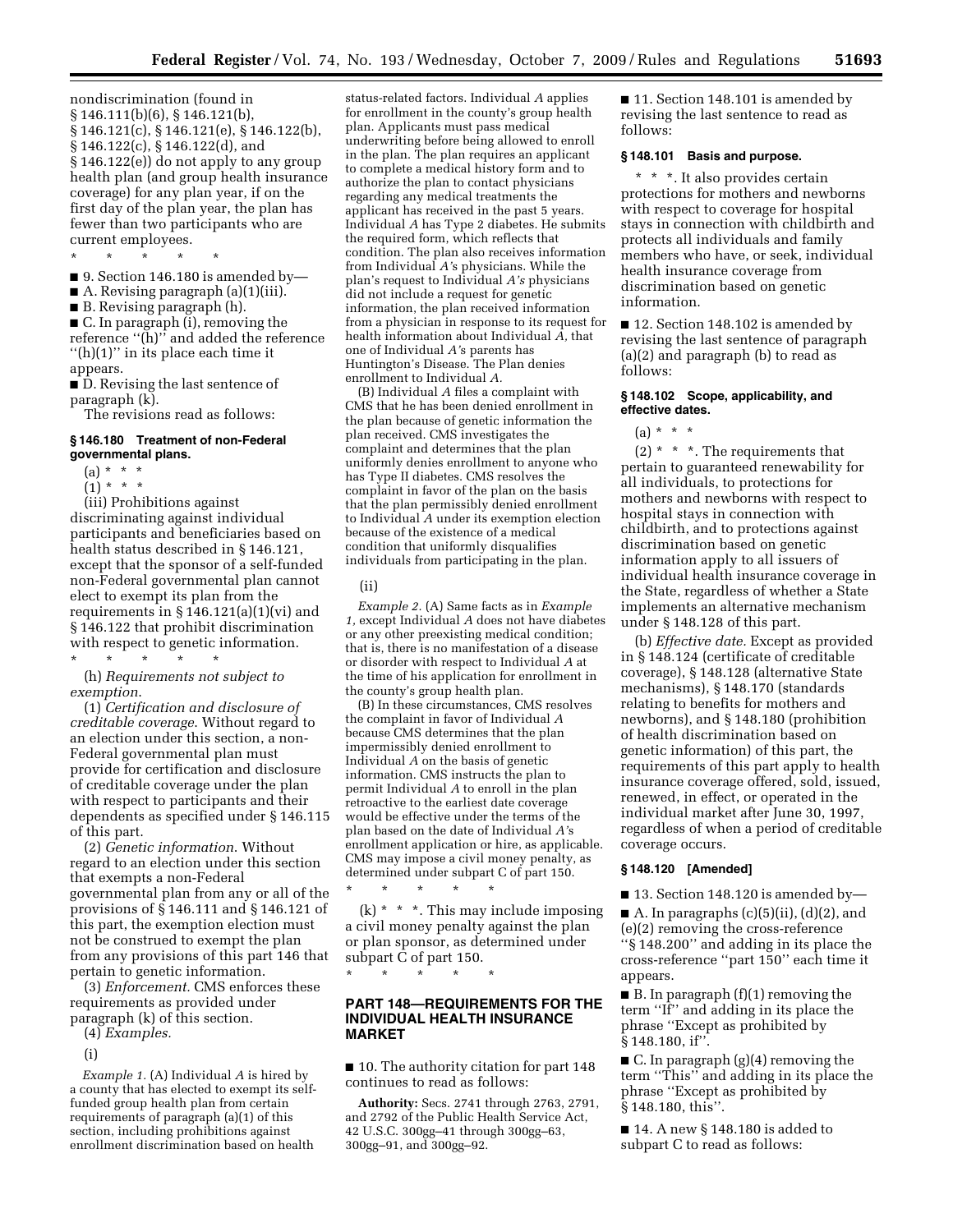nondiscrimination (found in § 146.111(b)(6), § 146.121(b), § 146.121(c), § 146.121(e), § 146.122(b), § 146.122(c), § 146.122(d), and § 146.122(e)) do not apply to any group health plan (and group health insurance coverage) for any plan year, if on the first day of the plan year, the plan has fewer than two participants who are current employees.

\* \* \* \* \*

■ 9. Section 146.180 is amended by—

■ A. Revising paragraph (a)(1)(iii).

■ B. Revising paragraph (h).

■ C. In paragraph (i), removing the reference ''(h)'' and added the reference ''(h)(1)'' in its place each time it appears.

■ D. Revising the last sentence of paragraph (k).

The revisions read as follows:

### § 146.180 Treatment of non-Federal governmental plans.

(a) \* \* \*

(1) \* \* \*

(iii) Prohibitions against discriminating against individual participants and beneficiaries based on health status described in § 146.121, except that the sponsor of a self-funded non-Federal governmental plan cannot elect to exempt its plan from the requirements in § 146.121(a)(1)(vi) and § 146.122 that prohibit discrimination with respect to genetic information.

\* \* \* \* \*

(h) *Requirements not subject to exemption.*

(1) *Certification and disclosure of creditable coverage.* Without regard to an election under this section, a non-Federal governmental plan must provide for certification and disclosure of creditable coverage under the plan with respect to participants and their dependents as specified under § 146.115 of this part.

(2) *Genetic information.* Without regard to an election under this section that exempts a non-Federal governmental plan from any or all of the provisions of § 146.111 and § 146.121 of this part, the exemption election must not be construed to exempt the plan from any provisions of this part 146 that pertain to genetic information.

(3) *Enforcement.* CMS enforces these requirements as provided under paragraph (k) of this section.

(4) *Examples.*

(i)

*Example 1.* (A) Individual *A* is hired by a county that has elected to exempt its self-funded group health plan from certain requirements of paragraph (a)(1) of this section, including prohibitions against enrollment discrimination based on health status-related factors. Individual *A* applies for enrollment in the county's group health plan. Applicants must pass medical underwriting before being allowed to enroll in the plan. The plan requires an applicant to complete a medical history form and to authorize the plan to contact physicians regarding any medical treatments the applicant has received in the past 5 years. Individual *A* has Type 2 diabetes. He submits the required form, which reflects that condition. The plan also receives information from Individual *A's* physicians. While the plan's request to Individual *A's* physicians did not include a request for genetic information, the plan received information from a physician in response to its request for health information about Individual *A,* that one of Individual *A'*s parents has Huntington's Disease. The Plan denies enrollment to Individual *A.*

(B) Individual *A* files a complaint with CMS that he has been denied enrollment in the plan because of genetic information the plan received. CMS investigates the complaint and determines that the plan uniformly denies enrollment to anyone who has Type II diabetes. CMS resolves the complaint in favor of the plan on the basis that the plan permissibly denied enrollment to Individual *A* under its exemption election because of the existence of a medical condition that uniformly disqualifies individuals from participating in the plan.

(ii)

*Example 2.* (A) Same facts as in *Example 1,* except Individual *A* does not have diabetes or any other preexisting medical condition; that is, there is no manifestation of a disease or disorder with respect to Individual *A* at the time of his application for enrollment in the county's group health plan.

(B) In these circumstances, CMS resolves the complaint in favor of Individual *A* because CMS determines that the plan impermissibly denied enrollment to Individual *A* on the basis of genetic information. CMS instructs the plan to permit Individual *A* to enroll in the plan retroactive to the earliest date coverage would be effective under the terms of the plan based on the date of Individual *A's* enrollment application or hire, as applicable. CMS may impose a civil money penalty, as determined under subpart C of part 150.

\* \* \* \* \*

(k) \* \* \*. This may include imposing a civil money penalty against the plan or plan sponsor, as determined under subpart C of part 150.

\* \* \* \* \*

## PART 148—REQUIREMENTS FOR THE INDIVIDUAL HEALTH INSURANCE MARKET

■ 10. The authority citation for part 148 continues to read as follows:

**Authority:** Secs. 2741 through 2763, 2791, and 2792 of the Public Health Service Act, 42 U.S.C. 300gg–41 through 300gg–63, 300gg–91, and 300gg–92.

■ 11. Section 148.101 is amended by revising the last sentence to read as follows:

### § 148.101 Basis and purpose.

\* \* \*. It also provides certain protections for mothers and newborns with respect to coverage for hospital stays in connection with childbirth and protects all individuals and family members who have, or seek, individual health insurance coverage from discrimination based on genetic information.

■ 12. Section 148.102 is amended by revising the last sentence of paragraph (a)(2) and paragraph (b) to read as follows:

### § 148.102 Scope, applicability, and effective dates.

(a) \* \* \*

(2) \* \* \*. The requirements that pertain to guaranteed renewability for all individuals, to protections for mothers and newborns with respect to hospital stays in connection with childbirth, and to protections against discrimination based on genetic information apply to all issuers of individual health insurance coverage in the State, regardless of whether a State implements an alternative mechanism under § 148.128 of this part.

(b) *Effective date.* Except as provided in § 148.124 (certificate of creditable coverage), § 148.128 (alternative State mechanisms), § 148.170 (standards relating to benefits for mothers and newborns), and § 148.180 (prohibition of health discrimination based on genetic information) of this part, the requirements of this part apply to health insurance coverage offered, sold, issued, renewed, in effect, or operated in the individual market after June 30, 1997, regardless of when a period of creditable coverage occurs.

### § 148.120 [Amended]

■ 13. Section 148.120 is amended by—

■ A. In paragraphs (c)(5)(ii), (d)(2), and (e)(2) removing the cross-reference ''§ 148.200'' and adding in its place the cross-reference ''part 150'' each time it appears.

■ B. In paragraph (f)(1) removing the term ''If'' and adding in its place the phrase ''Except as prohibited by § 148.180, if''.

■ C. In paragraph (g)(4) removing the term ''This'' and adding in its place the phrase ''Except as prohibited by § 148.180, this''.

■ 14. A new § 148.180 is added to subpart C to read as follows: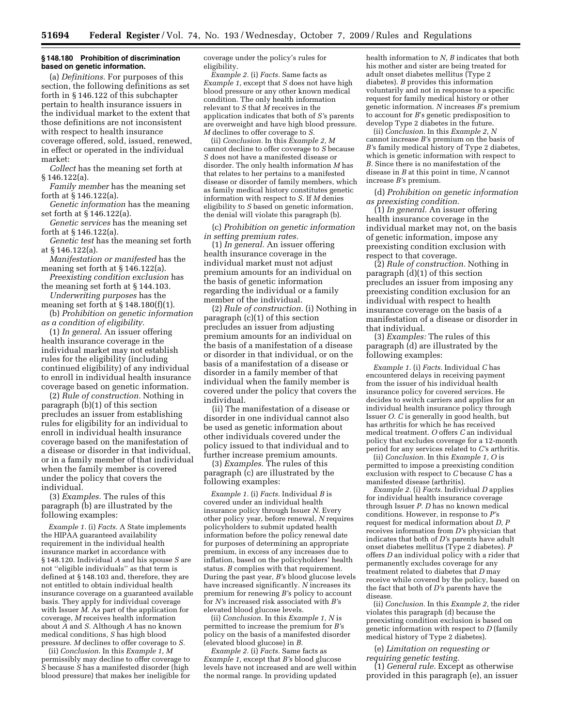**§ 148.180 Prohibition of discrimination based on genetic information.**

(a) *Definitions.* For purposes of this section, the following definitions as set forth in § 146.122 of this subchapter pertain to health insurance issuers in the individual market to the extent that those definitions are not inconsistent with respect to health insurance coverage offered, sold, issued, renewed, in effect or operated in the individual market:

*Collect* has the meaning set forth at § 146.122(a).

*Family member* has the meaning set forth at § 146.122(a).

*Genetic information* has the meaning set forth at § 146.122(a).

*Genetic services* has the meaning set forth at § 146.122(a).

*Genetic test* has the meaning set forth at § 146.122(a).

*Manifestation or manifested* has the meaning set forth at § 146.122(a).

*Preexisting condition exclusion* has the meaning set forth at § 144.103.

*Underwriting purposes* has the meaning set forth at § 148.180(f)(1).

(b) *Prohibition on genetic information as a condition of eligibility.*

(1) *In general.* An issuer offering health insurance coverage in the individual market may not establish rules for the eligibility (including continued eligibility) of any individual to enroll in individual health insurance coverage based on genetic information.

(2) *Rule of construction.* Nothing in paragraph (b)(1) of this section precludes an issuer from establishing rules for eligibility for an individual to enroll in individual health insurance coverage based on the manifestation of a disease or disorder in that individual, or in a family member of that individual when the family member is covered under the policy that covers the individual.

(3) *Examples.* The rules of this paragraph (b) are illustrated by the following examples:

*Example 1.* (i) *Facts.* A State implements the HIPAA guaranteed availability requirement in the individual health insurance market in accordance with § 148.120. Individual *A* and his spouse *S* are not ''eligible individuals'' as that term is defined at § 148.103 and, therefore, they are not entitled to obtain individual health insurance coverage on a guaranteed available basis. They apply for individual coverage with Issuer *M*. As part of the application for coverage, *M* receives health information about *A* and *S*. Although *A* has no known medical conditions, *S* has high blood pressure. *M* declines to offer coverage to *S*.

(ii) *Conclusion.* In this *Example 1, M* permissibly may decline to offer coverage to *S* because *S* has a manifested disorder (high blood pressure) that makes her ineligible for coverage under the policy's rules for eligibility.

*Example 2.* (i) *Facts.* Same facts as *Example 1,* except that *S* does not have high blood pressure or any other known medical condition. The only health information relevant to *S* that *M* receives in the application indicates that both of *S's* parents are overweight and have high blood pressure. *M* declines to offer coverage to *S*.

(ii) *Conclusion.* In this *Example 2, M* cannot decline to offer coverage to *S* because *S* does not have a manifested disease or disorder. The only health information *M* has that relates to her pertains to a manifested disease or disorder of family members, which as family medical history constitutes genetic information with respect to *S*. If *M* denies eligibility to *S* based on genetic information, the denial will violate this paragraph (b).

(c) *Prohibition on genetic information in setting premium rates.*

(1) *In general.* An issuer offering health insurance coverage in the individual market must not adjust premium amounts for an individual on the basis of genetic information regarding the individual or a family member of the individual.

(2) *Rule of construction.* (i) Nothing in paragraph (c)(1) of this section precludes an issuer from adjusting premium amounts for an individual on the basis of a manifestation of a disease or disorder in that individual, or on the basis of a manifestation of a disease or disorder in a family member of that individual when the family member is covered under the policy that covers the individual.

(ii) The manifestation of a disease or disorder in one individual cannot also be used as genetic information about other individuals covered under the policy issued to that individual and to further increase premium amounts.

(3) *Examples.* The rules of this paragraph (c) are illustrated by the following examples:

*Example 1.* (i) *Facts.* Individual *B* is covered under an individual health insurance policy through Issuer *N*. Every other policy year, before renewal, *N* requires policyholders to submit updated health information before the policy renewal date for purposes of determining an appropriate premium, in excess of any increases due to inflation, based on the policyholders' health status. *B* complies with that requirement. During the past year, *B's* blood glucose levels have increased significantly. *N* increases its premium for renewing *B's* policy to account for *N's* increased risk associated with *B's* elevated blood glucose levels.

(ii) *Conclusion.* In this *Example 1, N* is permitted to increase the premium for *B's* policy on the basis of a manifested disorder (elevated blood glucose) in *B*.

*Example 2.* (i) *Facts.* Same facts as *Example 1,* except that *B's* blood glucose levels have not increased and are well within the normal range. In providing updated health information to *N, B* indicates that both his mother and sister are being treated for adult onset diabetes mellitus (Type 2 diabetes). *B* provides this information voluntarily and not in response to a specific request for family medical history or other genetic information. *N* increases *B's* premium to account for *B's* genetic predisposition to develop Type 2 diabetes in the future.

(ii) *Conclusion.* In this *Example 2, N* cannot increase *B's* premium on the basis of *B's* family medical history of Type 2 diabetes, which is genetic information with respect to *B*. Since there is no manifestation of the disease in *B* at this point in time, *N* cannot increase *B's* premium.

(d) *Prohibition on genetic information as preexisting condition.*

(1) *In general.* An issuer offering health insurance coverage in the individual market may not, on the basis of genetic information, impose any preexisting condition exclusion with respect to that coverage.

(2) *Rule of construction.* Nothing in paragraph (d)(1) of this section precludes an issuer from imposing any preexisting condition exclusion for an individual with respect to health insurance coverage on the basis of a manifestation of a disease or disorder in that individual.

(3) *Examples:* The rules of this paragraph (d) are illustrated by the following examples:

*Example 1.* (i) *Facts.* Individual *C* has encountered delays in receiving payment from the issuer of his individual health insurance policy for covered services. He decides to switch carriers and applies for an individual health insurance policy through Issuer *O*. *C* is generally in good health, but has arthritis for which he has received medical treatment. *O* offers *C* an individual policy that excludes coverage for a 12-month period for any services related to *C's* arthritis.

(ii) *Conclusion.* In this *Example 1, O* is permitted to impose a preexisting condition exclusion with respect to *C* because *C* has a manifested disease (arthritis).

*Example 2.* (i) *Facts.* Individual *D* applies for individual health insurance coverage through Issuer *P*. *D* has no known medical conditions. However, in response to *P's* request for medical information about *D, P* receives information from *D's* physician that indicates that both of *D's* parents have adult onset diabetes mellitus (Type 2 diabetes). *P* offers *D* an individual policy with a rider that permanently excludes coverage for any treatment related to diabetes that *D* may receive while covered by the policy, based on the fact that both of *D's* parents have the disease.

(ii) *Conclusion.* In this *Example 2,* the rider violates this paragraph (d) because the preexisting condition exclusion is based on genetic information with respect to *D* (family medical history of Type 2 diabetes).

(e) *Limitation on requesting or requiring genetic testing.*

(1) *General rule.* Except as otherwise provided in this paragraph (e), an issuer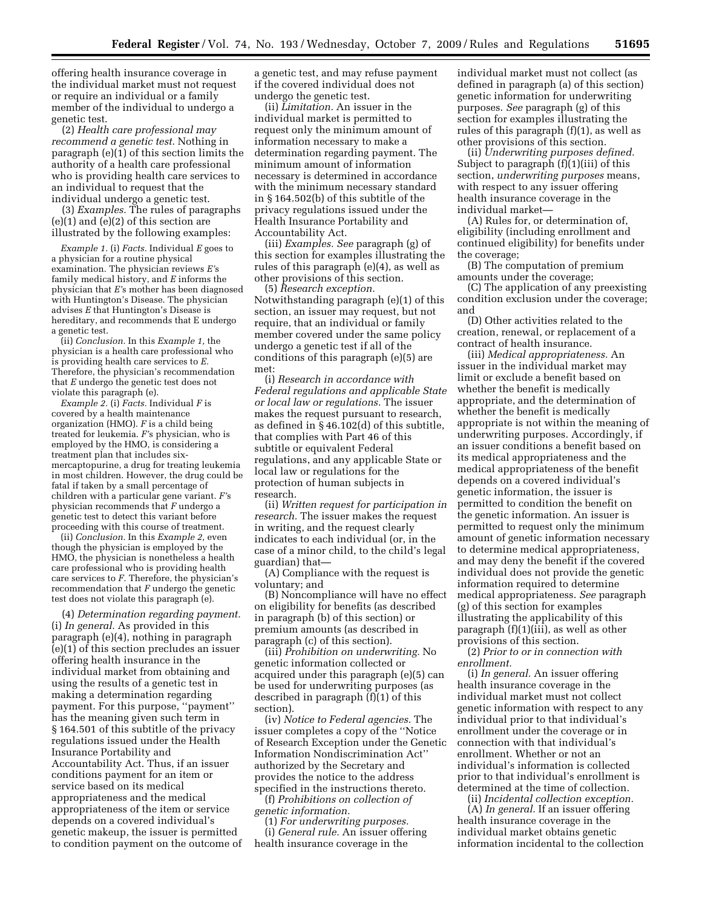offering health insurance coverage in the individual market must not request or require an individual or a family member of the individual to undergo a genetic test.

(2) *Health care professional may recommend a genetic test.* Nothing in paragraph (e)(1) of this section limits the authority of a health care professional who is providing health care services to an individual to request that the individual undergo a genetic test.

(3) *Examples.* The rules of paragraphs (e)(1) and (e)(2) of this section are illustrated by the following examples:

*Example 1.* (i) *Facts.* Individual *E* goes to a physician for a routine physical examination. The physician reviews *E's* family medical history, and *E* informs the physician that *E's* mother has been diagnosed with Huntington's Disease. The physician advises *E* that Huntington's Disease is hereditary, and recommends that E undergo a genetic test.

(ii) *Conclusion.* In this *Example 1,* the physician is a health care professional who is providing health care services to *E.* Therefore, the physician's recommendation that *E* undergo the genetic test does not violate this paragraph (e).

*Example 2.* (i) *Facts.* Individual *F* is covered by a health maintenance organization (HMO). *F* is a child being treated for leukemia. *F's* physician, who is employed by the HMO, is considering a treatment plan that includes six-mercaptopurine, a drug for treating leukemia in most children. However, the drug could be fatal if taken by a small percentage of children with a particular gene variant. *F's* physician recommends that *F* undergo a genetic test to detect this variant before proceeding with this course of treatment.

(ii) *Conclusion.* In this *Example 2,* even though the physician is employed by the HMO, the physician is nonetheless a health care professional who is providing health care services to *F.* Therefore, the physician's recommendation that *F* undergo the genetic test does not violate this paragraph (e).

(4) *Determination regarding payment.* (i) *In general.* As provided in this paragraph (e)(4), nothing in paragraph (e)(1) of this section precludes an issuer offering health insurance in the individual market from obtaining and using the results of a genetic test in making a determination regarding payment. For this purpose, ''payment'' has the meaning given such term in § 164.501 of this subtitle of the privacy regulations issued under the Health Insurance Portability and Accountability Act. Thus, if an issuer conditions payment for an item or service based on its medical appropriateness and the medical appropriateness of the item or service depends on a covered individual's genetic makeup, the issuer is permitted to condition payment on the outcome of a genetic test, and may refuse payment if the covered individual does not undergo the genetic test.

(ii) *Limitation.* An issuer in the individual market is permitted to request only the minimum amount of information necessary to make a determination regarding payment. The minimum amount of information necessary is determined in accordance with the minimum necessary standard in § 164.502(b) of this subtitle of the privacy regulations issued under the Health Insurance Portability and Accountability Act.

(iii) *Examples. See* paragraph (g) of this section for examples illustrating the rules of this paragraph (e)(4), as well as other provisions of this section.

(5) *Research exception.* Notwithstanding paragraph (e)(1) of this section, an issuer may request, but not require, that an individual or family member covered under the same policy undergo a genetic test if all of the conditions of this paragraph (e)(5) are met:

(i) *Research in accordance with Federal regulations and applicable State or local law or regulations.* The issuer makes the request pursuant to research, as defined in § 46.102(d) of this subtitle, that complies with Part 46 of this subtitle or equivalent Federal regulations, and any applicable State or local law or regulations for the protection of human subjects in research.

(ii) *Written request for participation in research.* The issuer makes the request in writing, and the request clearly indicates to each individual (or, in the case of a minor child, to the child's legal guardian) that—

(A) Compliance with the request is voluntary; and

(B) Noncompliance will have no effect on eligibility for benefits (as described in paragraph (b) of this section) or premium amounts (as described in paragraph (c) of this section).

(iii) *Prohibition on underwriting.* No genetic information collected or acquired under this paragraph (e)(5) can be used for underwriting purposes (as described in paragraph (f)(1) of this section).

(iv) *Notice to Federal agencies.* The issuer completes a copy of the ''Notice of Research Exception under the Genetic Information Nondiscrimination Act'' authorized by the Secretary and provides the notice to the address specified in the instructions thereto.

(f) *Prohibitions on collection of genetic information.*

(1) *For underwriting purposes.*

(i) *General rule.* An issuer offering health insurance coverage in the individual market must not collect (as defined in paragraph (a) of this section) genetic information for underwriting purposes. *See* paragraph (g) of this section for examples illustrating the rules of this paragraph (f)(1), as well as other provisions of this section.

(ii) *Underwriting purposes defined.* Subject to paragraph (f)(1)(iii) of this section, *underwriting purposes* means, with respect to any issuer offering health insurance coverage in the individual market—

(A) Rules for, or determination of, eligibility (including enrollment and continued eligibility) for benefits under the coverage;

(B) The computation of premium amounts under the coverage;

(C) The application of any preexisting condition exclusion under the coverage; and

(D) Other activities related to the creation, renewal, or replacement of a contract of health insurance.

(iii) *Medical appropriateness.* An issuer in the individual market may limit or exclude a benefit based on whether the benefit is medically appropriate, and the determination of whether the benefit is medically appropriate is not within the meaning of underwriting purposes. Accordingly, if an issuer conditions a benefit based on its medical appropriateness and the medical appropriateness of the benefit depends on a covered individual's genetic information, the issuer is permitted to condition the benefit on the genetic information. An issuer is permitted to request only the minimum amount of genetic information necessary to determine medical appropriateness, and may deny the benefit if the covered individual does not provide the genetic information required to determine medical appropriateness. *See* paragraph (g) of this section for examples illustrating the applicability of this paragraph (f)(1)(iii), as well as other provisions of this section.

(2) *Prior to or in connection with enrollment.*

(i) *In general.* An issuer offering health insurance coverage in the individual market must not collect genetic information with respect to any individual prior to that individual's enrollment under the coverage or in connection with that individual's enrollment. Whether or not an individual's information is collected prior to that individual's enrollment is determined at the time of collection.

(ii) *Incidental collection exception.*

(A) *In general.* If an issuer offering health insurance coverage in the individual market obtains genetic information incidental to the collection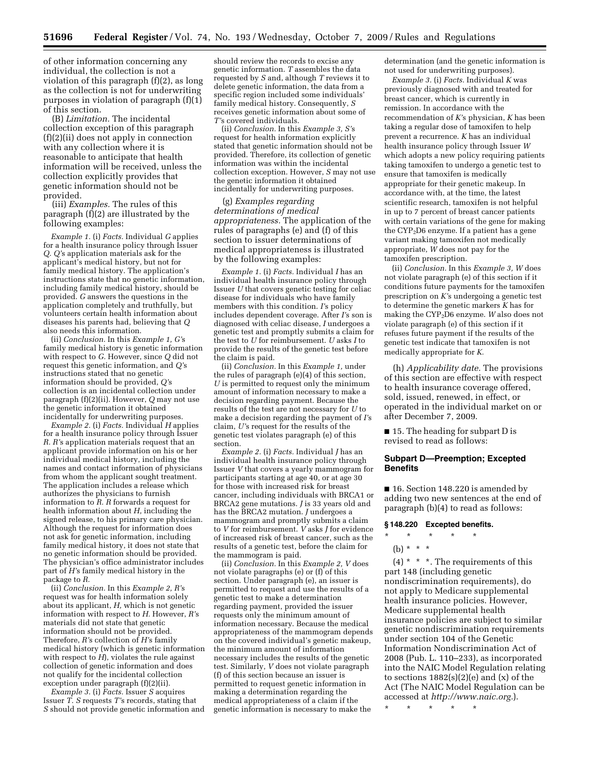of other information concerning any individual, the collection is not a violation of this paragraph (f)(2), as long as the collection is not for underwriting purposes in violation of paragraph (f)(1) of this section.

(B) *Limitation.* The incidental collection exception of this paragraph (f)(2)(ii) does not apply in connection with any collection where it is reasonable to anticipate that health information will be received, unless the collection explicitly provides that genetic information should not be provided.

(iii) *Examples.* The rules of this paragraph (f)(2) are illustrated by the following examples:

*Example 1.* (i) *Facts.* Individual *G* applies for a health insurance policy through Issuer *Q. Q*'s application materials ask for the applicant's medical history, but not for family medical history. The application's instructions state that no genetic information, including family medical history, should be provided. *G* answers the questions in the application completely and truthfully, but volunteers certain health information about diseases his parents had, believing that *Q* also needs this information.

(ii) *Conclusion.* In this *Example 1, G*'s family medical history is genetic information with respect to *G.* However, since *Q* did not request this genetic information, and *Q*'s instructions stated that no genetic information should be provided, *Q*'s collection is an incidental collection under paragraph (f)(2)(ii). However, *Q* may not use the genetic information it obtained incidentally for underwriting purposes.

*Example 2.* (i) *Facts.* Individual *H* applies for a health insurance policy through Issuer *R. R*'s application materials request that an applicant provide information on his or her individual medical history, including the names and contact information of physicians from whom the applicant sought treatment. The application includes a release which authorizes the physicians to furnish information to *R. R* forwards a request for health information about *H,* including the signed release, to his primary care physician. Although the request for information does not ask for genetic information, including family medical history, it does not state that no genetic information should be provided. The physician's office administrator includes part of *H*'s family medical history in the package to *R.*

(ii) *Conclusion.* In this *Example 2, R*'s request was for health information solely about its applicant, *H,* which is not genetic information with respect to *H.* However, *R*'s materials did not state that genetic information should not be provided. Therefore, *R*'s collection of *H*'s family medical history (which is genetic information with respect to *H*), violates the rule against collection of genetic information and does not qualify for the incidental collection exception under paragraph (f)(2)(ii).

*Example 3.* (i) *Facts.* Issuer *S* acquires Issuer *T. S* requests *T*'s records, stating that *S* should not provide genetic information and should review the records to excise any genetic information. *T* assembles the data requested by *S* and, although *T* reviews it to delete genetic information, the data from a specific region included some individuals' family medical history. Consequently, *S* receives genetic information about some of *T*'s covered individuals.

(ii) *Conclusion.* In this *Example 3, S*'s request for health information explicitly stated that genetic information should not be provided. Therefore, its collection of genetic information was within the incidental collection exception. However, *S* may not use the genetic information it obtained incidentally for underwriting purposes.

(g) *Examples regarding determinations of medical appropriateness.* The application of the rules of paragraphs (e) and (f) of this section to issuer determinations of medical appropriateness is illustrated by the following examples:

*Example 1.* (i) *Facts.* Individual *I* has an individual health insurance policy through Issuer *U* that covers genetic testing for celiac disease for individuals who have family members with this condition. *I*'s policy includes dependent coverage. After *I*'s son is diagnosed with celiac disease, *I* undergoes a genetic test and promptly submits a claim for the test to *U* for reimbursement. *U* asks *I* to provide the results of the genetic test before the claim is paid.

(ii) *Conclusion.* In this *Example 1,* under the rules of paragraph (e)(4) of this section, *U* is permitted to request only the minimum amount of information necessary to make a decision regarding payment. Because the results of the test are not necessary for *U* to make a decision regarding the payment of *I*'s claim, *U*'s request for the results of the genetic test violates paragraph (e) of this section.

*Example 2.* (i) *Facts.* Individual *J* has an individual health insurance policy through Issuer *V* that covers a yearly mammogram for participants starting at age 40, or at age 30 for those with increased risk for breast cancer, including individuals with BRCA1 or BRCA2 gene mutations. *J* is 33 years old and has the BRCA2 mutation. *J* undergoes a mammogram and promptly submits a claim to *V* for reimbursement. *V* asks *J* for evidence of increased risk of breast cancer, such as the results of a genetic test, before the claim for the mammogram is paid.

(ii) *Conclusion.* In this *Example 2, V* does not violate paragraphs (e) or (f) of this section. Under paragraph (e), an issuer is permitted to request and use the results of a genetic test to make a determination regarding payment, provided the issuer requests only the minimum amount of information necessary. Because the medical appropriateness of the mammogram depends on the covered individual's genetic makeup, the minimum amount of information necessary includes the results of the genetic test. Similarly, *V* does not violate paragraph (f) of this section because an issuer is permitted to request genetic information in making a determination regarding the medical appropriateness of a claim if the genetic information is necessary to make the determination (and the genetic information is not used for underwriting purposes).

*Example 3.* (i) *Facts.* Individual *K* was previously diagnosed with and treated for breast cancer, which is currently in remission. In accordance with the recommendation of *K*'s physician, *K* has been taking a regular dose of tamoxifen to help prevent a recurrence. *K* has an individual health insurance policy through Issuer *W* which adopts a new policy requiring patients taking tamoxifen to undergo a genetic test to ensure that tamoxifen is medically appropriate for their genetic makeup. In accordance with, at the time, the latest scientific research, tamoxifen is not helpful in up to 7 percent of breast cancer patients with certain variations of the gene for making the $CYP_2D6$ enzyme. If a patient has a gene variant making tamoxifen not medically appropriate, *W* does not pay for the tamoxifen prescription.

(ii) *Conclusion.* In this *Example 3, W* does not violate paragraph (e) of this section if it conditions future payments for the tamoxifen prescription on *K*'s undergoing a genetic test to determine the genetic markers *K* has for making the $CYP_2D6$ enzyme. *W* also does not violate paragraph (e) of this section if it refuses future payment if the results of the genetic test indicate that tamoxifen is not medically appropriate for *K.*

(h) *Applicability date.* The provisions of this section are effective with respect to health insurance coverage offered, sold, issued, renewed, in effect, or operated in the individual market on or after December 7, 2009.

■ 15. The heading for subpart D is revised to read as follows:

### Subpart D—Preemption; Excepted Benefits

■ 16. Section 148.220 is amended by adding two new sentences at the end of paragraph (b)(4) to read as follows:

#### § 148.220 Excepted benefits.

\* \* \* \* \*

(b) \* \* \*

(4) \* \* \*. The requirements of this part 148 (including genetic nondiscrimination requirements), do not apply to Medicare supplemental health insurance policies. However, Medicare supplemental health insurance policies are subject to similar genetic nondiscrimination requirements under section 104 of the Genetic Information Nondiscrimination Act of 2008 (Pub. L. 110–233), as incorporated into the NAIC Model Regulation relating to sections 1882(s)(2)(e) and (x) of the Act (The NAIC Model Regulation can be accessed at *http://www.naic.org.*).

\* \* \* \* \*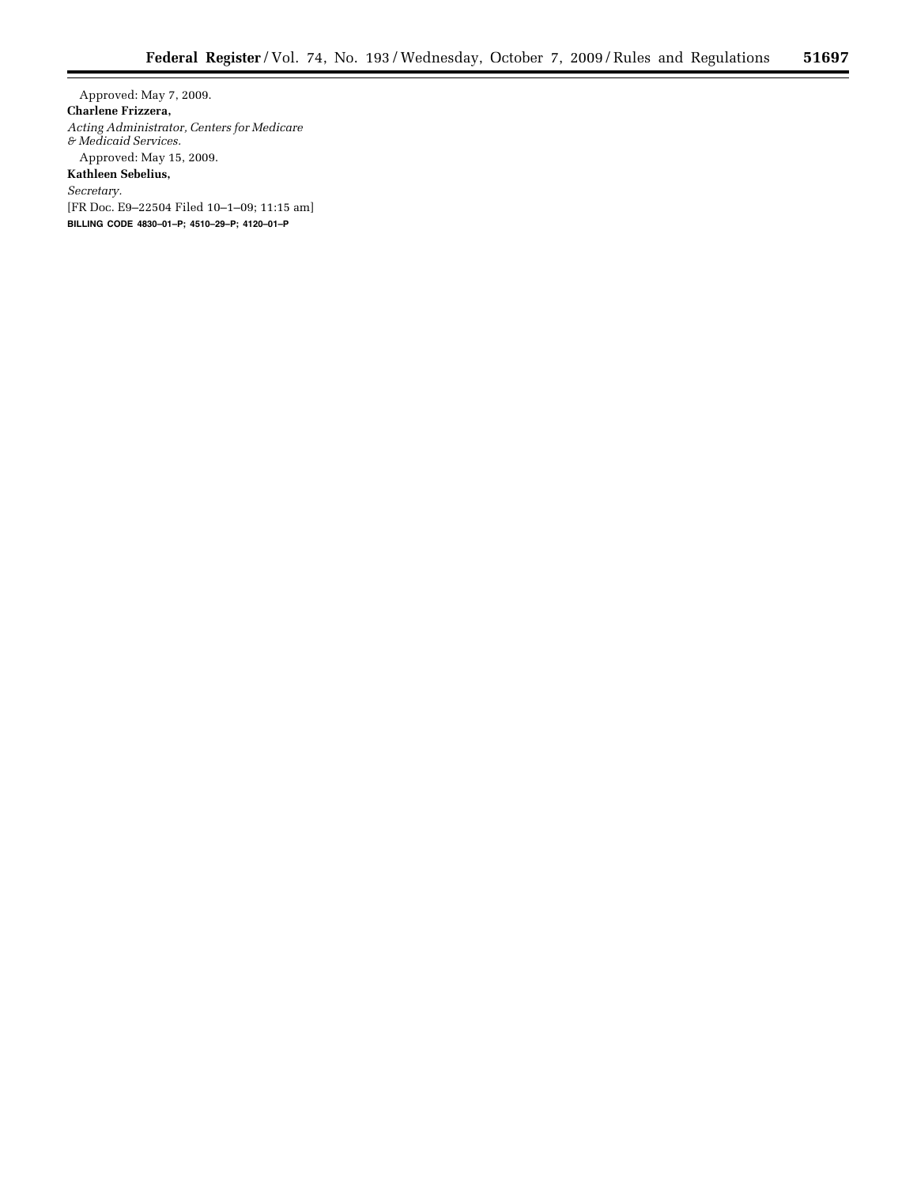Approved: May 7, 2009.

**Charlene Frizzera,**

*Acting Administrator, Centers for Medicare & Medicaid Services.*

Approved: May 15, 2009.

**Kathleen Sebelius,**

*Secretary.*

[FR Doc. E9–22504 Filed 10–1–09; 11:15 am]

**BILLING CODE 4830–01–P; 4510–29–P; 4120–01–P**